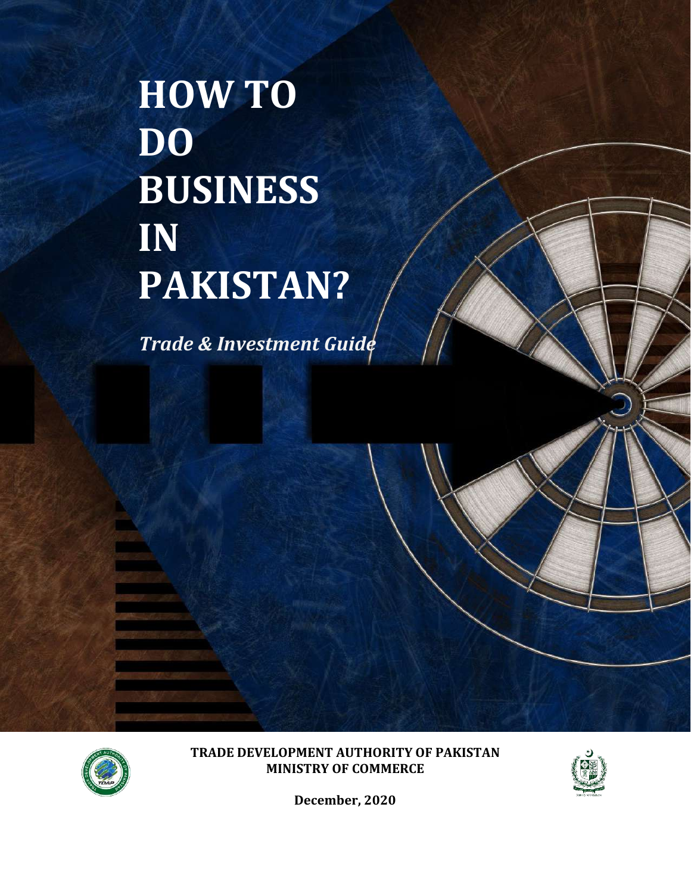# HOW TO DO BUSINESS IN PAKISTAN?

*Trade & Investment Guide*

**TRADE DEVELOPMENT AUTHORITY OF PAKISTAN**
**MINISTRY OF COMMERCE**

**December, 2020**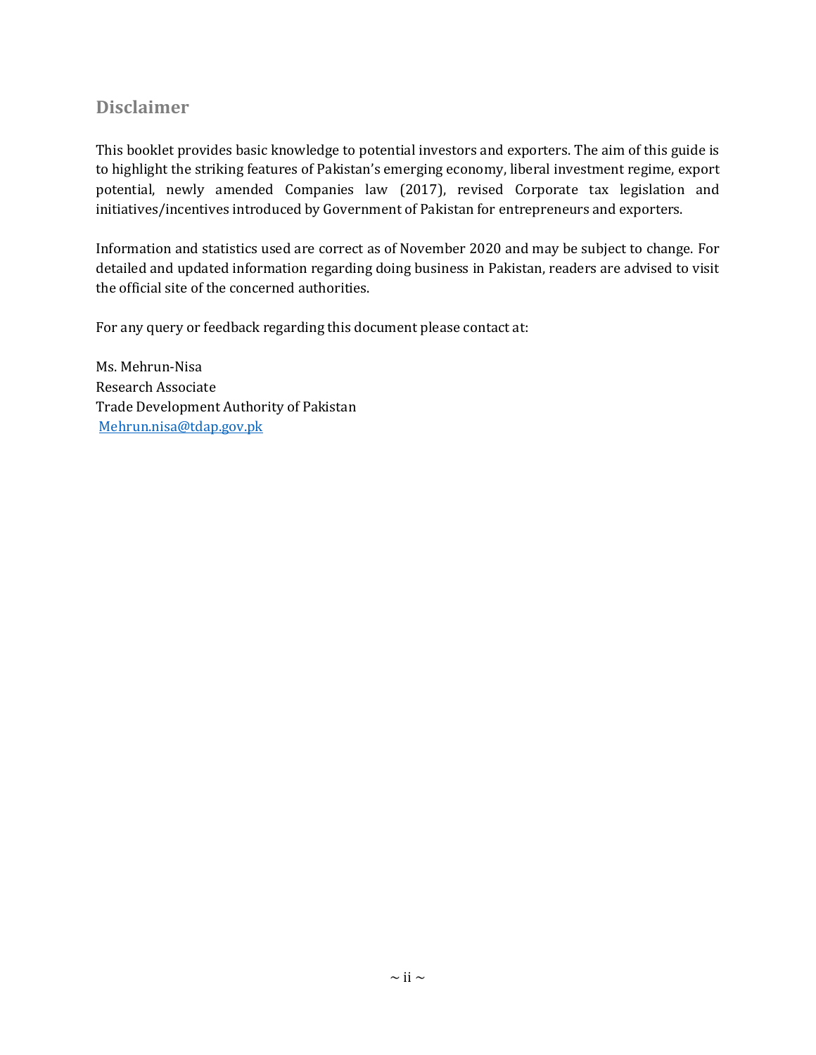## Disclaimer

This booklet provides basic knowledge to potential investors and exporters. The aim of this guide is to highlight the striking features of Pakistan's emerging economy, liberal investment regime, export potential, newly amended Companies law (2017), revised Corporate tax legislation and initiatives/incentives introduced by Government of Pakistan for entrepreneurs and exporters.

Information and statistics used are correct as of November 2020 and may be subject to change. For detailed and updated information regarding doing business in Pakistan, readers are advised to visit the official site of the concerned authorities.

For any query or feedback regarding this document please contact at:

Ms. Mehrun-Nisa
Research Associate
Trade Development Authority of Pakistan
Mehrun.nisa@tdap.gov.pk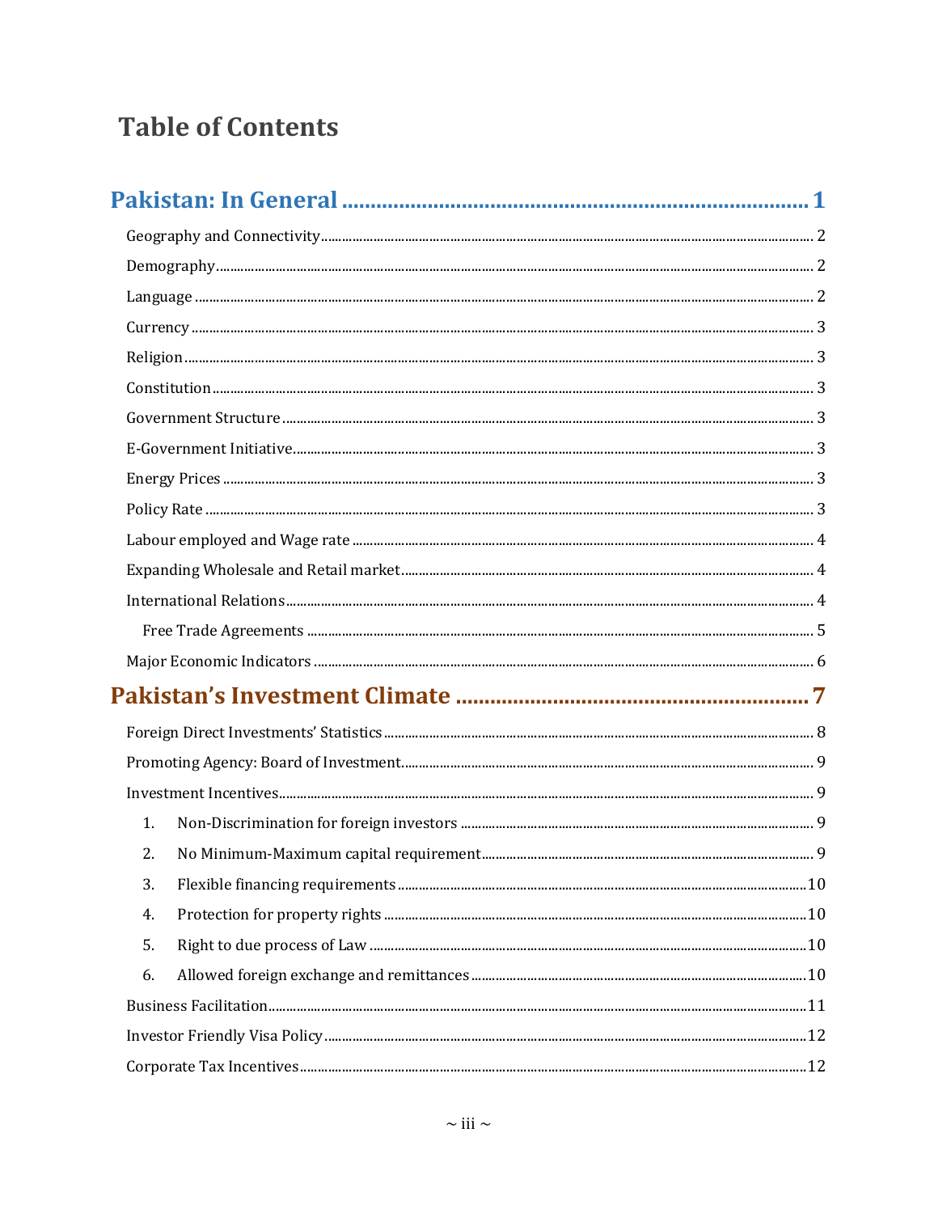# Table of Contents

**Pakistan: In General** ..... 1

- Geography and Connectivity ..... 2
- Demography ..... 2
- Language ..... 2
- Currency ..... 3
- Religion ..... 3
- Constitution ..... 3
- Government Structure ..... 3
- E-Government Initiative ..... 3
- Energy Prices ..... 3
- Policy Rate ..... 3
- Labour employed and Wage rate ..... 4
- Expanding Wholesale and Retail market ..... 4
- International Relations ..... 4
  - Free Trade Agreements ..... 5
- Major Economic Indicators ..... 6

**Pakistan's Investment Climate** ..... 7

- Foreign Direct Investments' Statistics ..... 8
- Promoting Agency: Board of Investment ..... 9
- Investment Incentives ..... 9
  1. Non-Discrimination for foreign investors ..... 9
  2. No Minimum-Maximum capital requirement ..... 9
  3. Flexible financing requirements ..... 10
  4. Protection for property rights ..... 10
  5. Right to due process of Law ..... 10
  6. Allowed foreign exchange and remittances ..... 10
- Business Facilitation ..... 11
- Investor Friendly Visa Policy ..... 12
- Corporate Tax Incentives ..... 12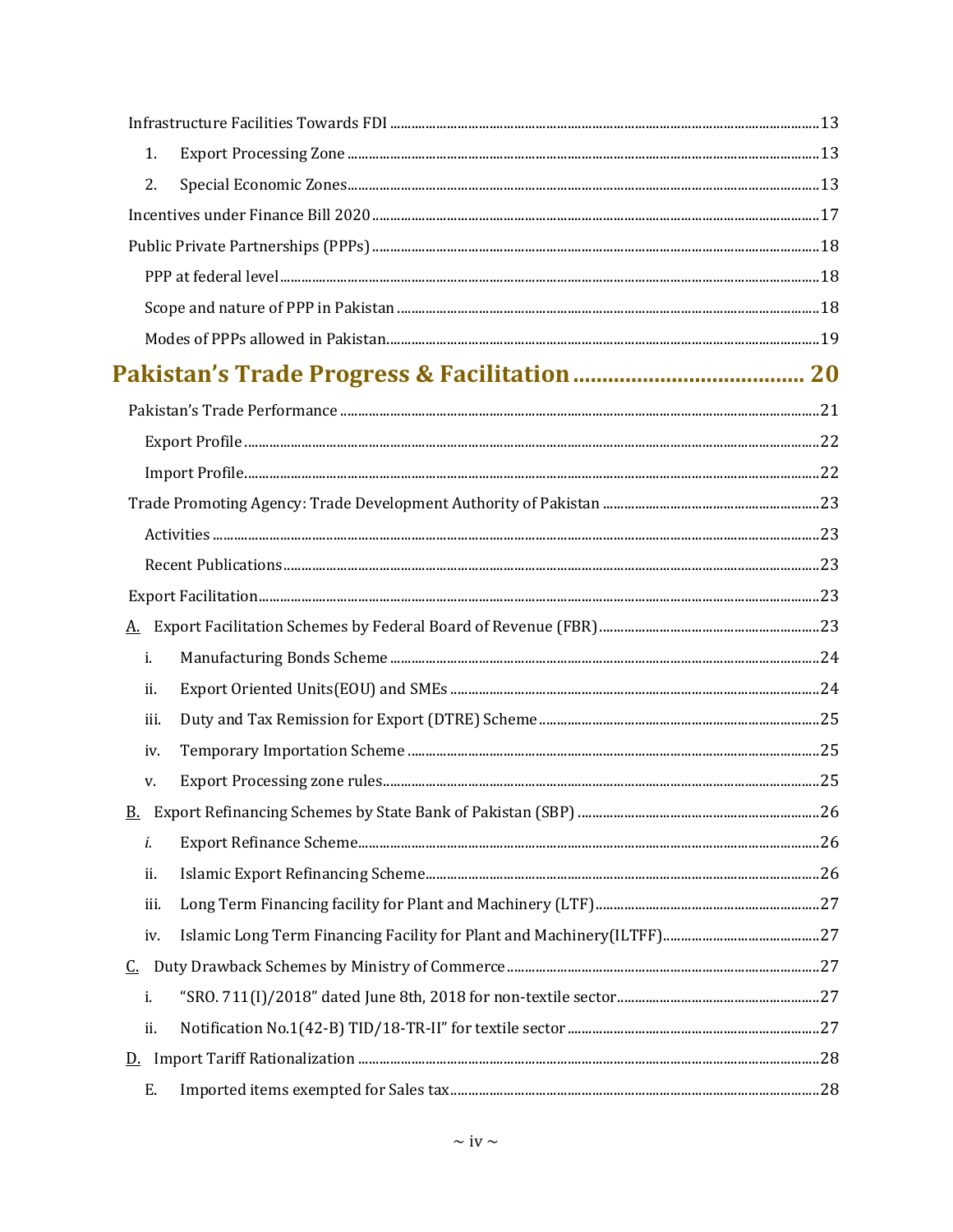Infrastructure Facilities Towards FDI ..... 13

1. Export Processing Zone ..... 13
2. Special Economic Zones ..... 13

Incentives under Finance Bill 2020 ..... 17

Public Private Partnerships (PPPs) ..... 18

PPP at federal level ..... 18

Scope and nature of PPP in Pakistan ..... 18

Modes of PPPs allowed in Pakistan ..... 19

## Pakistan's Trade Progress & Facilitation ..... 20

Pakistan's Trade Performance ..... 21

Export Profile ..... 22

Import Profile ..... 22

Trade Promoting Agency: Trade Development Authority of Pakistan ..... 23

Activities ..... 23

Recent Publications ..... 23

Export Facilitation ..... 23

A. Export Facilitation Schemes by Federal Board of Revenue (FBR) ..... 23

i. Manufacturing Bonds Scheme ..... 24

ii. Export Oriented Units(EOU) and SMEs ..... 24

iii. Duty and Tax Remission for Export (DTRE) Scheme ..... 25

iv. Temporary Importation Scheme ..... 25

v. Export Processing zone rules ..... 25

B. Export Refinancing Schemes by State Bank of Pakistan (SBP) ..... 26

*i.* Export Refinance Scheme ..... 26

ii. Islamic Export Refinancing Scheme ..... 26

iii. Long Term Financing facility for Plant and Machinery (LTF) ..... 27

iv. Islamic Long Term Financing Facility for Plant and Machinery(ILTFF) ..... 27

C. Duty Drawback Schemes by Ministry of Commerce ..... 27

i. "SRO. 711(I)/2018" dated June 8th, 2018 for non-textile sector ..... 27

ii. Notification No.1(42-B) TID/18-TR-II" for textile sector ..... 27

D. Import Tariff Rationalization ..... 28

E. Imported items exempted for Sales tax ..... 28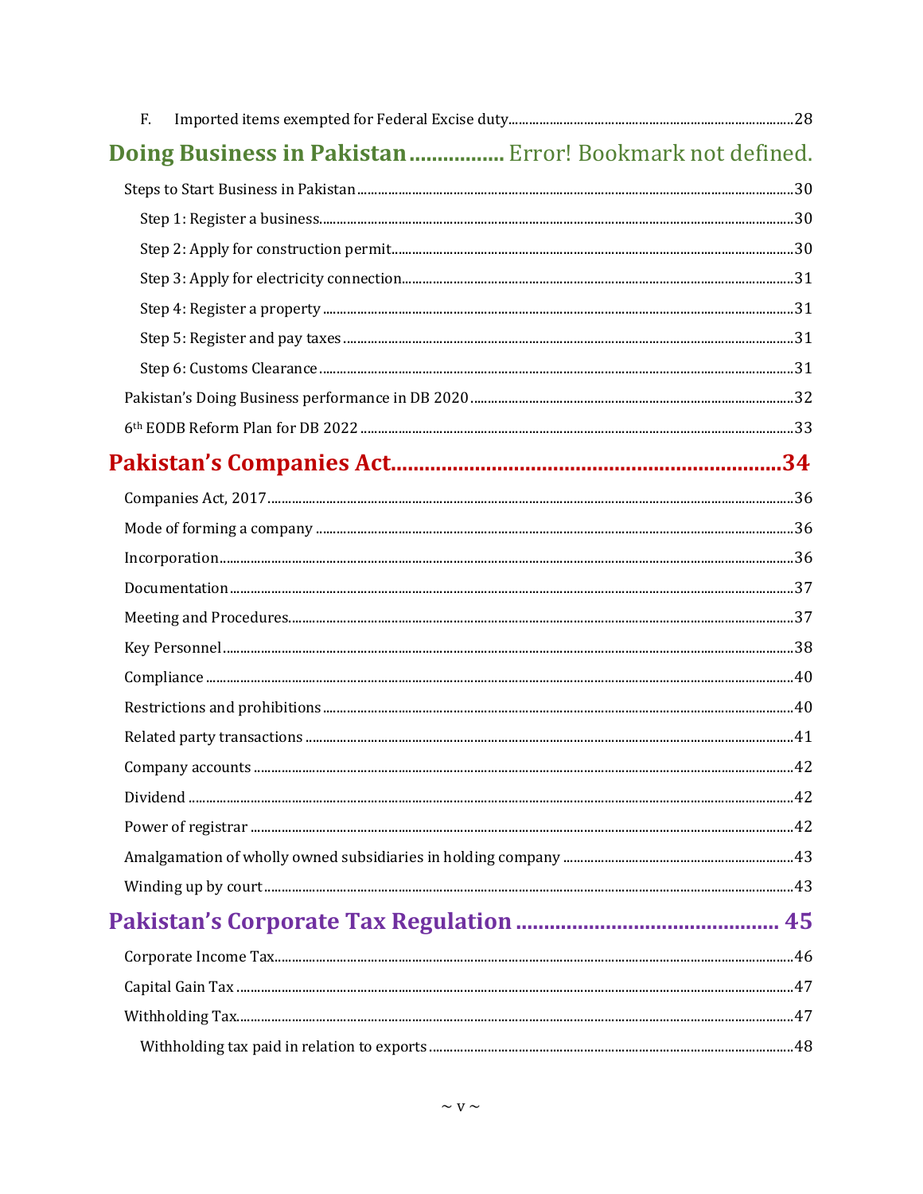F. Imported items exempted for Federal Excise duty .......... 28

**Doing Business in Pakistan ................ Error! Bookmark not defined.**

Steps to Start Business in Pakistan .......... 30

Step 1: Register a business .......... 30

Step 2: Apply for construction permit .......... 30

Step 3: Apply for electricity connection .......... 31

Step 4: Register a property .......... 31

Step 5: Register and pay taxes .......... 31

Step 6: Customs Clearance .......... 31

Pakistan's Doing Business performance in DB 2020 .......... 32

6th EODB Reform Plan for DB 2022 .......... 33

**Pakistan's Companies Act .......... 34**

Companies Act, 2017 .......... 36

Mode of forming a company .......... 36

Incorporation .......... 36

Documentation .......... 37

Meeting and Procedures .......... 37

Key Personnel .......... 38

Compliance .......... 40

Restrictions and prohibitions .......... 40

Related party transactions .......... 41

Company accounts .......... 42

Dividend .......... 42

Power of registrar .......... 42

Amalgamation of wholly owned subsidiaries in holding company .......... 43

Winding up by court .......... 43

**Pakistan's Corporate Tax Regulation .......... 45**

Corporate Income Tax .......... 46

Capital Gain Tax .......... 47

Withholding Tax .......... 47

Withholding tax paid in relation to exports .......... 48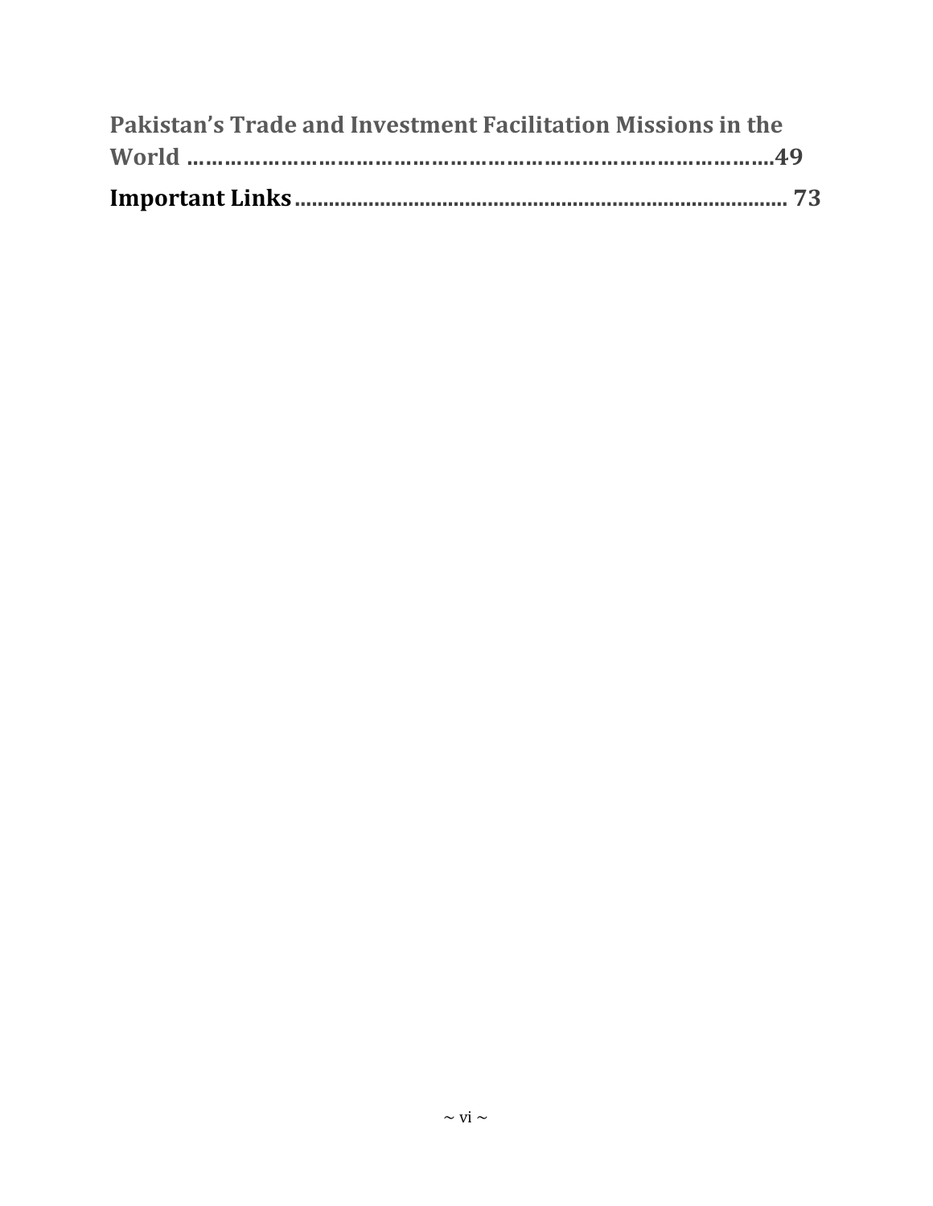**Pakistan's Trade and Investment Facilitation Missions in the World ………………………………………………………………………………49**

**Important Links** ..................................................................................... 73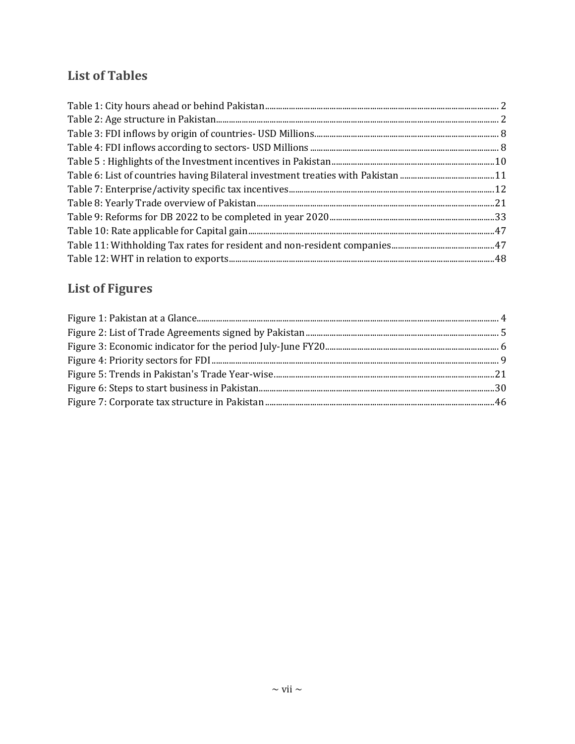## List of Tables

Table 1: City hours ahead or behind Pakistan ..... 2
Table 2: Age structure in Pakistan ..... 2
Table 3: FDI inflows by origin of countries- USD Millions ..... 8
Table 4: FDI inflows according to sectors- USD Millions ..... 8
Table 5 : Highlights of the Investment incentives in Pakistan ..... 10
Table 6: List of countries having Bilateral investment treaties with Pakistan ..... 11
Table 7: Enterprise/activity specific tax incentives ..... 12
Table 8: Yearly Trade overview of Pakistan ..... 21
Table 9: Reforms for DB 2022 to be completed in year 2020 ..... 33
Table 10: Rate applicable for Capital gain ..... 47
Table 11: Withholding Tax rates for resident and non-resident companies ..... 47
Table 12: WHT in relation to exports ..... 48

## List of Figures

Figure 1: Pakistan at a Glance ..... 4
Figure 2: List of Trade Agreements signed by Pakistan ..... 5
Figure 3: Economic indicator for the period July-June FY20 ..... 6
Figure 4: Priority sectors for FDI ..... 9
Figure 5: Trends in Pakistan's Trade Year-wise ..... 21
Figure 6: Steps to start business in Pakistan ..... 30
Figure 7: Corporate tax structure in Pakistan ..... 46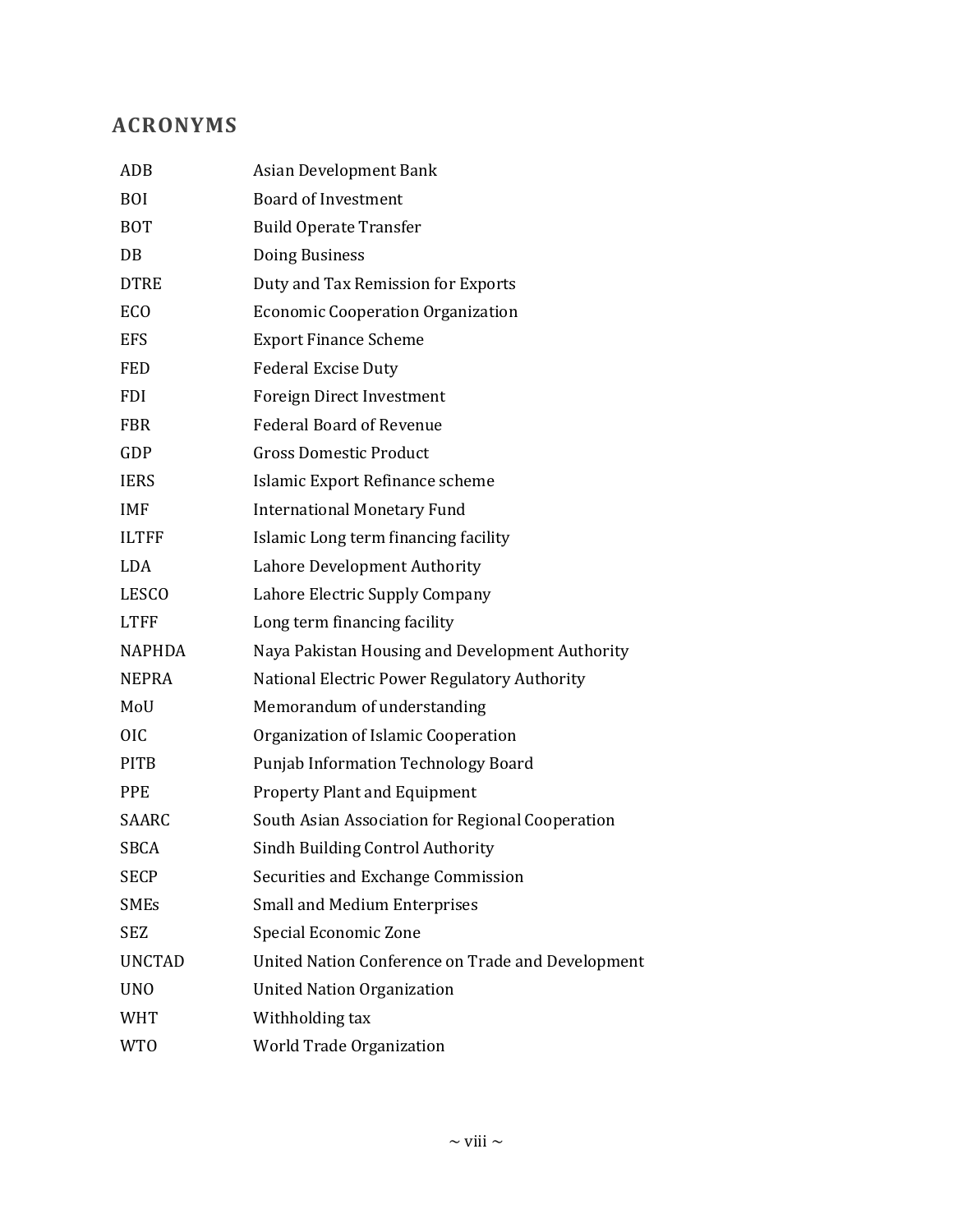## ACRONYMS

| | |
|---|---|
| ADB | Asian Development Bank |
| BOI | Board of Investment |
| BOT | Build Operate Transfer |
| DB | Doing Business |
| DTRE | Duty and Tax Remission for Exports |
| ECO | Economic Cooperation Organization |
| EFS | Export Finance Scheme |
| FED | Federal Excise Duty |
| FDI | Foreign Direct Investment |
| FBR | Federal Board of Revenue |
| GDP | Gross Domestic Product |
| IERS | Islamic Export Refinance scheme |
| IMF | International Monetary Fund |
| ILTFF | Islamic Long term financing facility |
| LDA | Lahore Development Authority |
| LESCO | Lahore Electric Supply Company |
| LTFF | Long term financing facility |
| NAPHDA | Naya Pakistan Housing and Development Authority |
| NEPRA | National Electric Power Regulatory Authority |
| MoU | Memorandum of understanding |
| OIC | Organization of Islamic Cooperation |
| PITB | Punjab Information Technology Board |
| PPE | Property Plant and Equipment |
| SAARC | South Asian Association for Regional Cooperation |
| SBCA | Sindh Building Control Authority |
| SECP | Securities and Exchange Commission |
| SMEs | Small and Medium Enterprises |
| SEZ | Special Economic Zone |
| UNCTAD | United Nation Conference on Trade and Development |
| UNO | United Nation Organization |
| WHT | Withholding tax |
| WTO | World Trade Organization |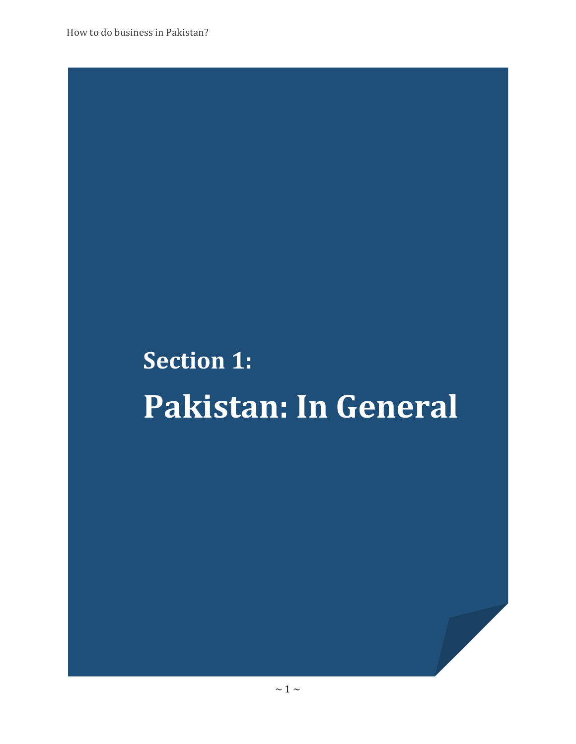# Section 1:

# Pakistan: In General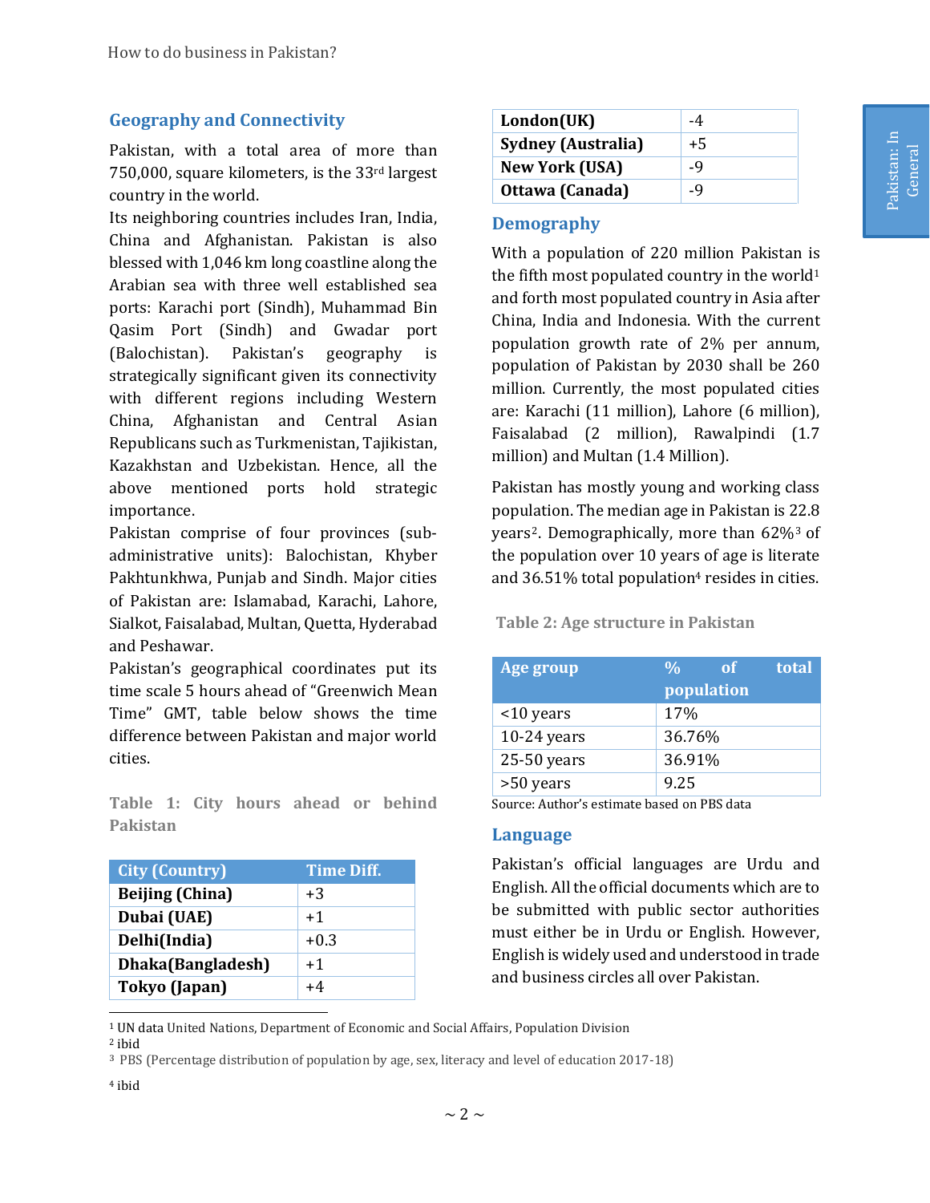## Geography and Connectivity

Pakistan, with a total area of more than 750,000, square kilometers, is the 33rd largest country in the world.

Its neighboring countries includes Iran, India, China and Afghanistan. Pakistan is also blessed with 1,046 km long coastline along the Arabian sea with three well established sea ports: Karachi port (Sindh), Muhammad Bin Qasim Port (Sindh) and Gwadar port (Balochistan). Pakistan's geography is strategically significant given its connectivity with different regions including Western China, Afghanistan and Central Asian Republicans such as Turkmenistan, Tajikistan, Kazakhstan and Uzbekistan. Hence, all the above mentioned ports hold strategic importance.

Pakistan comprise of four provinces (sub-administrative units): Balochistan, Khyber Pakhtunkhwa, Punjab and Sindh. Major cities of Pakistan are: Islamabad, Karachi, Lahore, Sialkot, Faisalabad, Multan, Quetta, Hyderabad and Peshawar.

Pakistan's geographical coordinates put its time scale 5 hours ahead of "Greenwich Mean Time" GMT, table below shows the time difference between Pakistan and major world cities.

**Table 1: City hours ahead or behind Pakistan**

| City (Country) | Time Diff. |
|---|---|
| **Beijing (China)** | +3 |
| **Dubai (UAE)** | +1 |
| **Delhi(India)** | +0.3 |
| **Dhaka(Bangladesh)** | +1 |
| **Tokyo (Japan)** | +4 |
| **London(UK)** | -4 |
| **Sydney (Australia)** | +5 |
| **New York (USA)** | -9 |
| **Ottawa (Canada)** | -9 |

## Demography

With a population of 220 million Pakistan is the fifth most populated country in the world[1] and forth most populated country in Asia after China, India and Indonesia. With the current population growth rate of 2% per annum, population of Pakistan by 2030 shall be 260 million. Currently, the most populated cities are: Karachi (11 million), Lahore (6 million), Faisalabad (2 million), Rawalpindi (1.7 million) and Multan (1.4 Million).

Pakistan has mostly young and working class population. The median age in Pakistan is 22.8 years[2]. Demographically, more than 62%[3] of the population over 10 years of age is literate and 36.51% total population[4] resides in cities.

**Table 2: Age structure in Pakistan**

| Age group | % of total population |
|---|---|
| <10 years | 17% |
| 10-24 years | 36.76% |
| 25-50 years | 36.91% |
| >50 years | 9.25 |

Source: Author's estimate based on PBS data

## Language

Pakistan's official languages are Urdu and English. All the official documents which are to be submitted with public sector authorities must either be in Urdu or English. However, English is widely used and understood in trade and business circles all over Pakistan.

---

[1] UN data United Nations, Department of Economic and Social Affairs, Population Division

[2] ibid

[3] PBS (Percentage distribution of population by age, sex, literacy and level of education 2017-18)

[4] ibid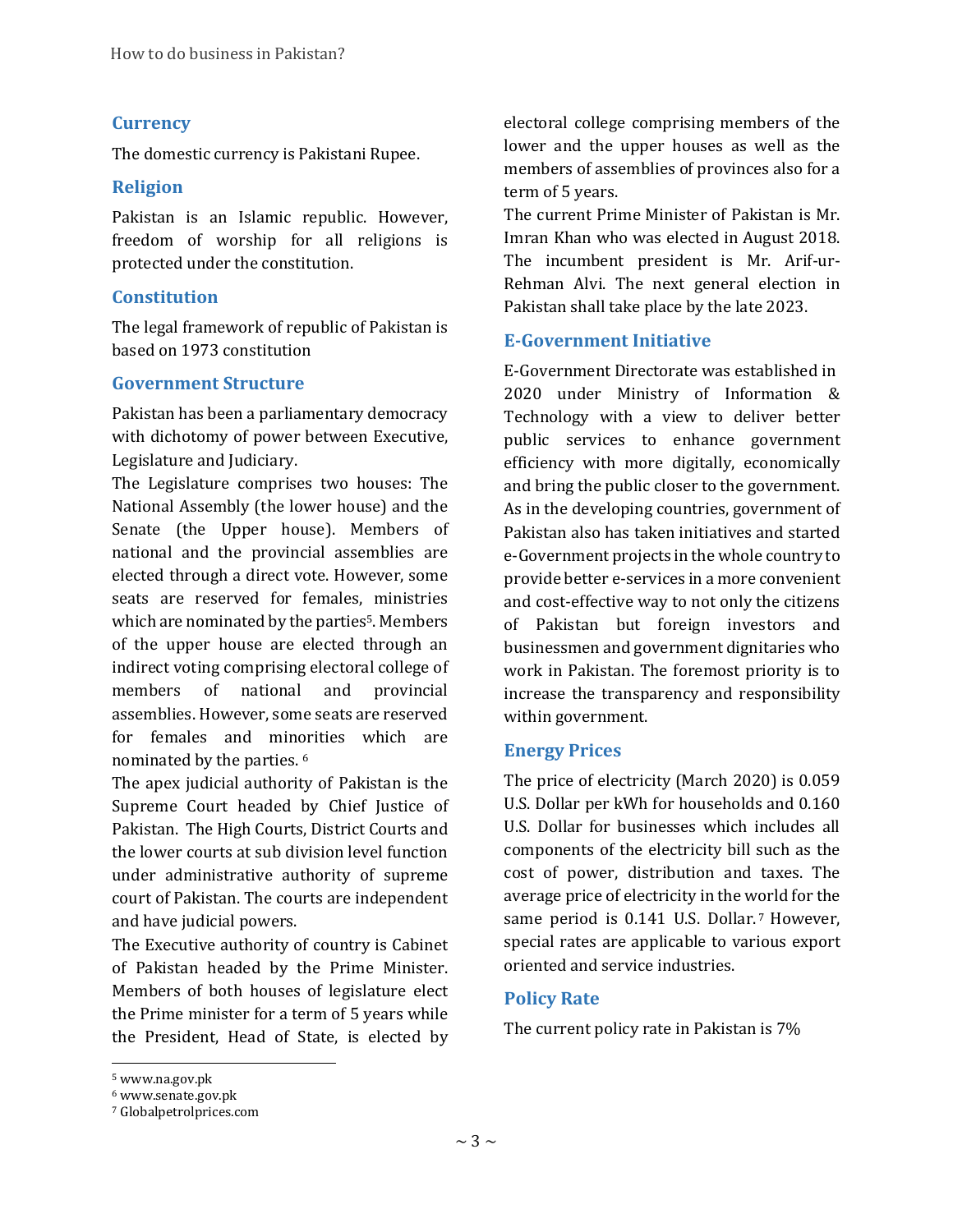## Currency

The domestic currency is Pakistani Rupee.

## Religion

Pakistan is an Islamic republic. However, freedom of worship for all religions is protected under the constitution.

## Constitution

The legal framework of republic of Pakistan is based on 1973 constitution

## Government Structure

Pakistan has been a parliamentary democracy with dichotomy of power between Executive, Legislature and Judiciary.

The Legislature comprises two houses: The National Assembly (the lower house) and the Senate (the Upper house). Members of national and the provincial assemblies are elected through a direct vote. However, some seats are reserved for females, ministries which are nominated by the parties[5]. Members of the upper house are elected through an indirect voting comprising electoral college of members of national and provincial assemblies. However, some seats are reserved for females and minorities which are nominated by the parties. [6]

The apex judicial authority of Pakistan is the Supreme Court headed by Chief Justice of Pakistan. The High Courts, District Courts and the lower courts at sub division level function under administrative authority of supreme court of Pakistan. The courts are independent and have judicial powers.

The Executive authority of country is Cabinet of Pakistan headed by the Prime Minister. Members of both houses of legislature elect the Prime minister for a term of 5 years while the President, Head of State, is elected by electoral college comprising members of the lower and the upper houses as well as the members of assemblies of provinces also for a term of 5 years.

The current Prime Minister of Pakistan is Mr. Imran Khan who was elected in August 2018. The incumbent president is Mr. Arif-ur-Rehman Alvi. The next general election in Pakistan shall take place by the late 2023.

## E-Government Initiative

E-Government Directorate was established in 2020 under Ministry of Information & Technology with a view to deliver better public services to enhance government efficiency with more digitally, economically and bring the public closer to the government. As in the developing countries, government of Pakistan also has taken initiatives and started e-Government projects in the whole country to provide better e-services in a more convenient and cost-effective way to not only the citizens of Pakistan but foreign investors and businessmen and government dignitaries who work in Pakistan. The foremost priority is to increase the transparency and responsibility within government.

## Energy Prices

The price of electricity (March 2020) is 0.059 U.S. Dollar per kWh for households and 0.160 U.S. Dollar for businesses which includes all components of the electricity bill such as the cost of power, distribution and taxes. The average price of electricity in the world for the same period is 0.141 U.S. Dollar.[7] However, special rates are applicable to various export oriented and service industries.

## Policy Rate

The current policy rate in Pakistan is 7%

---

[5] www.na.gov.pk

[6] www.senate.gov.pk

[7] Globalpetrolprices.com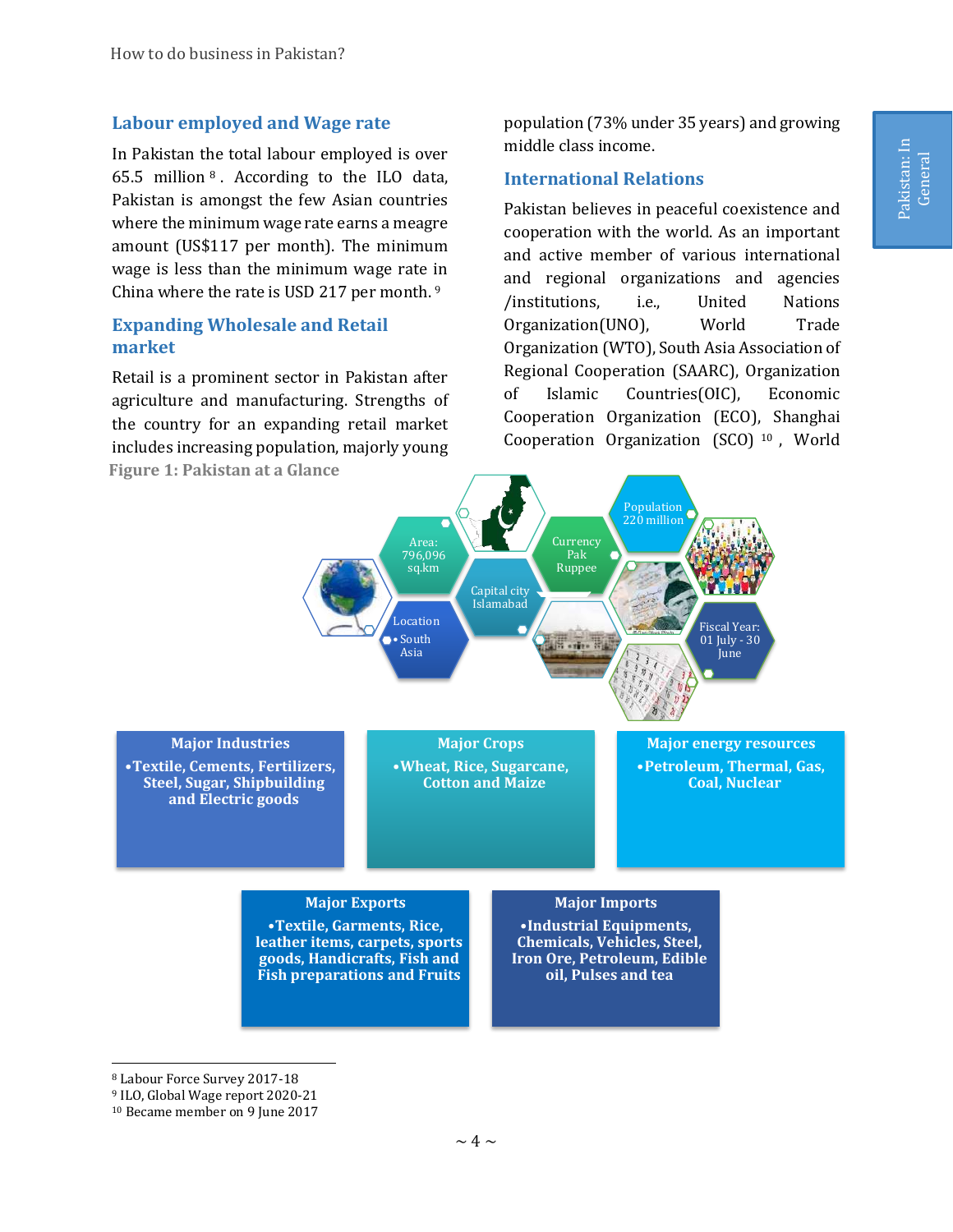## Labour employed and Wage rate

In Pakistan the total labour employed is over 65.5 million[8]. According to the ILO data, Pakistan is amongst the few Asian countries where the minimum wage rate earns a meagre amount (US$117 per month). The minimum wage is less than the minimum wage rate in China where the rate is USD 217 per month.[9]

## Expanding Wholesale and Retail market

Retail is a prominent sector in Pakistan after agriculture and manufacturing. Strengths of the country for an expanding retail market includes increasing population, majorly young population (73% under 35 years) and growing middle class income.

## International Relations

Pakistan believes in peaceful coexistence and cooperation with the world. As an important and active member of various international and regional organizations and agencies /institutions, i.e., United Nations Organization(UNO), World Trade Organization (WTO), South Asia Association of Regional Cooperation (SAARC), Organization of Islamic Countries(OIC), Economic Cooperation Organization (ECO), Shanghai Cooperation Organization (SCO)[10], World

**Figure 1: Pakistan at a Glance**

Area: 796,096 sq.km

Location
- South Asia

Capital city Islamabad

Currency Pak Ruppee

Population 220 million

Fiscal Year: 01 July - 30 June

**Major Industries**
- Textile, Cements, Fertilizers, Steel, Sugar, Shipbuilding and Electric goods

**Major Crops**
- Wheat, Rice, Sugarcane, Cotton and Maize

**Major energy resources**
- Petroleum, Thermal, Gas, Coal, Nuclear

**Major Exports**
- Textile, Garments, Rice, leather items, carpets, sports goods, Handicrafts, Fish and Fish preparations and Fruits

**Major Imports**
- Industrial Equipments, Chemicals, Vehicles, Steel, Iron Ore, Petroleum, Edible oil, Pulses and tea

---

[8] Labour Force Survey 2017-18
[9] ILO, Global Wage report 2020-21
[10] Became member on 9 June 2017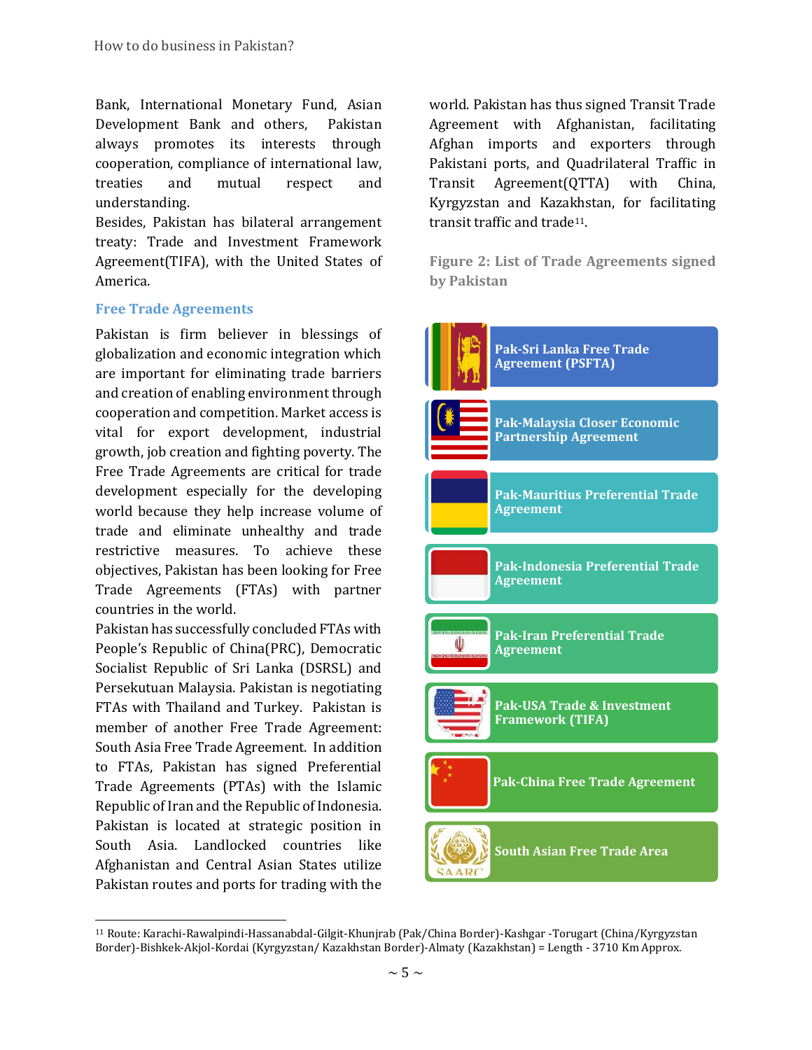Bank, International Monetary Fund, Asian Development Bank and others, Pakistan always promotes its interests through cooperation, compliance of international law, treaties and mutual respect and understanding.

Besides, Pakistan has bilateral arrangement treaty: Trade and Investment Framework Agreement(TIFA), with the United States of America.

### Free Trade Agreements

Pakistan is firm believer in blessings of globalization and economic integration which are important for eliminating trade barriers and creation of enabling environment through cooperation and competition. Market access is vital for export development, industrial growth, job creation and fighting poverty. The Free Trade Agreements are critical for trade development especially for the developing world because they help increase volume of trade and eliminate unhealthy and trade restrictive measures. To achieve these objectives, Pakistan has been looking for Free Trade Agreements (FTAs) with partner countries in the world.

Pakistan has successfully concluded FTAs with People's Republic of China(PRC), Democratic Socialist Republic of Sri Lanka (DSRSL) and Persekutuan Malaysia. Pakistan is negotiating FTAs with Thailand and Turkey. Pakistan is member of another Free Trade Agreement: South Asia Free Trade Agreement. In addition to FTAs, Pakistan has signed Preferential Trade Agreements (PTAs) with the Islamic Republic of Iran and the Republic of Indonesia. Pakistan is located at strategic position in South Asia. Landlocked countries like Afghanistan and Central Asian States utilize Pakistan routes and ports for trading with the world. Pakistan has thus signed Transit Trade Agreement with Afghanistan, facilitating Afghan imports and exporters through Pakistani ports, and Quadrilateral Traffic in Transit Agreement(QTTA) with China, Kyrgyzstan and Kazakhstan, for facilitating transit traffic and trade[11].

**Figure 2: List of Trade Agreements signed by Pakistan**

- Pak-Sri Lanka Free Trade Agreement (PSFTA)
- Pak-Malaysia Closer Economic Partnership Agreement
- Pak-Mauritius Preferential Trade Agreement
- Pak-Indonesia Preferential Trade Agreement
- Pak-Iran Preferential Trade Agreement
- Pak-USA Trade & Investment Framework (TIFA)
- Pak-China Free Trade Agreement
- South Asian Free Trade Area

[11] Route: Karachi-Rawalpindi-Hassanabdal-Gilgit-Khunjrab (Pak/China Border)-Kashgar -Torugart (China/Kyrgyzstan Border)-Bishkek-Akjol-Kordai (Kyrgyzstan/ Kazakhstan Border)-Almaty (Kazakhstan) = Length - 3710 Km Approx.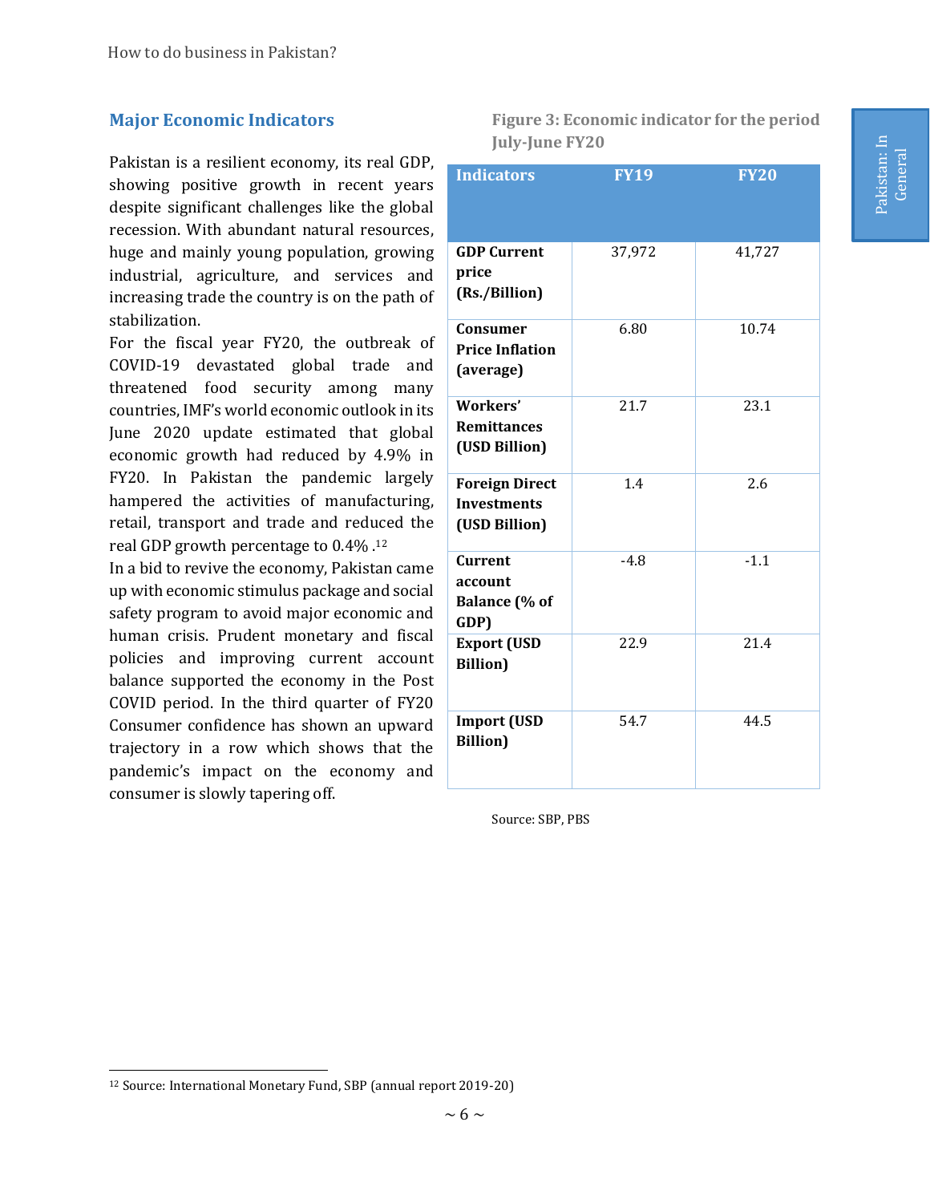## Major Economic Indicators

Pakistan is a resilient economy, its real GDP, showing positive growth in recent years despite significant challenges like the global recession. With abundant natural resources, huge and mainly young population, growing industrial, agriculture, and services and increasing trade the country is on the path of stabilization.

For the fiscal year FY20, the outbreak of COVID-19 devastated global trade and threatened food security among many countries, IMF's world economic outlook in its June 2020 update estimated that global economic growth had reduced by 4.9% in FY20. In Pakistan the pandemic largely hampered the activities of manufacturing, retail, transport and trade and reduced the real GDP growth percentage to 0.4% .[12]

In a bid to revive the economy, Pakistan came up with economic stimulus package and social safety program to avoid major economic and human crisis. Prudent monetary and fiscal policies and improving current account balance supported the economy in the Post COVID period. In the third quarter of FY20 Consumer confidence has shown an upward trajectory in a row which shows that the pandemic's impact on the economy and consumer is slowly tapering off.

**Figure 3: Economic indicator for the period July-June FY20**

| Indicators | FY19 | FY20 |
|---|---|---|
| **GDP Current price (Rs./Billion)** | 37,972 | 41,727 |
| **Consumer Price Inflation (average)** | 6.80 | 10.74 |
| **Workers' Remittances (USD Billion)** | 21.7 | 23.1 |
| **Foreign Direct Investments (USD Billion)** | 1.4 | 2.6 |
| **Current account Balance (% of GDP)** | -4.8 | -1.1 |
| **Export (USD Billion)** | 22.9 | 21.4 |
| **Import (USD Billion)** | 54.7 | 44.5 |

Source: SBP, PBS

[12] Source: International Monetary Fund, SBP (annual report 2019-20)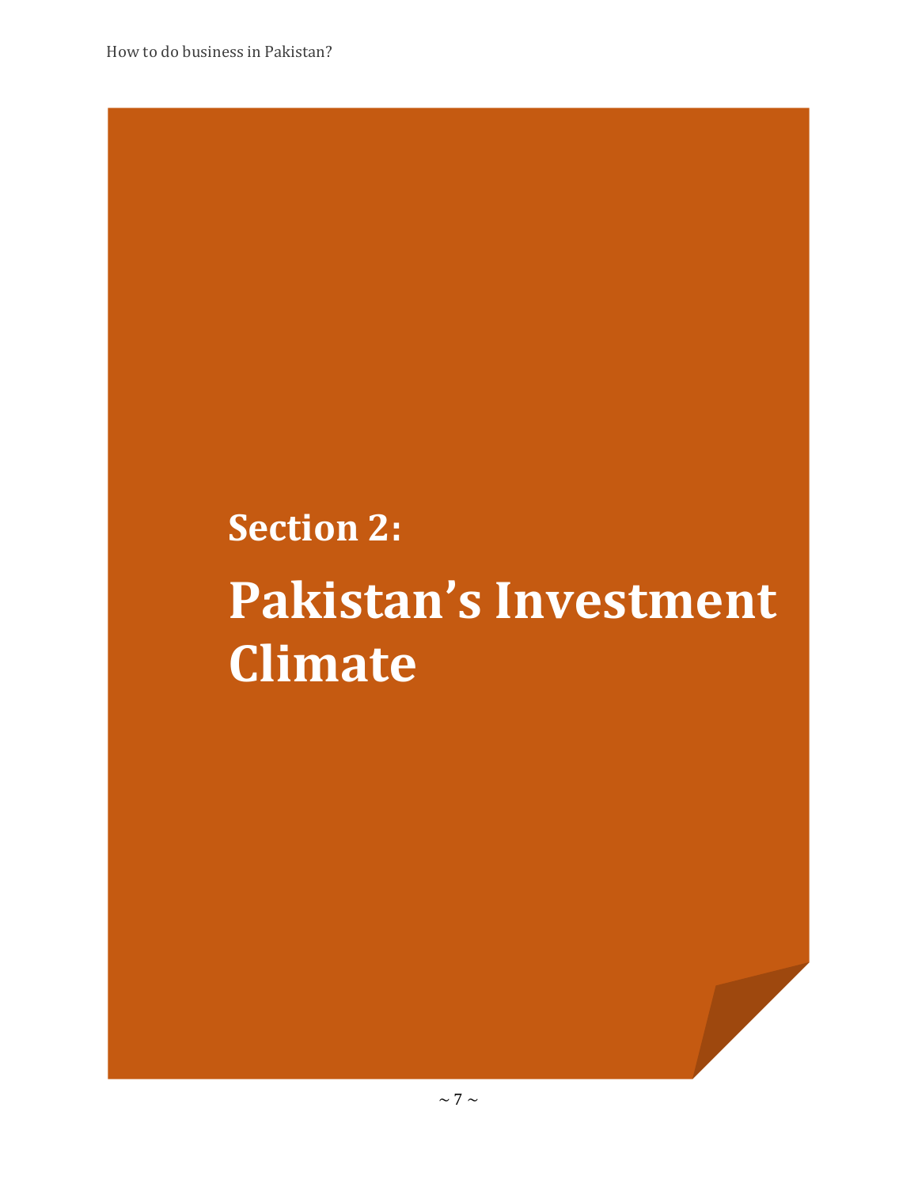# Section 2:

# Pakistan's Investment Climate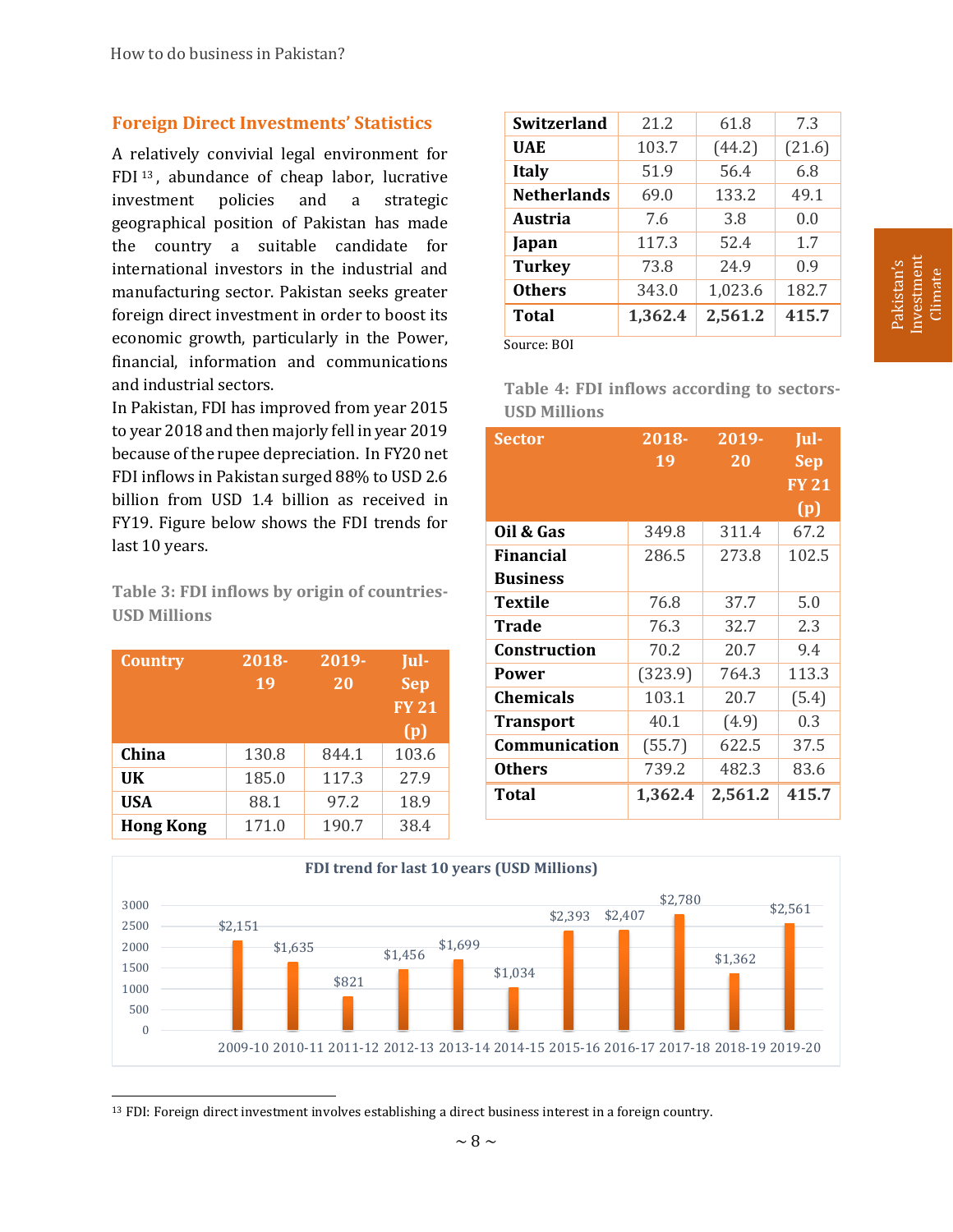## Foreign Direct Investments' Statistics

A relatively convivial legal environment for FDI[13], abundance of cheap labor, lucrative investment policies and a strategic geographical position of Pakistan has made the country a suitable candidate for international investors in the industrial and manufacturing sector. Pakistan seeks greater foreign direct investment in order to boost its economic growth, particularly in the Power, financial, information and communications and industrial sectors.

In Pakistan, FDI has improved from year 2015 to year 2018 and then majorly fell in year 2019 because of the rupee depreciation. In FY20 net FDI inflows in Pakistan surged 88% to USD 2.6 billion from USD 1.4 billion as received in FY19. Figure below shows the FDI trends for last 10 years.

**Table 3: FDI inflows by origin of countries- USD Millions**

| Country | 2018-19 | 2019-20 | Jul-Sep FY 21 (p) |
|---|---|---|---|
| China | 130.8 | 844.1 | 103.6 |
| UK | 185.0 | 117.3 | 27.9 |
| USA | 88.1 | 97.2 | 18.9 |
| Hong Kong | 171.0 | 190.7 | 38.4 |
| Switzerland | 21.2 | 61.8 | 7.3 |
| UAE | 103.7 | (44.2) | (21.6) |
| Italy | 51.9 | 56.4 | 6.8 |
| Netherlands | 69.0 | 133.2 | 49.1 |
| Austria | 7.6 | 3.8 | 0.0 |
| Japan | 117.3 | 52.4 | 1.7 |
| Turkey | 73.8 | 24.9 | 0.9 |
| Others | 343.0 | 1,023.6 | 182.7 |
| **Total** | **1,362.4** | **2,561.2** | **415.7** |

Source: BOI

**Table 4: FDI inflows according to sectors- USD Millions**

| Sector | 2018-19 | 2019-20 | Jul-Sep FY 21 (p) |
|---|---|---|---|
| Oil & Gas | 349.8 | 311.4 | 67.2 |
| Financial Business | 286.5 | 273.8 | 102.5 |
| Textile | 76.8 | 37.7 | 5.0 |
| Trade | 76.3 | 32.7 | 2.3 |
| Construction | 70.2 | 20.7 | 9.4 |
| Power | (323.9) | 764.3 | 113.3 |
| Chemicals | 103.1 | 20.7 | (5.4) |
| Transport | 40.1 | (4.9) | 0.3 |
| Communication | (55.7) | 622.5 | 37.5 |
| Others | 739.2 | 482.3 | 83.6 |
| **Total** | **1,362.4** | **2,561.2** | **415.7** |

**FDI trend for last 10 years (USD Millions)**

| Year | FDI (USD Millions) |
|---|---|
| 2009-10 | $2,151 |
| 2010-11 | $1,635 |
| 2011-12 | $821 |
| 2012-13 | $1,456 |
| 2013-14 | $1,699 |
| 2014-15 | $1,034 |
| 2015-16 | $2,393 |
| 2016-17 | $2,407 |
| 2017-18 | $2,780 |
| 2018-19 | $1,362 |
| 2019-20 | $2,561 |

[13] FDI: Foreign direct investment involves establishing a direct business interest in a foreign country.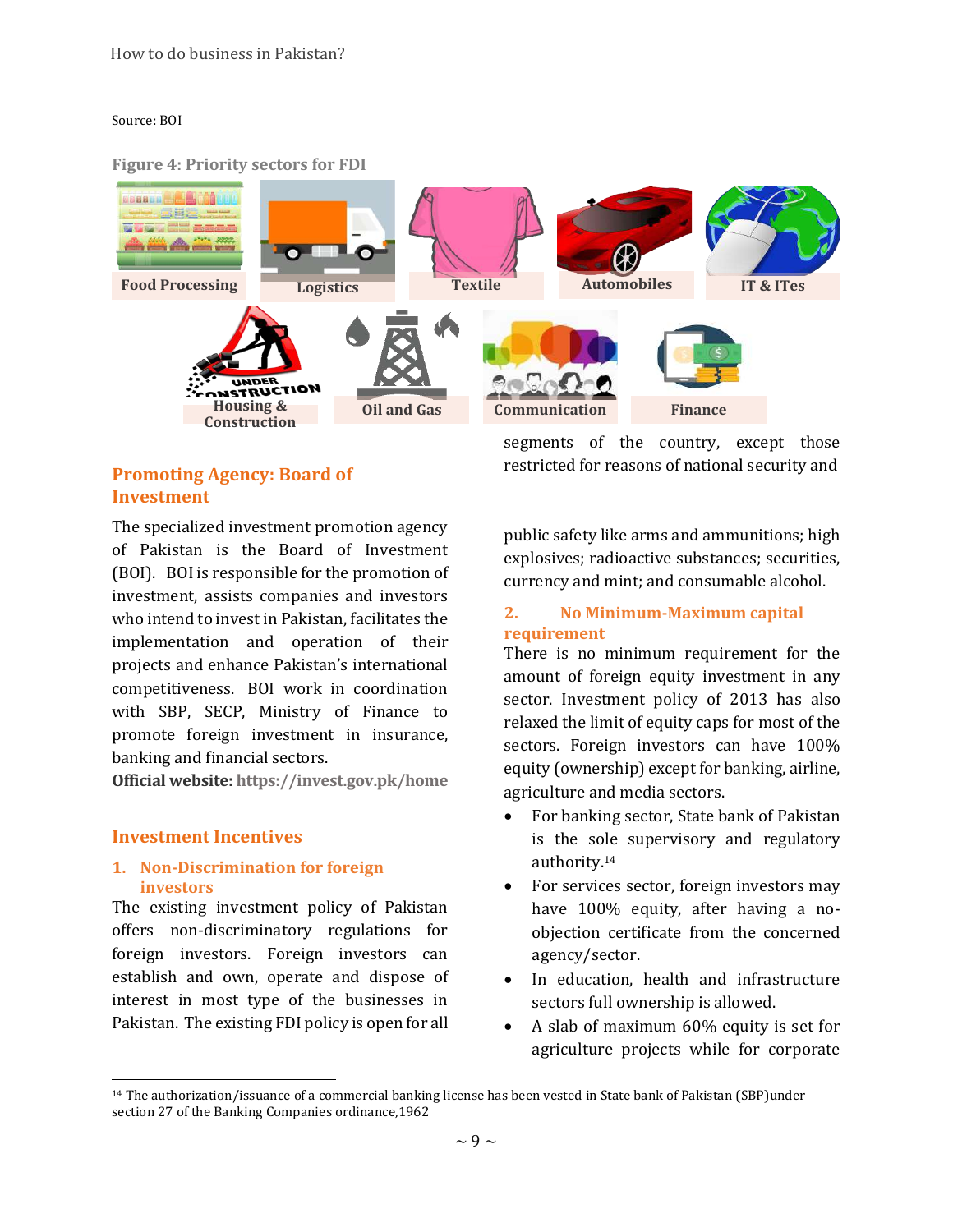Source: BOI

**Figure 4: Priority sectors for FDI**

Food Processing | Logistics | Textile | Automobiles | IT & ITes | Housing & Construction | Oil and Gas | Communication | Finance

## Promoting Agency: Board of Investment

The specialized investment promotion agency of Pakistan is the Board of Investment (BOI). BOI is responsible for the promotion of investment, assists companies and investors who intend to invest in Pakistan, facilitates the implementation and operation of their projects and enhance Pakistan's international competitiveness. BOI work in coordination with SBP, SECP, Ministry of Finance to promote foreign investment in insurance, banking and financial sectors.

**Official website:** https://invest.gov.pk/home

## Investment Incentives

### 1. Non-Discrimination for foreign investors

The existing investment policy of Pakistan offers non-discriminatory regulations for foreign investors. Foreign investors can establish and own, operate and dispose of interest in most type of the businesses in Pakistan. The existing FDI policy is open for all segments of the country, except those restricted for reasons of national security and public safety like arms and ammunitions; high explosives; radioactive substances; securities, currency and mint; and consumable alcohol.

### 2. No Minimum-Maximum capital requirement

There is no minimum requirement for the amount of foreign equity investment in any sector. Investment policy of 2013 has also relaxed the limit of equity caps for most of the sectors. Foreign investors can have 100% equity (ownership) except for banking, airline, agriculture and media sectors.

- For banking sector, State bank of Pakistan is the sole supervisory and regulatory authority.[14]
- For services sector, foreign investors may have 100% equity, after having a no-objection certificate from the concerned agency/sector.
- In education, health and infrastructure sectors full ownership is allowed.
- A slab of maximum 60% equity is set for agriculture projects while for corporate

[14] The authorization/issuance of a commercial banking license has been vested in State bank of Pakistan (SBP)under section 27 of the Banking Companies ordinance,1962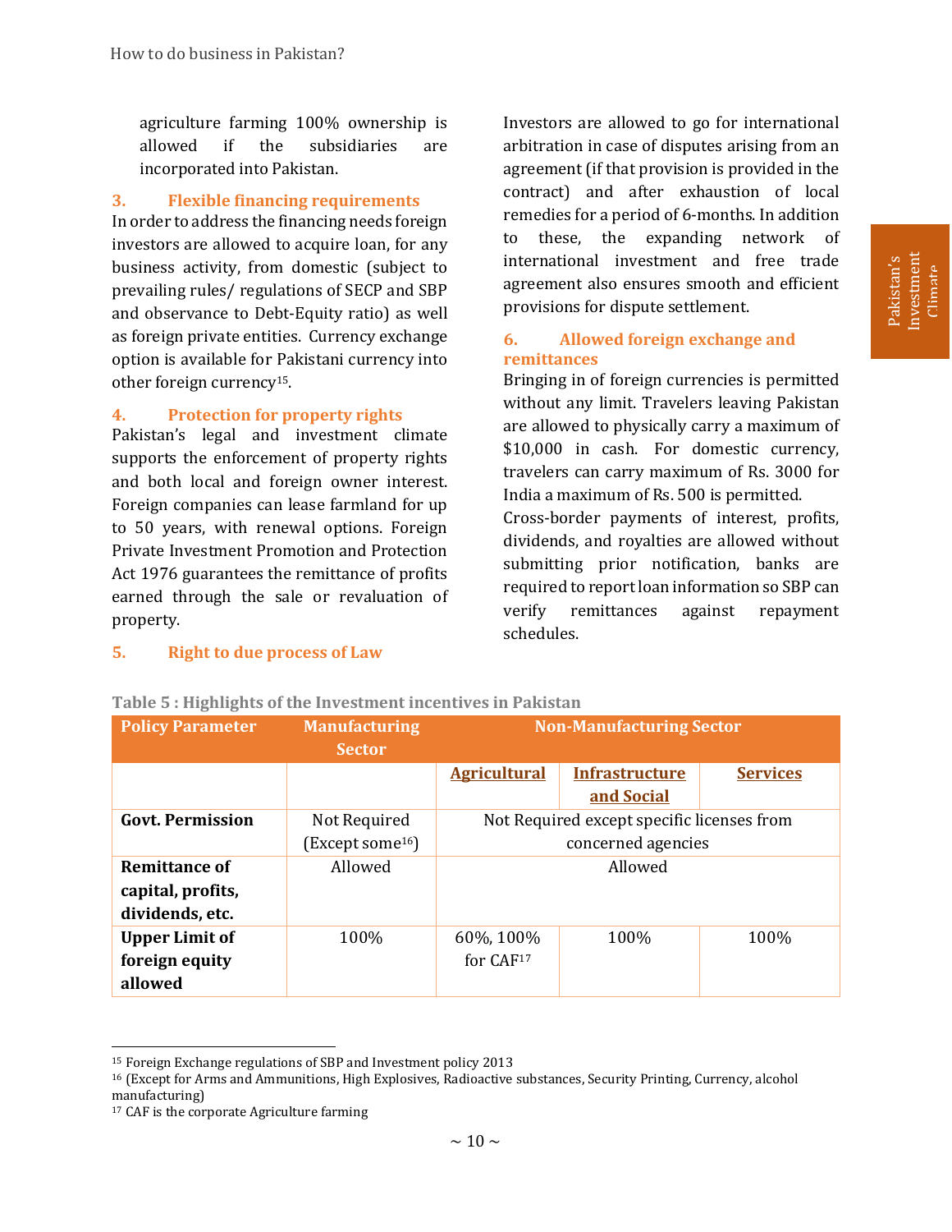agriculture farming 100% ownership is allowed if the subsidiaries are incorporated into Pakistan.

### 3. Flexible financing requirements

In order to address the financing needs foreign investors are allowed to acquire loan, for any business activity, from domestic (subject to prevailing rules/ regulations of SECP and SBP and observance to Debt-Equity ratio) as well as foreign private entities. Currency exchange option is available for Pakistani currency into other foreign currency[15].

### 4. Protection for property rights

Pakistan's legal and investment climate supports the enforcement of property rights and both local and foreign owner interest. Foreign companies can lease farmland for up to 50 years, with renewal options. Foreign Private Investment Promotion and Protection Act 1976 guarantees the remittance of profits earned through the sale or revaluation of property.

### 5. Right to due process of Law

Investors are allowed to go for international arbitration in case of disputes arising from an agreement (if that provision is provided in the contract) and after exhaustion of local remedies for a period of 6-months. In addition to these, the expanding network of international investment and free trade agreement also ensures smooth and efficient provisions for dispute settlement.

### 6. Allowed foreign exchange and remittances

Bringing in of foreign currencies is permitted without any limit. Travelers leaving Pakistan are allowed to physically carry a maximum of $10,000 in cash. For domestic currency, travelers can carry maximum of Rs. 3000 for India a maximum of Rs. 500 is permitted.

Cross-border payments of interest, profits, dividends, and royalties are allowed without submitting prior notification, banks are required to report loan information so SBP can verify remittances against repayment schedules.

**Table 5 : Highlights of the Investment incentives in Pakistan**

| Policy Parameter | Manufacturing Sector | Non-Manufacturing Sector | | |
|---|---|---|---|---|
| | | Agricultural | Infrastructure and Social | Services |
| **Govt. Permission** | Not Required (Except some[16]) | Not Required except specific licenses from concerned agencies | | |
| **Remittance of capital, profits, dividends, etc.** | Allowed | Allowed | | |
| **Upper Limit of foreign equity allowed** | 100% | 60%, 100% for CAF[17] | 100% | 100% |

---

[15] Foreign Exchange regulations of SBP and Investment policy 2013

[16] (Except for Arms and Ammunitions, High Explosives, Radioactive substances, Security Printing, Currency, alcohol manufacturing)

[17] CAF is the corporate Agriculture farming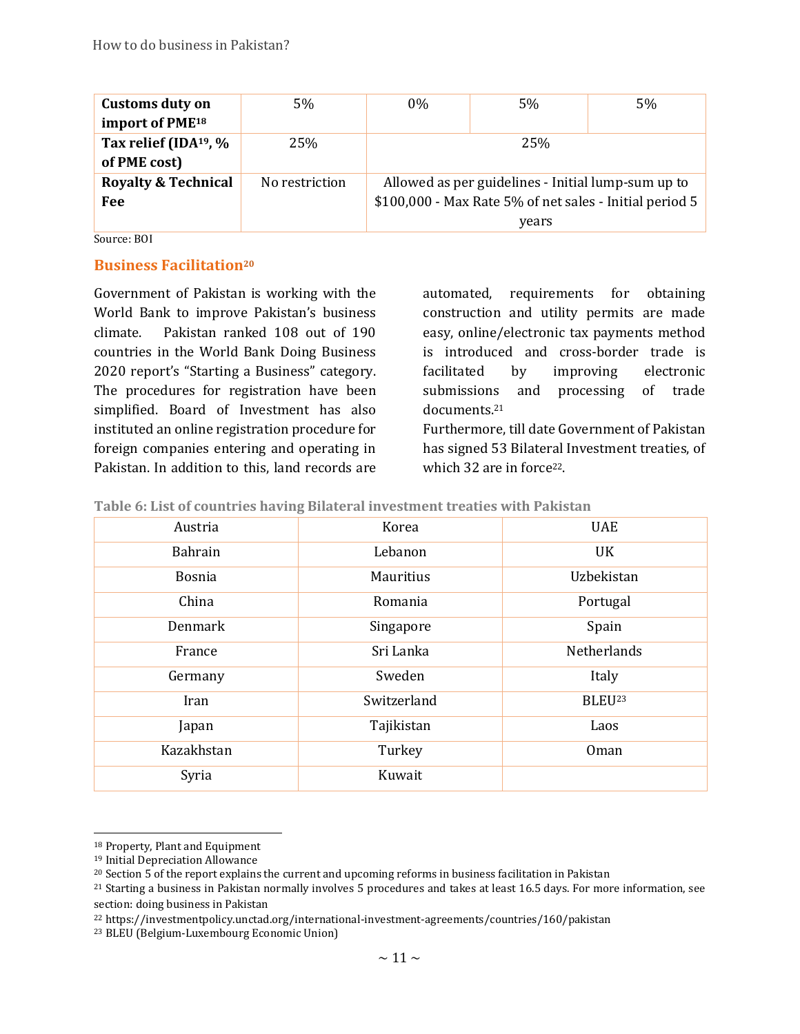| Customs duty on import of PME[18] | 5% | 0% | 5% | 5% |
|---|---|---|---|---|
| Tax relief (IDA[19], % of PME cost) | 25% | 25% | | |
| Royalty & Technical Fee | No restriction | Allowed as per guidelines - Initial lump-sum up to $100,000 - Max Rate 5% of net sales - Initial period 5 years | | |

Source: BOI

## Business Facilitation[20]

Government of Pakistan is working with the World Bank to improve Pakistan's business climate. Pakistan ranked 108 out of 190 countries in the World Bank Doing Business 2020 report's "Starting a Business" category. The procedures for registration have been simplified. Board of Investment has also instituted an online registration procedure for foreign companies entering and operating in Pakistan. In addition to this, land records are automated, requirements for obtaining construction and utility permits are made easy, online/electronic tax payments method is introduced and cross-border trade is facilitated by improving electronic submissions and processing of trade documents.[21]

Furthermore, till date Government of Pakistan has signed 53 Bilateral Investment treaties, of which 32 are in force[22].

**Table 6: List of countries having Bilateral investment treaties with Pakistan**

| | | |
|---|---|---|
| Austria | Korea | UAE |
| Bahrain | Lebanon | UK |
| Bosnia | Mauritius | Uzbekistan |
| China | Romania | Portugal |
| Denmark | Singapore | Spain |
| France | Sri Lanka | Netherlands |
| Germany | Sweden | Italy |
| Iran | Switzerland | BLEU[23] |
| Japan | Tajikistan | Laos |
| Kazakhstan | Turkey | Oman |
| Syria | Kuwait | |

[18] Property, Plant and Equipment

[19] Initial Depreciation Allowance

[20] Section 5 of the report explains the current and upcoming reforms in business facilitation in Pakistan

[21] Starting a business in Pakistan normally involves 5 procedures and takes at least 16.5 days. For more information, see section: doing business in Pakistan

[22] https://investmentpolicy.unctad.org/international-investment-agreements/countries/160/pakistan

[23] BLEU (Belgium-Luxembourg Economic Union)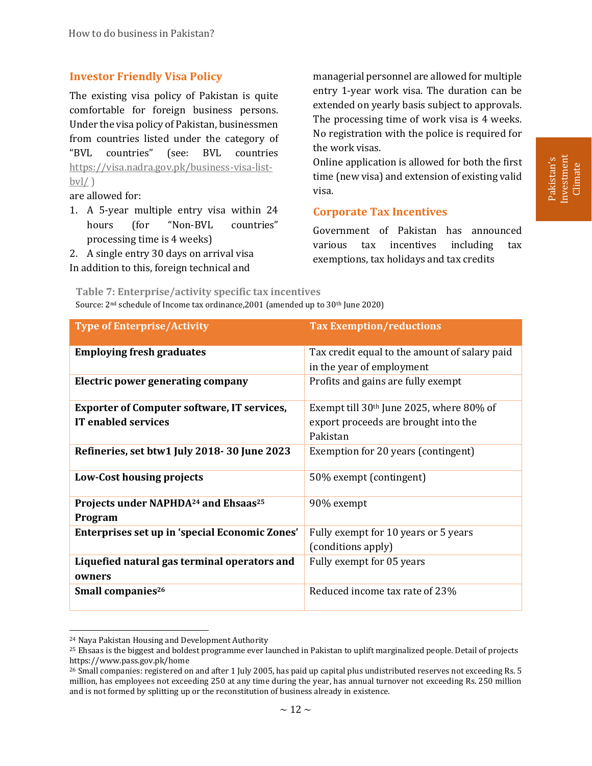## Investor Friendly Visa Policy

The existing visa policy of Pakistan is quite comfortable for foreign business persons. Under the visa policy of Pakistan, businessmen from countries listed under the category of "BVL countries" (see: BVL countries https://visa.nadra.gov.pk/business-visa-list-bvl/ )
are allowed for:

1. A 5-year multiple entry visa within 24 hours (for "Non-BVL countries" processing time is 4 weeks)
2. A single entry 30 days on arrival visa

In addition to this, foreign technical and managerial personnel are allowed for multiple entry 1-year work visa. The duration can be extended on yearly basis subject to approvals. The processing time of work visa is 4 weeks. No registration with the police is required for the work visas.

Online application is allowed for both the first time (new visa) and extension of existing valid visa.

## Corporate Tax Incentives

Government of Pakistan has announced various tax incentives including tax exemptions, tax holidays and tax credits

**Table 7: Enterprise/activity specific tax incentives**
Source: 2nd schedule of Income tax ordinance,2001 (amended up to 30th June 2020)

| Type of Enterprise/Activity | Tax Exemption/reductions |
|---|---|
| **Employing fresh graduates** | Tax credit equal to the amount of salary paid in the year of employment |
| **Electric power generating company** | Profits and gains are fully exempt |
| **Exporter of Computer software, IT services, IT enabled services** | Exempt till 30th June 2025, where 80% of export proceeds are brought into the Pakistan |
| **Refineries, set btw1 July 2018- 30 June 2023** | Exemption for 20 years (contingent) |
| **Low-Cost housing projects** | 50% exempt (contingent) |
| **Projects under NAPHDA[24] and Ehsaas[25] Program** | 90% exempt |
| **Enterprises set up in 'special Economic Zones'** | Fully exempt for 10 years or 5 years (conditions apply) |
| **Liquefied natural gas terminal operators and owners** | Fully exempt for 05 years |
| **Small companies[26]** | Reduced income tax rate of 23% |

[24] Naya Pakistan Housing and Development Authority

[25] Ehsaas is the biggest and boldest programme ever launched in Pakistan to uplift marginalized people. Detail of projects https://www.pass.gov.pk/home

[26] Small companies: registered on and after 1 July 2005, has paid up capital plus undistributed reserves not exceeding Rs. 5 million, has employees not exceeding 250 at any time during the year, has annual turnover not exceeding Rs. 250 million and is not formed by splitting up or the reconstitution of business already in existence.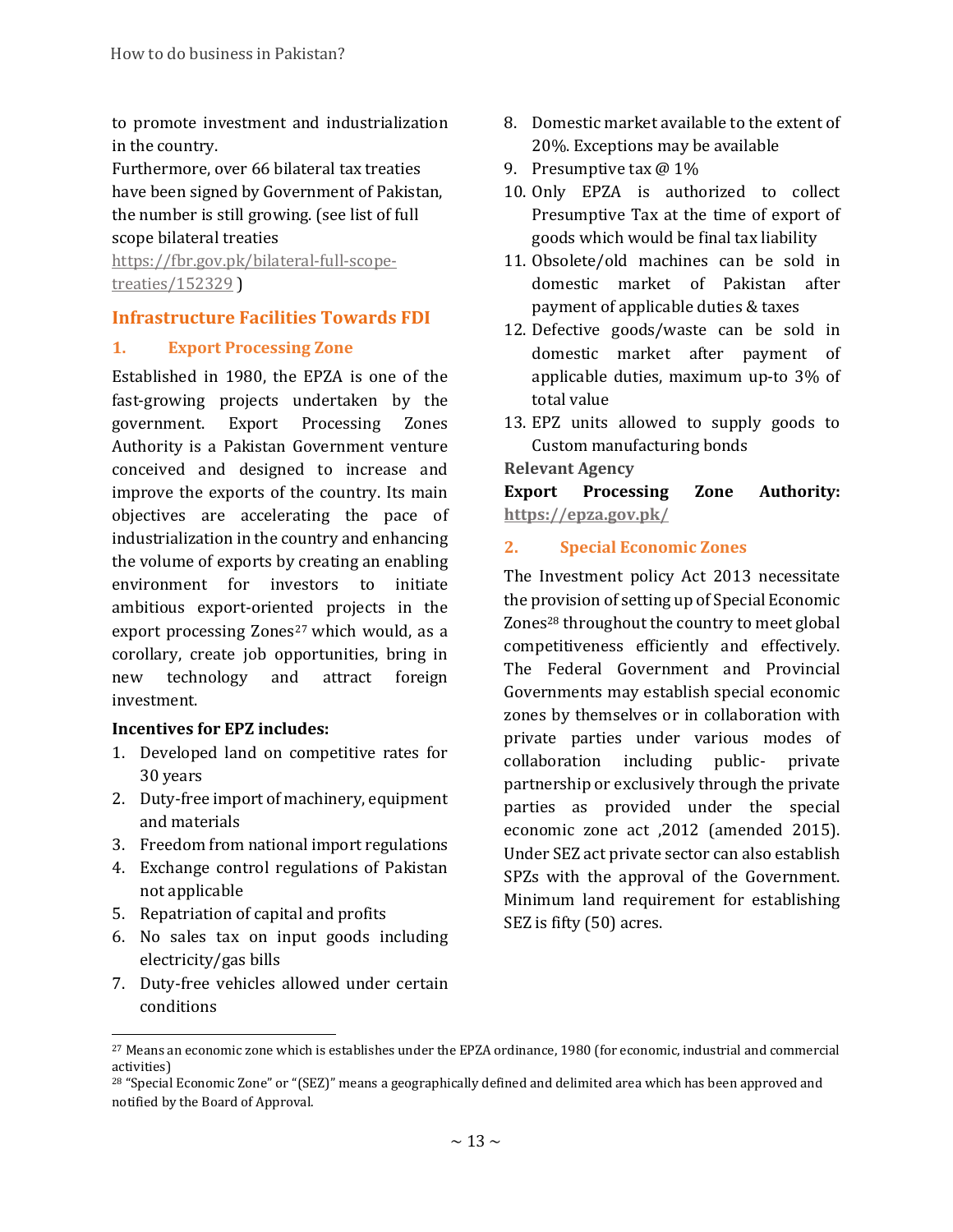to promote investment and industrialization in the country.

Furthermore, over 66 bilateral tax treaties have been signed by Government of Pakistan, the number is still growing. (see list of full scope bilateral treaties https://fbr.gov.pk/bilateral-full-scope-treaties/152329 )

## Infrastructure Facilities Towards FDI

### 1. Export Processing Zone

Established in 1980, the EPZA is one of the fast-growing projects undertaken by the government. Export Processing Zones Authority is a Pakistan Government venture conceived and designed to increase and improve the exports of the country. Its main objectives are accelerating the pace of industrialization in the country and enhancing the volume of exports by creating an enabling environment for investors to initiate ambitious export-oriented projects in the export processing Zones[27] which would, as a corollary, create job opportunities, bring in new technology and attract foreign investment.

**Incentives for EPZ includes:**

1. Developed land on competitive rates for 30 years
2. Duty-free import of machinery, equipment and materials
3. Freedom from national import regulations
4. Exchange control regulations of Pakistan not applicable
5. Repatriation of capital and profits
6. No sales tax on input goods including electricity/gas bills
7. Duty-free vehicles allowed under certain conditions
8. Domestic market available to the extent of 20%. Exceptions may be available
9. Presumptive tax @ 1%
10. Only EPZA is authorized to collect Presumptive Tax at the time of export of goods which would be final tax liability
11. Obsolete/old machines can be sold in domestic market of Pakistan after payment of applicable duties & taxes
12. Defective goods/waste can be sold in domestic market after payment of applicable duties, maximum up-to 3% of total value
13. EPZ units allowed to supply goods to Custom manufacturing bonds

**Relevant Agency**

**Export Processing Zone Authority: https://epza.gov.pk/**

### 2. Special Economic Zones

The Investment policy Act 2013 necessitate the provision of setting up of Special Economic Zones[28] throughout the country to meet global competitiveness efficiently and effectively. The Federal Government and Provincial Governments may establish special economic zones by themselves or in collaboration with private parties under various modes of collaboration including public- private partnership or exclusively through the private parties as provided under the special economic zone act ,2012 (amended 2015). Under SEZ act private sector can also establish SPZs with the approval of the Government. Minimum land requirement for establishing SEZ is fifty (50) acres.

---

[27] Means an economic zone which is establishes under the EPZA ordinance, 1980 (for economic, industrial and commercial activities)

[28] "Special Economic Zone" or "(SEZ)" means a geographically defined and delimited area which has been approved and notified by the Board of Approval.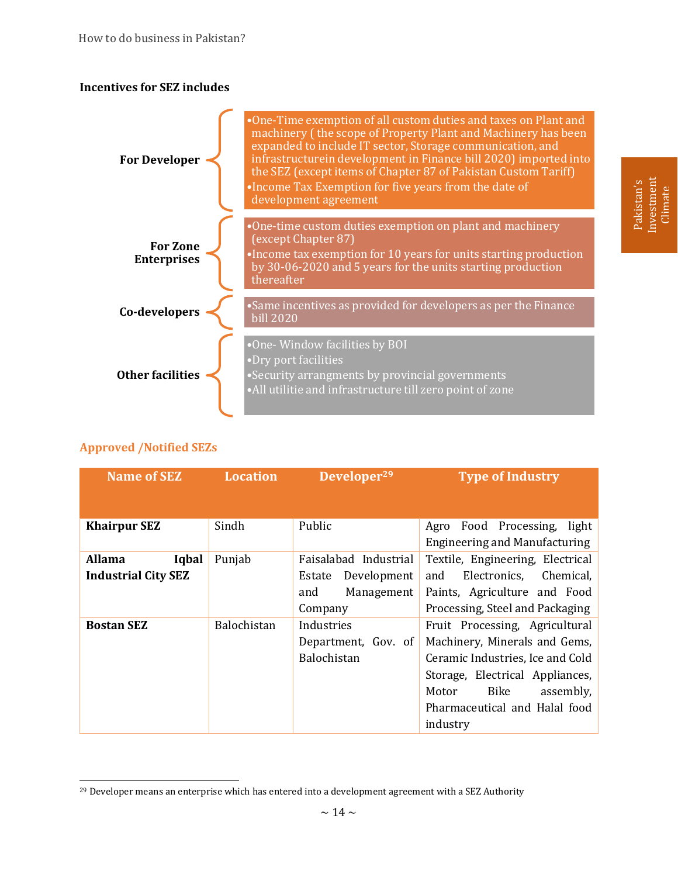**Incentives for SEZ includes**

**For Developer**

- One-Time exemption of all custom duties and taxes on Plant and machinery ( the scope of Property Plant and Machinery has been expanded to include IT sector, Storage communication, and infrastructurein development in Finance bill 2020) imported into the SEZ (except items of Chapter 87 of Pakistan Custom Tariff)
- Income Tax Exemption for five years from the date of development agreement

**For Zone Enterprises**

- One-time custom duties exemption on plant and machinery (except Chapter 87)
- Income tax exemption for 10 years for units starting production by 30-06-2020 and 5 years for the units starting production thereafter

**Co-developers**

- Same incentives as provided for developers as per the Finance bill 2020

**Other facilities**

- One- Window facilities by BOI
- Dry port facilities
- Security arrangments by provincial governments
- All utilitie and infrastructure till zero point of zone

## Approved /Notified SEZs

| Name of SEZ | Location | Developer[29] | Type of Industry |
|---|---|---|---|
| **Khairpur SEZ** | Sindh | Public | Agro Food Processing, light Engineering and Manufacturing |
| **Allama Iqbal Industrial City SEZ** | Punjab | Faisalabad Industrial Estate Development and Management Company | Textile, Engineering, Electrical and Electronics, Chemical, Paints, Agriculture and Food Processing, Steel and Packaging |
| **Bostan SEZ** | Balochistan | Industries Department, Gov. of Balochistan | Fruit Processing, Agricultural Machinery, Minerals and Gems, Ceramic Industries, Ice and Cold Storage, Electrical Appliances, Motor Bike assembly, Pharmaceutical and Halal food industry |

[29] Developer means an enterprise which has entered into a development agreement with a SEZ Authority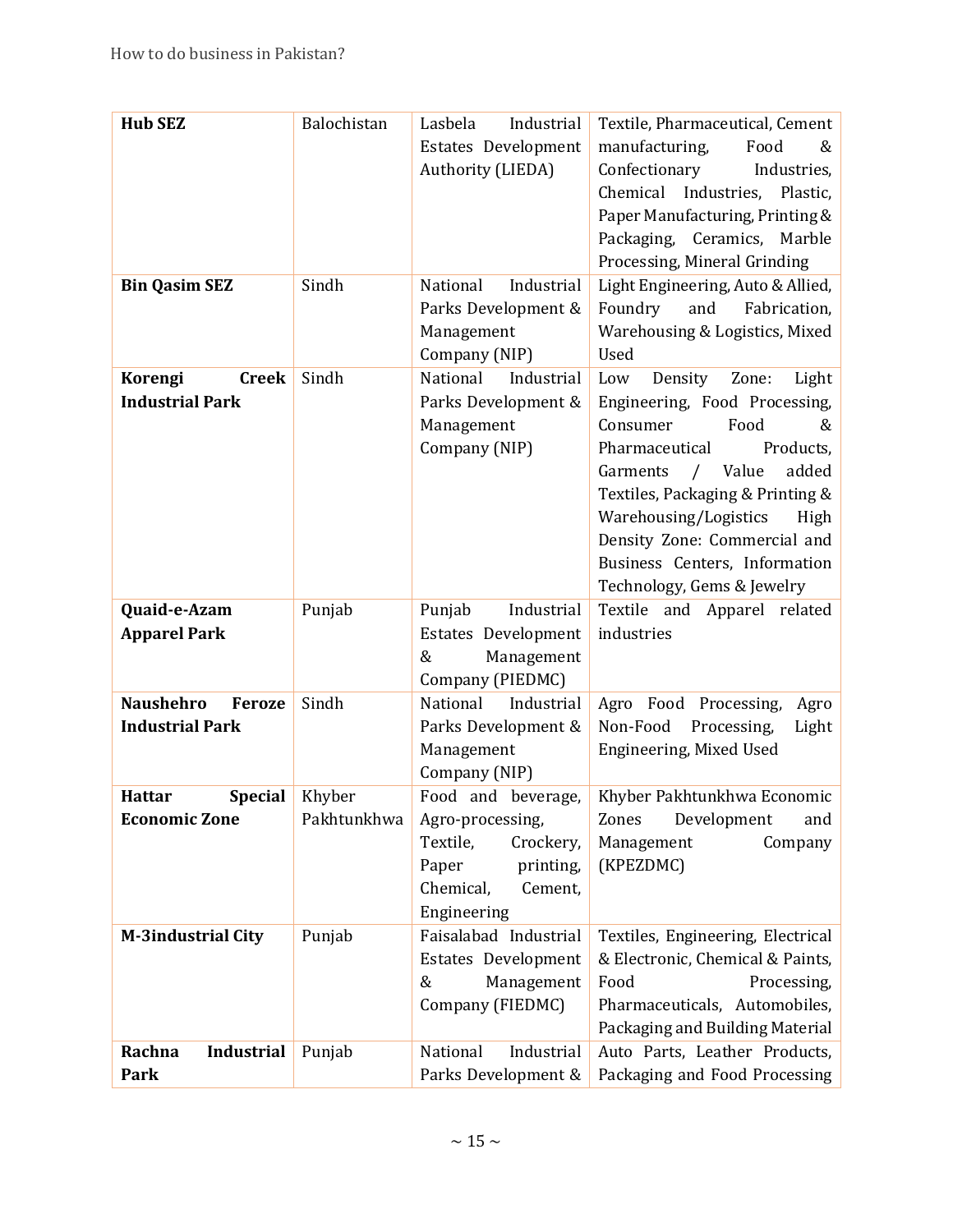| **Hub SEZ** | Balochistan | Lasbela Industrial Estates Development Authority (LIEDA) | Textile, Pharmaceutical, Cement manufacturing, Food & Confectionary Industries, Chemical Industries, Plastic, Paper Manufacturing, Printing & Packaging, Ceramics, Marble Processing, Mineral Grinding |
|---|---|---|---|
| **Bin Qasim SEZ** | Sindh | National Industrial Parks Development & Management Company (NIP) | Light Engineering, Auto & Allied, Foundry and Fabrication, Warehousing & Logistics, Mixed Used |
| **Korengi Creek Industrial Park** | Sindh | National Industrial Parks Development & Management Company (NIP) | Low Density Zone: Light Engineering, Food Processing, Consumer Food & Pharmaceutical Products, Garments / Value added Textiles, Packaging & Printing & Warehousing/Logistics High Density Zone: Commercial and Business Centers, Information Technology, Gems & Jewelry |
| **Quaid-e-Azam Apparel Park** | Punjab | Punjab Industrial Estates Development & Management Company (PIEDMC) | Textile and Apparel related industries |
| **Naushehro Feroze Industrial Park** | Sindh | National Industrial Parks Development & Management Company (NIP) | Agro Food Processing, Agro Non-Food Processing, Light Engineering, Mixed Used |
| **Hattar Special Economic Zone** | Khyber Pakhtunkhwa | Food and beverage, Agro-processing, Textile, Crockery, Paper printing, Chemical, Cement, Engineering | Khyber Pakhtunkhwa Economic Zones Development and Management Company (KPEZDMC) |
| **M-3industrial City** | Punjab | Faisalabad Industrial Estates Development & Management Company (FIEDMC) | Textiles, Engineering, Electrical & Electronic, Chemical & Paints, Food Processing, Pharmaceuticals, Automobiles, Packaging and Building Material |
| **Rachna Industrial Park** | Punjab | National Industrial Parks Development & | Auto Parts, Leather Products, Packaging and Food Processing |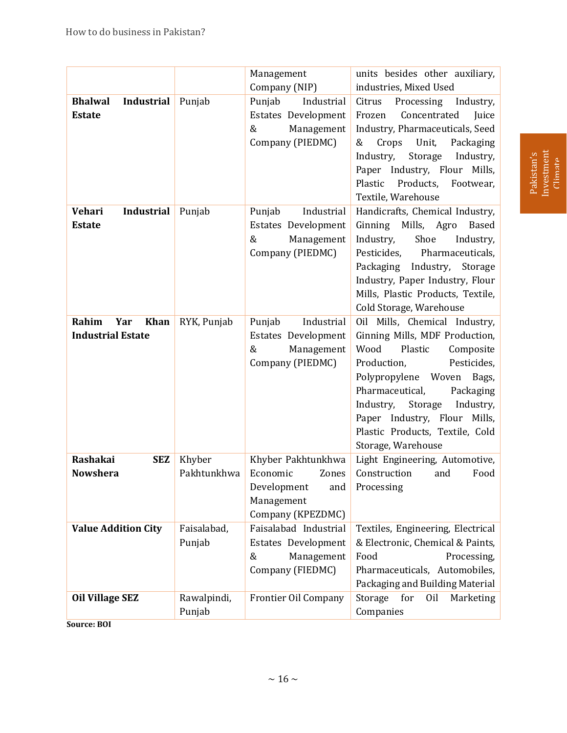| | | Management Company (NIP) | units besides other auxiliary, industries, Mixed Used |
|---|---|---|---|
| **Bhalwal Industrial Estate** | Punjab | Punjab Industrial Estates Development & Management Company (PIEDMC) | Citrus Processing Industry, Frozen Concentrated Juice Industry, Pharmaceuticals, Seed & Crops Unit, Packaging Industry, Storage Industry, Paper Industry, Flour Mills, Plastic Products, Footwear, Textile, Warehouse |
| **Vehari Industrial Estate** | Punjab | Punjab Industrial Estates Development & Management Company (PIEDMC) | Handicrafts, Chemical Industry, Ginning Mills, Agro Based Industry, Shoe Industry, Pesticides, Pharmaceuticals, Packaging Industry, Storage Industry, Paper Industry, Flour Mills, Plastic Products, Textile, Cold Storage, Warehouse |
| **Rahim Yar Khan Industrial Estate** | RYK, Punjab | Punjab Industrial Estates Development & Management Company (PIEDMC) | Oil Mills, Chemical Industry, Ginning Mills, MDF Production, Wood Plastic Composite Production, Pesticides, Polypropylene Woven Bags, Pharmaceutical, Packaging Industry, Storage Industry, Paper Industry, Flour Mills, Plastic Products, Textile, Cold Storage, Warehouse |
| **Rashakai SEZ Nowshera** | Khyber Pakhtunkhwa | Khyber Pakhtunkhwa Economic Zones Development and Management Company (KPEZDMC) | Light Engineering, Automotive, Construction and Food Processing |
| **Value Addition City** | Faisalabad, Punjab | Faisalabad Industrial Estates Development & Management Company (FIEDMC) | Textiles, Engineering, Electrical & Electronic, Chemical & Paints, Food Processing, Pharmaceuticals, Automobiles, Packaging and Building Material |
| **Oil Village SEZ** | Rawalpindi, Punjab | Frontier Oil Company | Storage for Oil Marketing Companies |

**Source: BOI**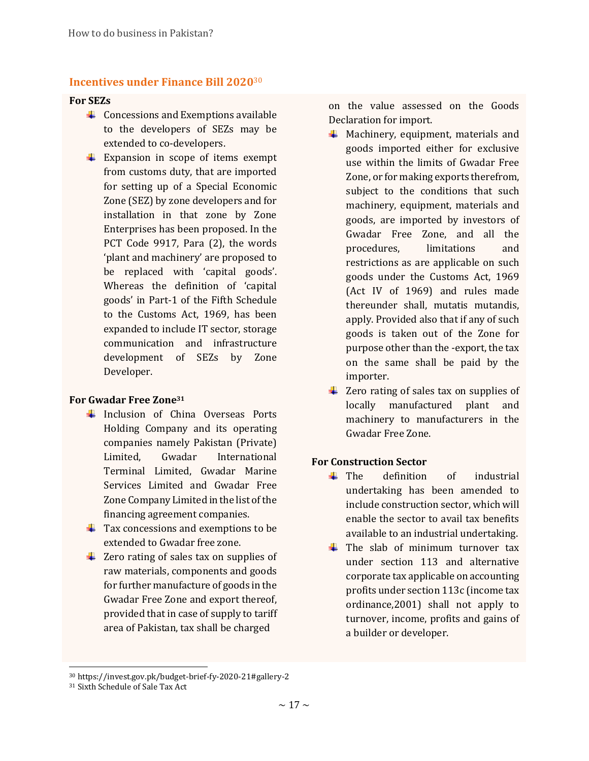## Incentives under Finance Bill 2020[30]

**For SEZs**

- Concessions and Exemptions available to the developers of SEZs may be extended to co-developers.
- Expansion in scope of items exempt from customs duty, that are imported for setting up of a Special Economic Zone (SEZ) by zone developers and for installation in that zone by Zone Enterprises has been proposed. In the PCT Code 9917, Para (2), the words 'plant and machinery' are proposed to be replaced with 'capital goods'. Whereas the definition of 'capital goods' in Part-1 of the Fifth Schedule to the Customs Act, 1969, has been expanded to include IT sector, storage communication and infrastructure development of SEZs by Zone Developer.

**For Gwadar Free Zone[31]**

- Inclusion of China Overseas Ports Holding Company and its operating companies namely Pakistan (Private) Limited, Gwadar International Terminal Limited, Gwadar Marine Services Limited and Gwadar Free Zone Company Limited in the list of the financing agreement companies.
- Tax concessions and exemptions to be extended to Gwadar free zone.
- Zero rating of sales tax on supplies of raw materials, components and goods for further manufacture of goods in the Gwadar Free Zone and export thereof, provided that in case of supply to tariff area of Pakistan, tax shall be charged on the value assessed on the Goods Declaration for import.
- Machinery, equipment, materials and goods imported either for exclusive use within the limits of Gwadar Free Zone, or for making exports therefrom, subject to the conditions that such machinery, equipment, materials and goods, are imported by investors of Gwadar Free Zone, and all the procedures, limitations and restrictions as are applicable on such goods under the Customs Act, 1969 (Act IV of 1969) and rules made thereunder shall, mutatis mutandis, apply. Provided also that if any of such goods is taken out of the Zone for purpose other than the -export, the tax on the same shall be paid by the importer.
- Zero rating of sales tax on supplies of locally manufactured plant and machinery to manufacturers in the Gwadar Free Zone.

**For Construction Sector**

- The definition of industrial undertaking has been amended to include construction sector, which will enable the sector to avail tax benefits available to an industrial undertaking.
- The slab of minimum turnover tax under section 113 and alternative corporate tax applicable on accounting profits under section 113c (income tax ordinance,2001) shall not apply to turnover, income, profits and gains of a builder or developer.

---

[30] https://invest.gov.pk/budget-brief-fy-2020-21#gallery-2

[31] Sixth Schedule of Sale Tax Act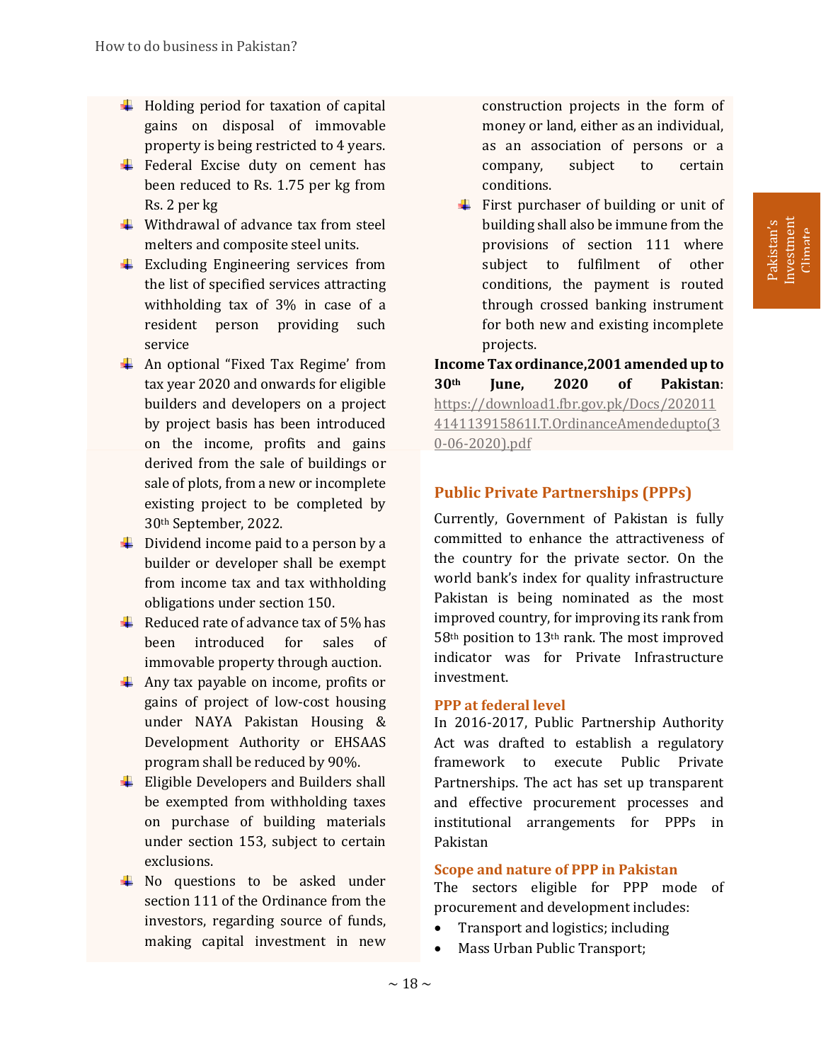- Holding period for taxation of capital gains on disposal of immovable property is being restricted to 4 years.
- Federal Excise duty on cement has been reduced to Rs. 1.75 per kg from Rs. 2 per kg
- Withdrawal of advance tax from steel melters and composite steel units.
- Excluding Engineering services from the list of specified services attracting withholding tax of 3% in case of a resident person providing such service
- An optional "Fixed Tax Regime' from tax year 2020 and onwards for eligible builders and developers on a project by project basis has been introduced on the income, profits and gains derived from the sale of buildings or sale of plots, from a new or incomplete existing project to be completed by 30th September, 2022.
- Dividend income paid to a person by a builder or developer shall be exempt from income tax and tax withholding obligations under section 150.
- Reduced rate of advance tax of 5% has been introduced for sales of immovable property through auction.
- Any tax payable on income, profits or gains of project of low-cost housing under NAYA Pakistan Housing & Development Authority or EHSAAS program shall be reduced by 90%.
- Eligible Developers and Builders shall be exempted from withholding taxes on purchase of building materials under section 153, subject to certain exclusions.
- No questions to be asked under section 111 of the Ordinance from the investors, regarding source of funds, making capital investment in new construction projects in the form of money or land, either as an individual, as an association of persons or a company, subject to certain conditions.
- First purchaser of building or unit of building shall also be immune from the provisions of section 111 where subject to fulfilment of other conditions, the payment is routed through crossed banking instrument for both new and existing incomplete projects.

**Income Tax ordinance,2001 amended up to 30th June, 2020 of Pakistan**: https://download1.fbr.gov.pk/Docs/2020114141139158611.T.OrdinanceAmendedupto(30-06-2020).pdf

## Public Private Partnerships (PPPs)

Currently, Government of Pakistan is fully committed to enhance the attractiveness of the country for the private sector. On the world bank's index for quality infrastructure Pakistan is being nominated as the most improved country, for improving its rank from 58th position to 13th rank. The most improved indicator was for Private Infrastructure investment.

### PPP at federal level

In 2016-2017, Public Partnership Authority Act was drafted to establish a regulatory framework to execute Public Private Partnerships. The act has set up transparent and effective procurement processes and institutional arrangements for PPPs in Pakistan

### Scope and nature of PPP in Pakistan

The sectors eligible for PPP mode of procurement and development includes:

- Transport and logistics; including
- Mass Urban Public Transport;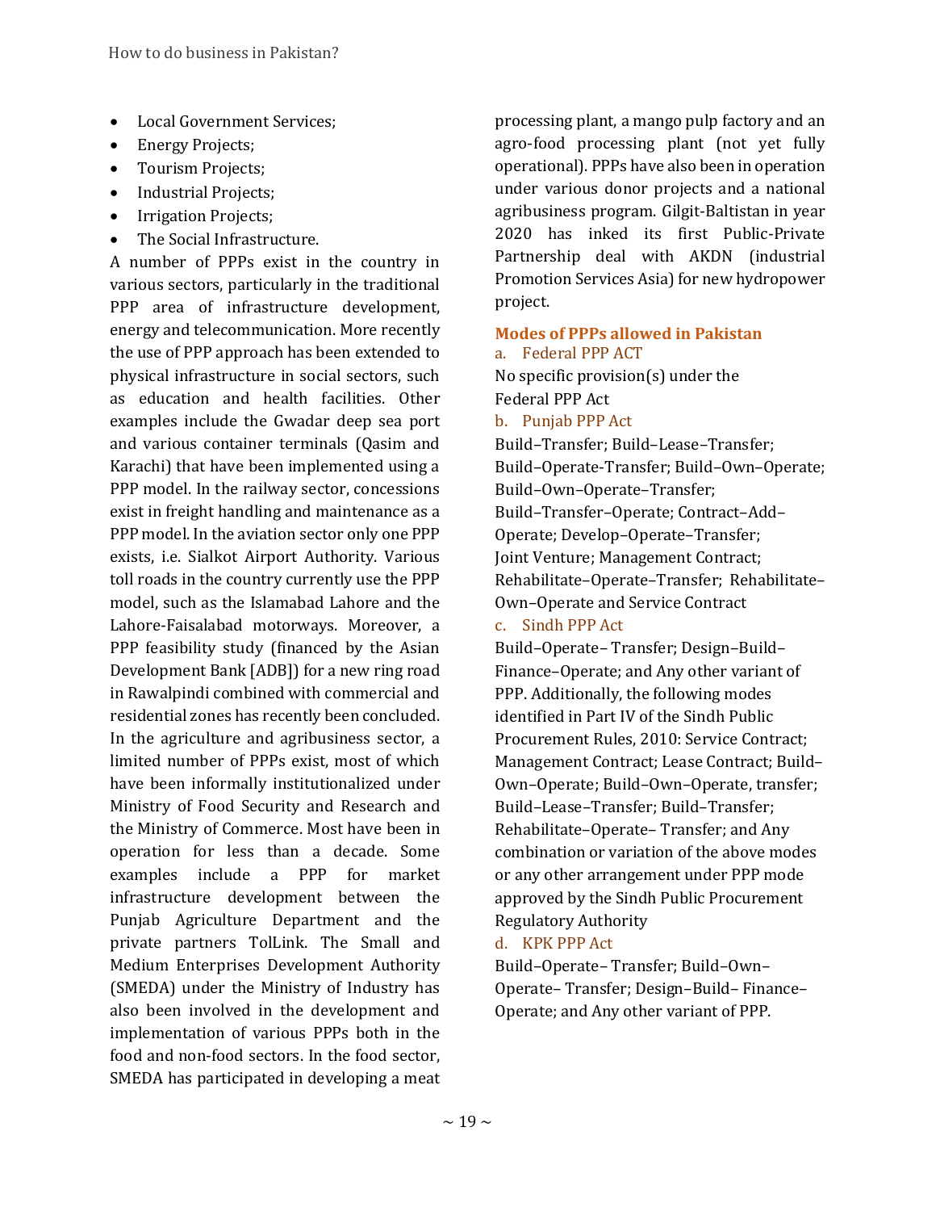- Local Government Services;
- Energy Projects;
- Tourism Projects;
- Industrial Projects;
- Irrigation Projects;
- The Social Infrastructure.

A number of PPPs exist in the country in various sectors, particularly in the traditional PPP area of infrastructure development, energy and telecommunication. More recently the use of PPP approach has been extended to physical infrastructure in social sectors, such as education and health facilities. Other examples include the Gwadar deep sea port and various container terminals (Qasim and Karachi) that have been implemented using a PPP model. In the railway sector, concessions exist in freight handling and maintenance as a PPP model. In the aviation sector only one PPP exists, i.e. Sialkot Airport Authority. Various toll roads in the country currently use the PPP model, such as the Islamabad Lahore and the Lahore-Faisalabad motorways. Moreover, a PPP feasibility study (financed by the Asian Development Bank [ADB]) for a new ring road in Rawalpindi combined with commercial and residential zones has recently been concluded. In the agriculture and agribusiness sector, a limited number of PPPs exist, most of which have been informally institutionalized under Ministry of Food Security and Research and the Ministry of Commerce. Most have been in operation for less than a decade. Some examples include a PPP for market infrastructure development between the Punjab Agriculture Department and the private partners TolLink. The Small and Medium Enterprises Development Authority (SMEDA) under the Ministry of Industry has also been involved in the development and implementation of various PPPs both in the food and non-food sectors. In the food sector, SMEDA has participated in developing a meat processing plant, a mango pulp factory and an agro-food processing plant (not yet fully operational). PPPs have also been in operation under various donor projects and a national agribusiness program. Gilgit-Baltistan in year 2020 has inked its first Public-Private Partnership deal with AKDN (industrial Promotion Services Asia) for new hydropower project.

## Modes of PPPs allowed in Pakistan

### a. Federal PPP ACT

No specific provision(s) under the Federal PPP Act

### b. Punjab PPP Act

Build–Transfer; Build–Lease–Transfer; Build–Operate-Transfer; Build–Own–Operate; Build–Own–Operate–Transfer; Build–Transfer–Operate; Contract–Add–Operate; Develop–Operate–Transfer; Joint Venture; Management Contract; Rehabilitate–Operate–Transfer; Rehabilitate–Own–Operate and Service Contract

### c. Sindh PPP Act

Build–Operate– Transfer; Design–Build–Finance–Operate; and Any other variant of PPP. Additionally, the following modes identified in Part IV of the Sindh Public Procurement Rules, 2010: Service Contract; Management Contract; Lease Contract; Build–Own–Operate; Build–Own–Operate, transfer; Build–Lease–Transfer; Build–Transfer; Rehabilitate–Operate– Transfer; and Any combination or variation of the above modes or any other arrangement under PPP mode approved by the Sindh Public Procurement Regulatory Authority

### d. KPK PPP Act

Build–Operate– Transfer; Build–Own–Operate– Transfer; Design–Build– Finance–Operate; and Any other variant of PPP.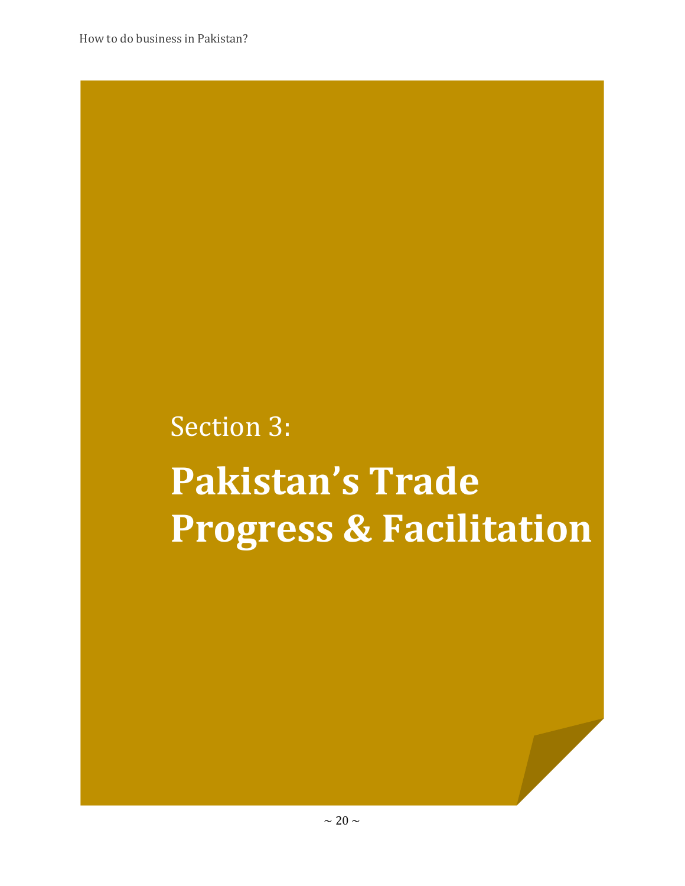Section 3:

# Pakistan’s Trade Progress & Facilitation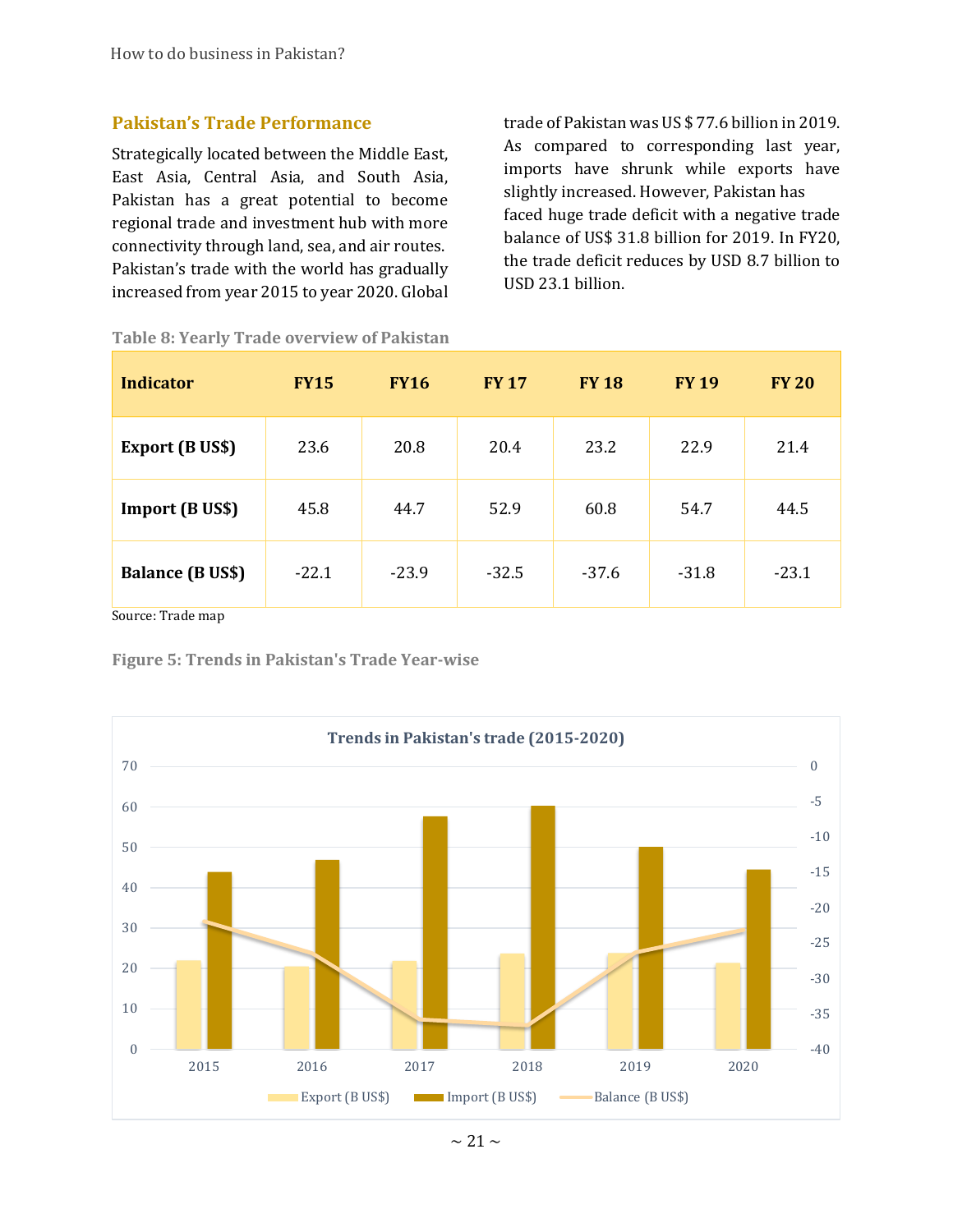## Pakistan's Trade Performance

Strategically located between the Middle East, East Asia, Central Asia, and South Asia, Pakistan has a great potential to become regional trade and investment hub with more connectivity through land, sea, and air routes. Pakistan's trade with the world has gradually increased from year 2015 to year 2020. Global trade of Pakistan was US $ 77.6 billion in 2019. As compared to corresponding last year, imports have shrunk while exports have slightly increased. However, Pakistan has faced huge trade deficit with a negative trade balance of US$ 31.8 billion for 2019. In FY20, the trade deficit reduces by USD 8.7 billion to USD 23.1 billion.

**Table 8: Yearly Trade overview of Pakistan**

| Indicator | FY15 | FY16 | FY 17 | FY 18 | FY 19 | FY 20 |
|---|---|---|---|---|---|---|
| **Export (B US$)** | 23.6 | 20.8 | 20.4 | 23.2 | 22.9 | 21.4 |
| **Import (B US$)** | 45.8 | 44.7 | 52.9 | 60.8 | 54.7 | 44.5 |
| **Balance (B US$)** | -22.1 | -23.9 | -32.5 | -37.6 | -31.8 | -23.1 |

Source: Trade map

**Figure 5: Trends in Pakistan's Trade Year-wise**

Trends in Pakistan's trade (2015-2020)

Export (B US$) | Import (B US$) | Balance (B US$)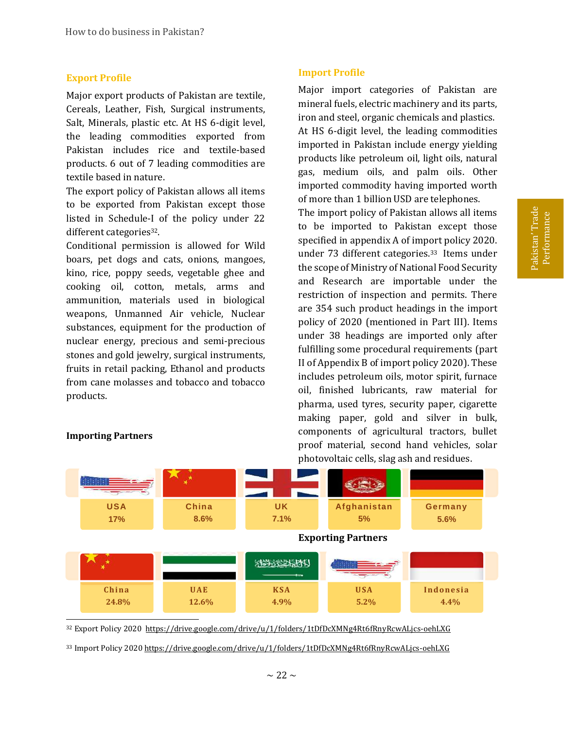## Export Profile

Major export products of Pakistan are textile, Cereals, Leather, Fish, Surgical instruments, Salt, Minerals, plastic etc. At HS 6-digit level, the leading commodities exported from Pakistan includes rice and textile-based products. 6 out of 7 leading commodities are textile based in nature.

The export policy of Pakistan allows all items to be exported from Pakistan except those listed in Schedule-I of the policy under 22 different categories[32].

Conditional permission is allowed for Wild boars, pet dogs and cats, onions, mangoes, kino, rice, poppy seeds, vegetable ghee and cooking oil, cotton, metals, arms and ammunition, materials used in biological weapons, Unmanned Air vehicle, Nuclear substances, equipment for the production of nuclear energy, precious and semi-precious stones and gold jewelry, surgical instruments, fruits in retail packing, Ethanol and products from cane molasses and tobacco and tobacco products.

## Import Profile

Major import categories of Pakistan are mineral fuels, electric machinery and its parts, iron and steel, organic chemicals and plastics. At HS 6-digit level, the leading commodities imported in Pakistan include energy yielding products like petroleum oil, light oils, natural gas, medium oils, and palm oils. Other imported commodity having imported worth of more than 1 billion USD are telephones.

The import policy of Pakistan allows all items to be imported to Pakistan except those specified in appendix A of import policy 2020. under 73 different categories.[33] Items under the scope of Ministry of National Food Security and Research are importable under the restriction of inspection and permits. There are 354 such product headings in the import policy of 2020 (mentioned in Part III). Items under 38 headings are imported only after fulfilling some procedural requirements (part II of Appendix B of import policy 2020). These includes petroleum oils, motor spirit, furnace oil, finished lubricants, raw material for pharma, used tyres, security paper, cigarette making paper, gold and silver in bulk, components of agricultural tractors, bullet proof material, second hand vehicles, solar photovoltaic cells, slag ash and residues.

**Importing Partners**

| USA | China | UK | Afghanistan | Germany |
|---|---|---|---|---|
| 17% | 8.6% | 7.1% | 5% | 5.6% |

**Exporting Partners**

| China | UAE | KSA | USA | Indonesia |
|---|---|---|---|---|
| 24.8% | 12.6% | 4.9% | 5.2% | 4.4% |

---

[32] Export Policy 2020 https://drive.google.com/drive/u/1/folders/1tDfDcXMNg4Rt6fRnyRcwALjcs-oehLXG

[33] Import Policy 2020 https://drive.google.com/drive/u/1/folders/1tDfDcXMNg4Rt6fRnyRcwALjcs-oehLXG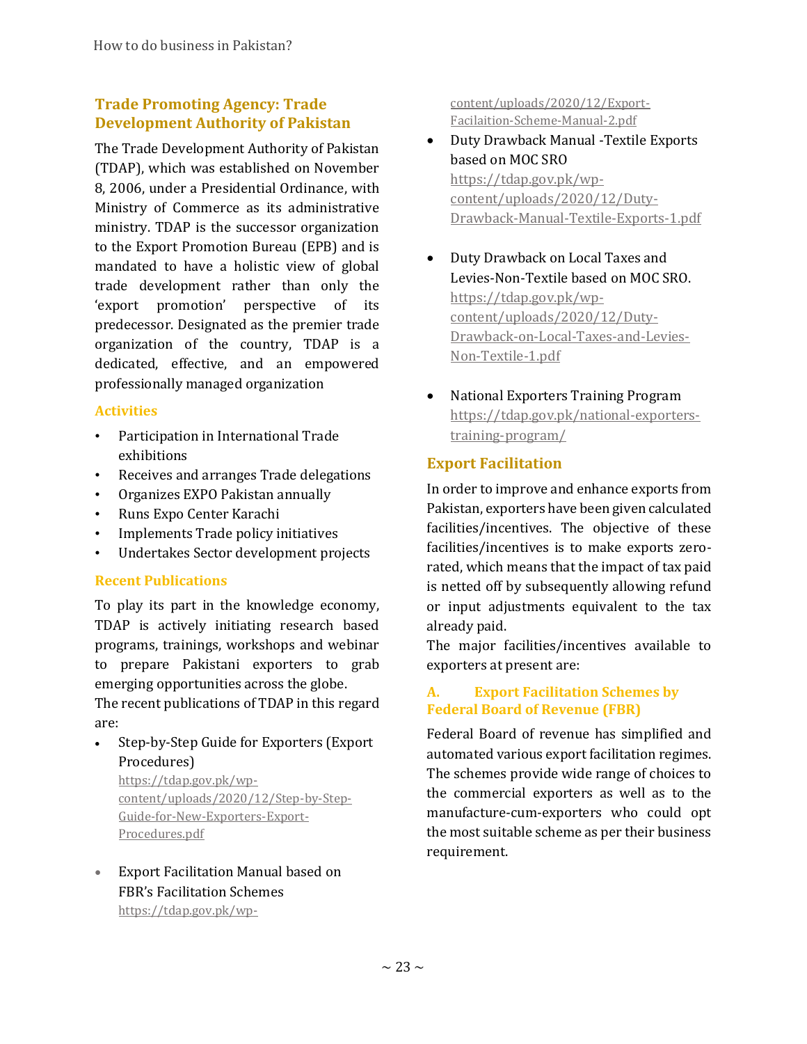## Trade Promoting Agency: Trade Development Authority of Pakistan

The Trade Development Authority of Pakistan (TDAP), which was established on November 8, 2006, under a Presidential Ordinance, with Ministry of Commerce as its administrative ministry. TDAP is the successor organization to the Export Promotion Bureau (EPB) and is mandated to have a holistic view of global trade development rather than only the 'export promotion' perspective of its predecessor. Designated as the premier trade organization of the country, TDAP is a dedicated, effective, and an empowered professionally managed organization

### Activities

- Participation in International Trade exhibitions
- Receives and arranges Trade delegations
- Organizes EXPO Pakistan annually
- Runs Expo Center Karachi
- Implements Trade policy initiatives
- Undertakes Sector development projects

### Recent Publications

To play its part in the knowledge economy, TDAP is actively initiating research based programs, trainings, workshops and webinar to prepare Pakistani exporters to grab emerging opportunities across the globe.
The recent publications of TDAP in this regard are:

- Step-by-Step Guide for Exporters (Export Procedures) https://tdap.gov.pk/wp-content/uploads/2020/12/Step-by-Step-Guide-for-New-Exporters-Export-Procedures.pdf
- Export Facilitation Manual based on FBR's Facilitation Schemes https://tdap.gov.pk/wp-content/uploads/2020/12/Export-Facilaition-Scheme-Manual-2.pdf
- Duty Drawback Manual -Textile Exports based on MOC SRO https://tdap.gov.pk/wp-content/uploads/2020/12/Duty-Drawback-Manual-Textile-Exports-1.pdf
- Duty Drawback on Local Taxes and Levies-Non-Textile based on MOC SRO. https://tdap.gov.pk/wp-content/uploads/2020/12/Duty-Drawback-on-Local-Taxes-and-Levies-Non-Textile-1.pdf
- National Exporters Training Program https://tdap.gov.pk/national-exporters-training-program/

## Export Facilitation

In order to improve and enhance exports from Pakistan, exporters have been given calculated facilities/incentives. The objective of these facilities/incentives is to make exports zero-rated, which means that the impact of tax paid is netted off by subsequently allowing refund or input adjustments equivalent to the tax already paid.
The major facilities/incentives available to exporters at present are:

### A. Export Facilitation Schemes by Federal Board of Revenue (FBR)

Federal Board of revenue has simplified and automated various export facilitation regimes. The schemes provide wide range of choices to the commercial exporters as well as to the manufacture-cum-exporters who could opt the most suitable scheme as per their business requirement.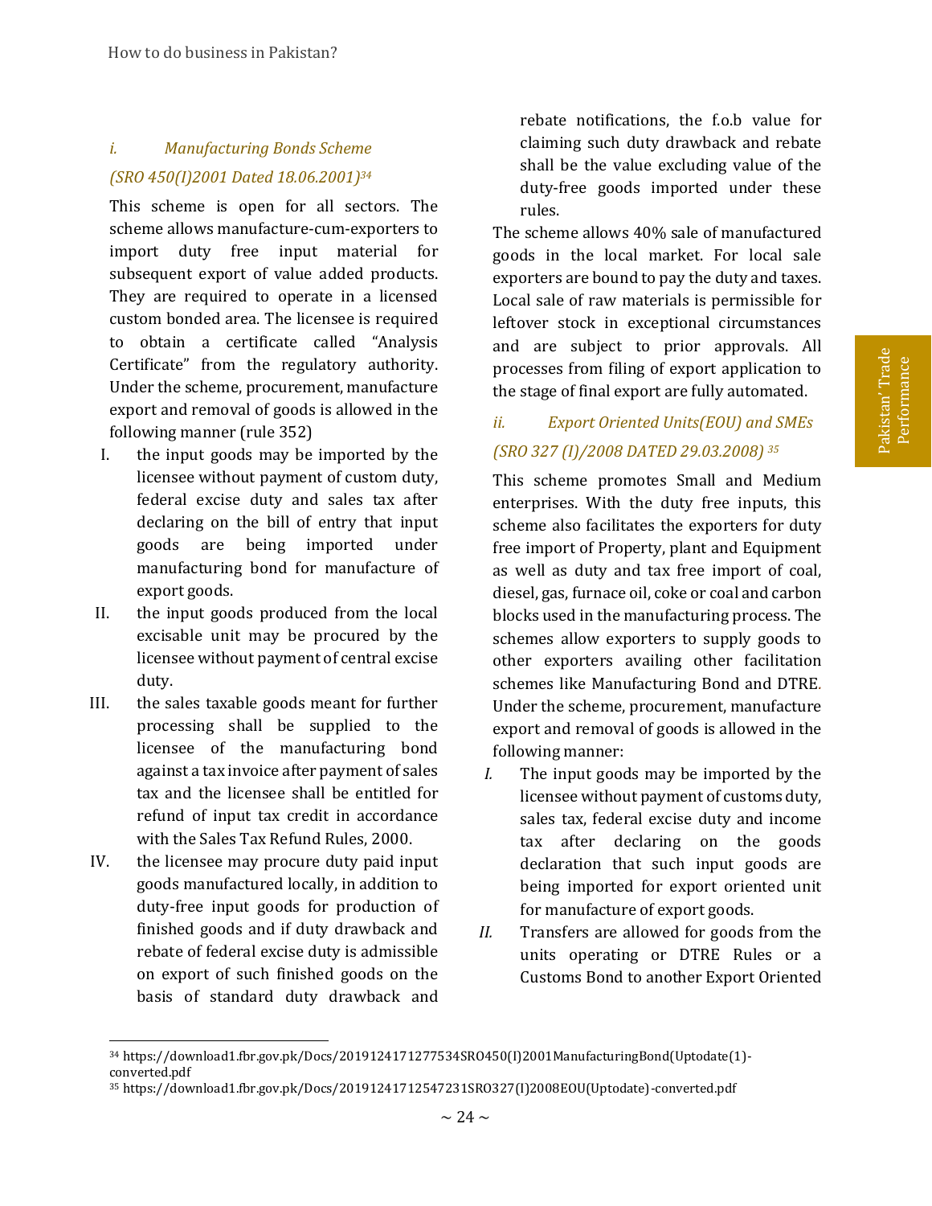### i. Manufacturing Bonds Scheme

*(SRO 450(I)2001 Dated 18.06.2001)*[34]

This scheme is open for all sectors. The scheme allows manufacture-cum-exporters to import duty free input material for subsequent export of value added products. They are required to operate in a licensed custom bonded area. The licensee is required to obtain a certificate called "Analysis Certificate" from the regulatory authority. Under the scheme, procurement, manufacture export and removal of goods is allowed in the following manner (rule 352)

I. the input goods may be imported by the licensee without payment of custom duty, federal excise duty and sales tax after declaring on the bill of entry that input goods are being imported under manufacturing bond for manufacture of export goods.

II. the input goods produced from the local excisable unit may be procured by the licensee without payment of central excise duty.

III. the sales taxable goods meant for further processing shall be supplied to the licensee of the manufacturing bond against a tax invoice after payment of sales tax and the licensee shall be entitled for refund of input tax credit in accordance with the Sales Tax Refund Rules, 2000.

IV. the licensee may procure duty paid input goods manufactured locally, in addition to duty-free input goods for production of finished goods and if duty drawback and rebate of federal excise duty is admissible on export of such finished goods on the basis of standard duty drawback and rebate notifications, the f.o.b value for claiming such duty drawback and rebate shall be the value excluding value of the duty-free goods imported under these rules.

The scheme allows 40% sale of manufactured goods in the local market. For local sale exporters are bound to pay the duty and taxes. Local sale of raw materials is permissible for leftover stock in exceptional circumstances and are subject to prior approvals. All processes from filing of export application to the stage of final export are fully automated.

### ii. Export Oriented Units(EOU) and SMEs

*(SRO 327 (I)/2008 DATED 29.03.2008)*[35]

This scheme promotes Small and Medium enterprises. With the duty free inputs, this scheme also facilitates the exporters for duty free import of Property, plant and Equipment as well as duty and tax free import of coal, diesel, gas, furnace oil, coke or coal and carbon blocks used in the manufacturing process. The schemes allow exporters to supply goods to other exporters availing other facilitation schemes like Manufacturing Bond and DTRE. Under the scheme, procurement, manufacture export and removal of goods is allowed in the following manner:

*I.* The input goods may be imported by the licensee without payment of customs duty, sales tax, federal excise duty and income tax after declaring on the goods declaration that such input goods are being imported for export oriented unit for manufacture of export goods.

*II.* Transfers are allowed for goods from the units operating or DTRE Rules or a Customs Bond to another Export Oriented

---

[34] https://download1.fbr.gov.pk/Docs/2019124171277534SRO450(I)2001ManufacturingBond(Uptodate(1)-converted.pdf

[35] https://download1.fbr.gov.pk/Docs/20191241712547231SRO327(I)2008EOU(Uptodate)-converted.pdf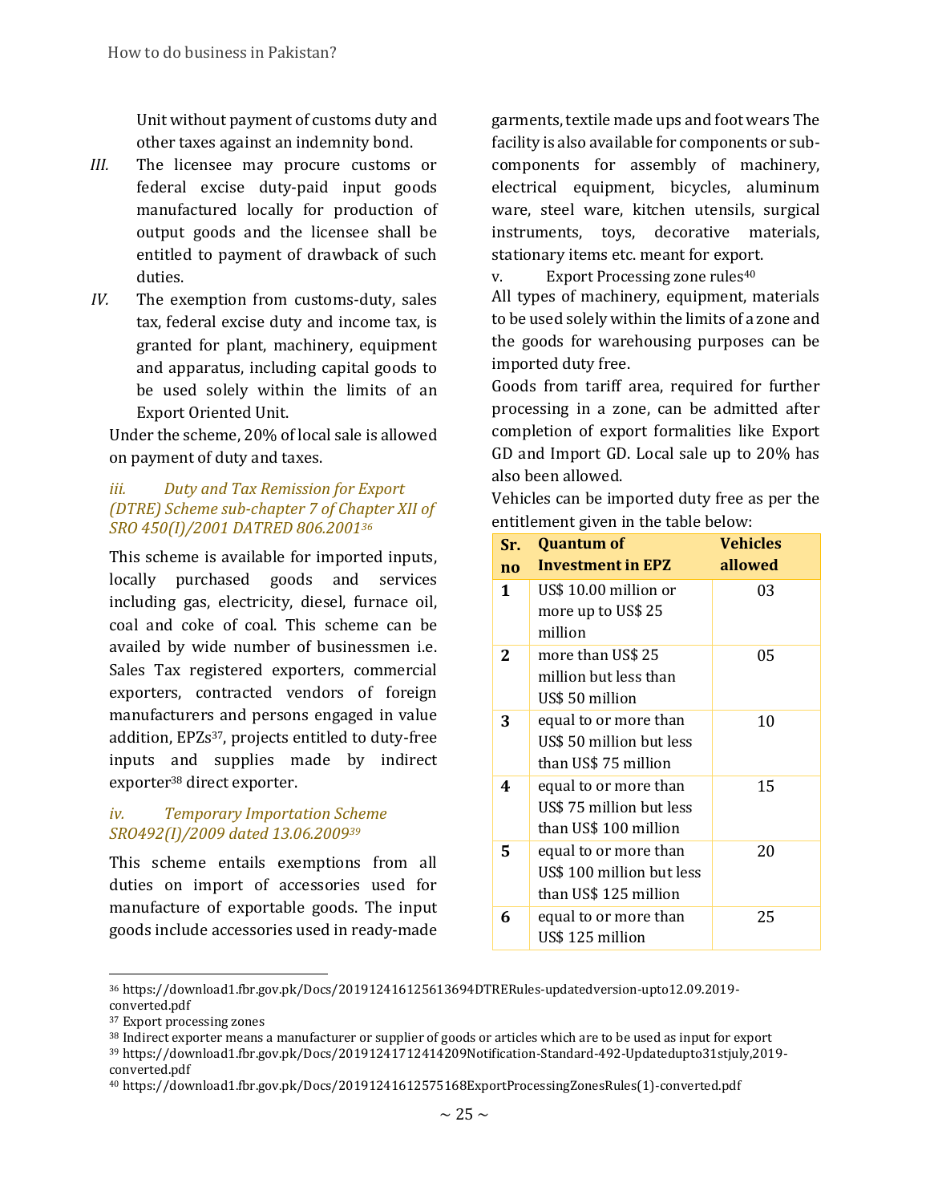Unit without payment of customs duty and other taxes against an indemnity bond.

III. The licensee may procure customs or federal excise duty-paid input goods manufactured locally for production of output goods and the licensee shall be entitled to payment of drawback of such duties.

IV. The exemption from customs-duty, sales tax, federal excise duty and income tax, is granted for plant, machinery, equipment and apparatus, including capital goods to be used solely within the limits of an Export Oriented Unit.

Under the scheme, 20% of local sale is allowed on payment of duty and taxes.

### *iii. Duty and Tax Remission for Export (DTRE) Scheme sub-chapter 7 of Chapter XII of SRO 450(I)/2001 DATRED 806.2001[36]*

This scheme is available for imported inputs, locally purchased goods and services including gas, electricity, diesel, furnace oil, coal and coke of coal. This scheme can be availed by wide number of businessmen i.e. Sales Tax registered exporters, commercial exporters, contracted vendors of foreign manufacturers and persons engaged in value addition, EPZs[37], projects entitled to duty-free inputs and supplies made by indirect exporter[38] direct exporter.

### *iv. Temporary Importation Scheme SRO492(I)/2009 dated 13.06.2009[39]*

This scheme entails exemptions from all duties on import of accessories used for manufacture of exportable goods. The input goods include accessories used in ready-made garments, textile made ups and foot wears The facility is also available for components or sub-components for assembly of machinery, electrical equipment, bicycles, aluminum ware, steel ware, kitchen utensils, surgical instruments, toys, decorative materials, stationary items etc. meant for export.

v. Export Processing zone rules[40]

All types of machinery, equipment, materials to be used solely within the limits of a zone and the goods for warehousing purposes can be imported duty free.

Goods from tariff area, required for further processing in a zone, can be admitted after completion of export formalities like Export GD and Import GD. Local sale up to 20% has also been allowed.

Vehicles can be imported duty free as per the entitlement given in the table below:

| Sr. no | Quantum of Investment in EPZ | Vehicles allowed |
|---|---|---|
| 1 | US$ 10.00 million or more up to US$ 25 million | 03 |
| 2 | more than US$ 25 million but less than US$ 50 million | 05 |
| 3 | equal to or more than US$ 50 million but less than US$ 75 million | 10 |
| 4 | equal to or more than US$ 75 million but less than US$ 100 million | 15 |
| 5 | equal to or more than US$ 100 million but less than US$ 125 million | 20 |
| 6 | equal to or more than US$ 125 million | 25 |

---

[36] https://download1.fbr.gov.pk/Docs/201912416125613694DTRERules-updatedversion-upto12.09.2019-converted.pdf

[37] Export processing zones

[38] Indirect exporter means a manufacturer or supplier of goods or articles which are to be used as input for export

[39] https://download1.fbr.gov.pk/Docs/20191241712414209Notification-Standard-492-Updatedupto31stjuly,2019-converted.pdf

[40] https://download1.fbr.gov.pk/Docs/20191241612575168ExportProcessingZonesRules(1)-converted.pdf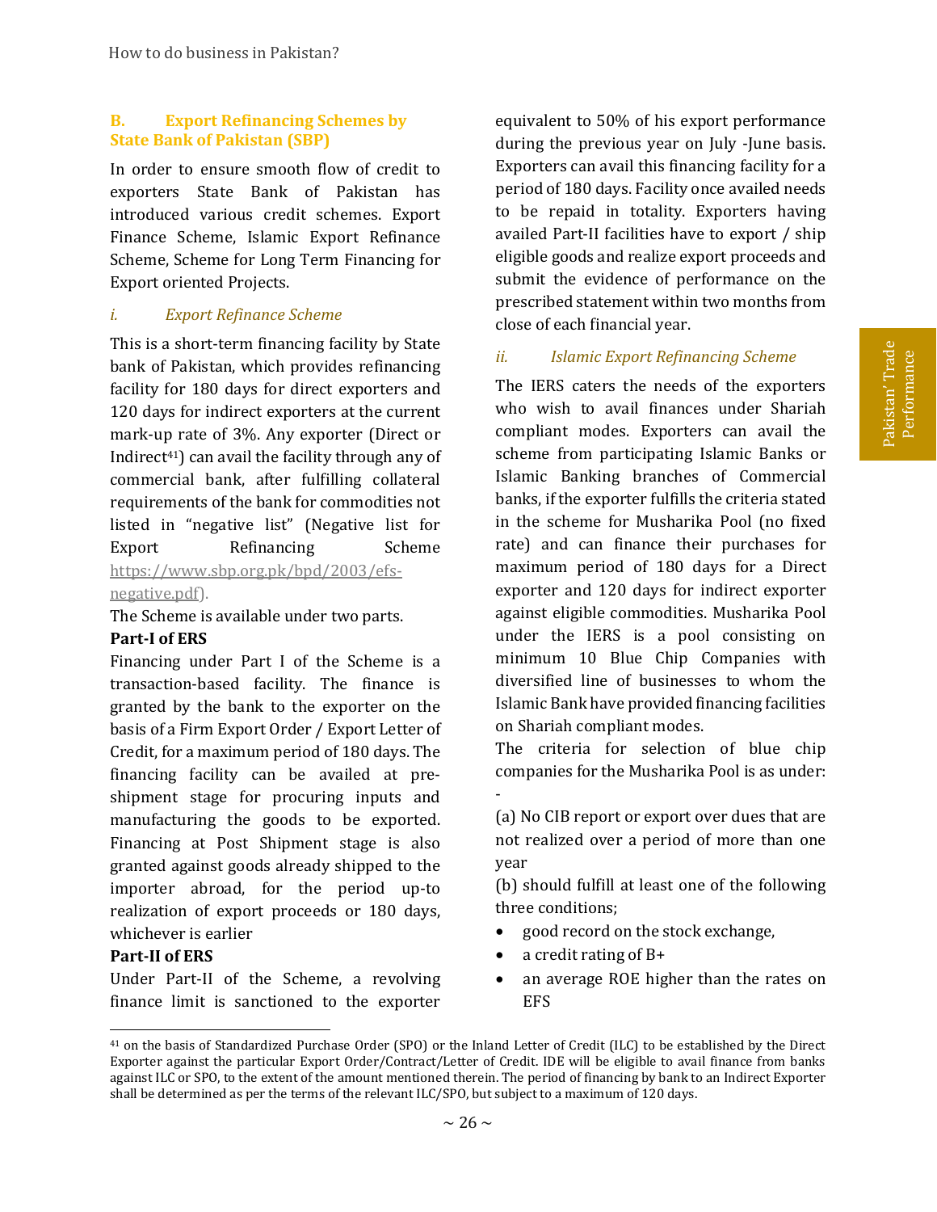## B. Export Refinancing Schemes by State Bank of Pakistan (SBP)

In order to ensure smooth flow of credit to exporters State Bank of Pakistan has introduced various credit schemes. Export Finance Scheme, Islamic Export Refinance Scheme, Scheme for Long Term Financing for Export oriented Projects.

### *i. Export Refinance Scheme*

This is a short-term financing facility by State bank of Pakistan, which provides refinancing facility for 180 days for direct exporters and 120 days for indirect exporters at the current mark-up rate of 3%. Any exporter (Direct or Indirect[41]) can avail the facility through any of commercial bank, after fulfilling collateral requirements of the bank for commodities not listed in "negative list" (Negative list for Export Refinancing Scheme https://www.sbp.org.pk/bpd/2003/efs-negative.pdf).

The Scheme is available under two parts.

**Part-I of ERS**

Financing under Part I of the Scheme is a transaction-based facility. The finance is granted by the bank to the exporter on the basis of a Firm Export Order / Export Letter of Credit, for a maximum period of 180 days. The financing facility can be availed at pre-shipment stage for procuring inputs and manufacturing the goods to be exported. Financing at Post Shipment stage is also granted against goods already shipped to the importer abroad, for the period up-to realization of export proceeds or 180 days, whichever is earlier

**Part-II of ERS**

Under Part-II of the Scheme, a revolving finance limit is sanctioned to the exporter equivalent to 50% of his export performance during the previous year on July -June basis. Exporters can avail this financing facility for a period of 180 days. Facility once availed needs to be repaid in totality. Exporters having availed Part-II facilities have to export / ship eligible goods and realize export proceeds and submit the evidence of performance on the prescribed statement within two months from close of each financial year.

### *ii. Islamic Export Refinancing Scheme*

The IERS caters the needs of the exporters who wish to avail finances under Shariah compliant modes. Exporters can avail the scheme from participating Islamic Banks or Islamic Banking branches of Commercial banks, if the exporter fulfills the criteria stated in the scheme for Musharika Pool (no fixed rate) and can finance their purchases for maximum period of 180 days for a Direct exporter and 120 days for indirect exporter against eligible commodities. Musharika Pool under the IERS is a pool consisting on minimum 10 Blue Chip Companies with diversified line of businesses to whom the Islamic Bank have provided financing facilities on Shariah compliant modes.

The criteria for selection of blue chip companies for the Musharika Pool is as under: -

(a) No CIB report or export over dues that are not realized over a period of more than one year

(b) should fulfill at least one of the following three conditions;

- good record on the stock exchange,
- a credit rating of B+
- an average ROE higher than the rates on EFS

[41] on the basis of Standardized Purchase Order (SPO) or the Inland Letter of Credit (ILC) to be established by the Direct Exporter against the particular Export Order/Contract/Letter of Credit. IDE will be eligible to avail finance from banks against ILC or SPO, to the extent of the amount mentioned therein. The period of financing by bank to an Indirect Exporter shall be determined as per the terms of the relevant ILC/SPO, but subject to a maximum of 120 days.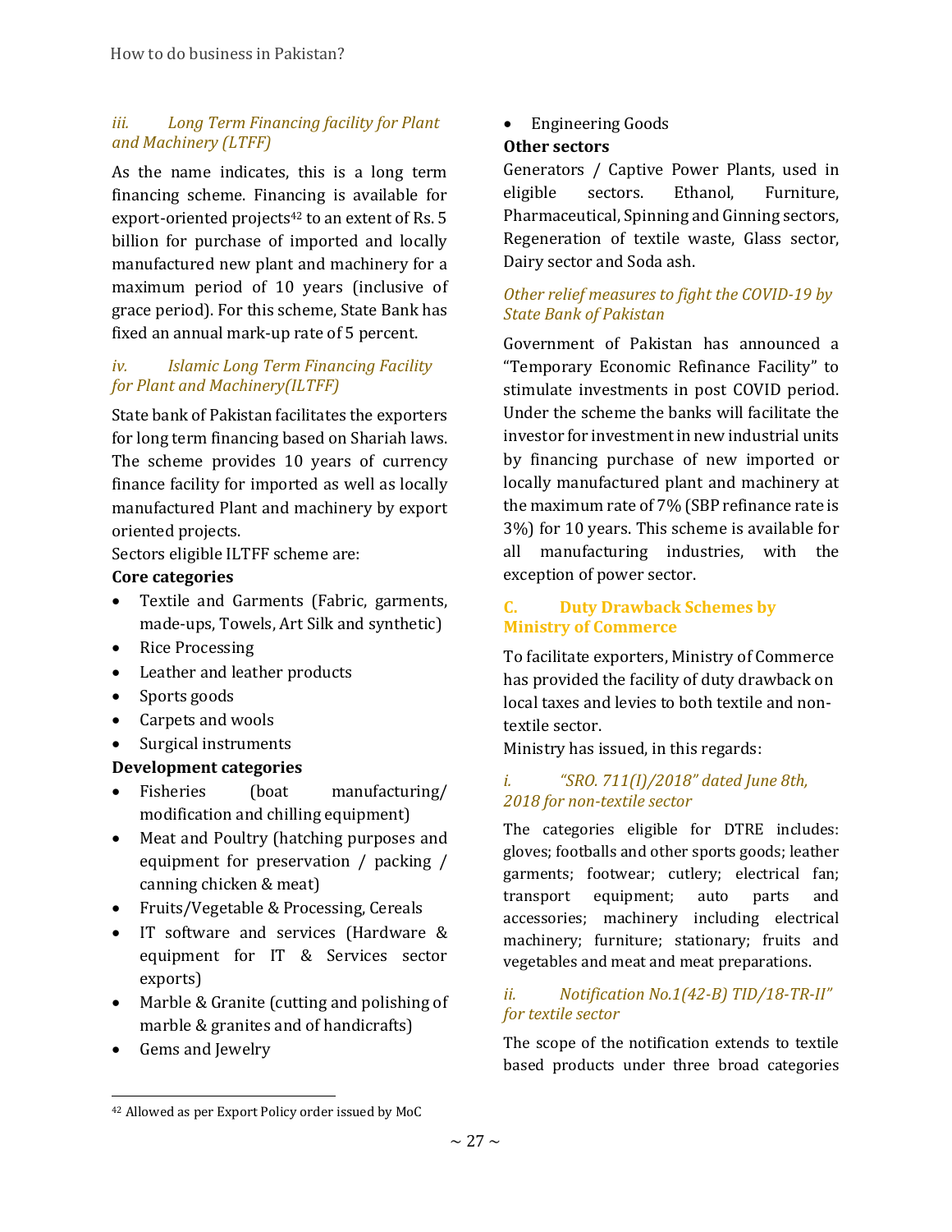### iii. Long Term Financing facility for Plant and Machinery (LTFF)

As the name indicates, this is a long term financing scheme. Financing is available for export-oriented projects[42] to an extent of Rs. 5 billion for purchase of imported and locally manufactured new plant and machinery for a maximum period of 10 years (inclusive of grace period). For this scheme, State Bank has fixed an annual mark-up rate of 5 percent.

### iv. Islamic Long Term Financing Facility for Plant and Machinery(ILTFF)

State bank of Pakistan facilitates the exporters for long term financing based on Shariah laws. The scheme provides 10 years of currency finance facility for imported as well as locally manufactured Plant and machinery by export oriented projects.

Sectors eligible ILTFF scheme are:

**Core categories**

- Textile and Garments (Fabric, garments, made-ups, Towels, Art Silk and synthetic)
- Rice Processing
- Leather and leather products
- Sports goods
- Carpets and wools
- Surgical instruments

**Development categories**

- Fisheries (boat manufacturing/ modification and chilling equipment)
- Meat and Poultry (hatching purposes and equipment for preservation / packing / canning chicken & meat)
- Fruits/Vegetable & Processing, Cereals
- IT software and services (Hardware & equipment for IT & Services sector exports)
- Marble & Granite (cutting and polishing of marble & granites and of handicrafts)
- Gems and Jewelry
- Engineering Goods

**Other sectors**

Generators / Captive Power Plants, used in eligible sectors. Ethanol, Furniture, Pharmaceutical, Spinning and Ginning sectors, Regeneration of textile waste, Glass sector, Dairy sector and Soda ash.

### Other relief measures to fight the COVID-19 by State Bank of Pakistan

Government of Pakistan has announced a "Temporary Economic Refinance Facility" to stimulate investments in post COVID period. Under the scheme the banks will facilitate the investor for investment in new industrial units by financing purchase of new imported or locally manufactured plant and machinery at the maximum rate of 7% (SBP refinance rate is 3%) for 10 years. This scheme is available for all manufacturing industries, with the exception of power sector.

## C. Duty Drawback Schemes by Ministry of Commerce

To facilitate exporters, Ministry of Commerce has provided the facility of duty drawback on local taxes and levies to both textile and non-textile sector.

Ministry has issued, in this regards:

### i. "SRO. 711(I)/2018" dated June 8th, 2018 for non-textile sector

The categories eligible for DTRE includes: gloves; footballs and other sports goods; leather garments; footwear; cutlery; electrical fan; transport equipment; auto parts and accessories; machinery including electrical machinery; furniture; stationary; fruits and vegetables and meat and meat preparations.

### ii. Notification No.1(42-B) TID/18-TR-II" for textile sector

The scope of the notification extends to textile based products under three broad categories

---

[42] Allowed as per Export Policy order issued by MoC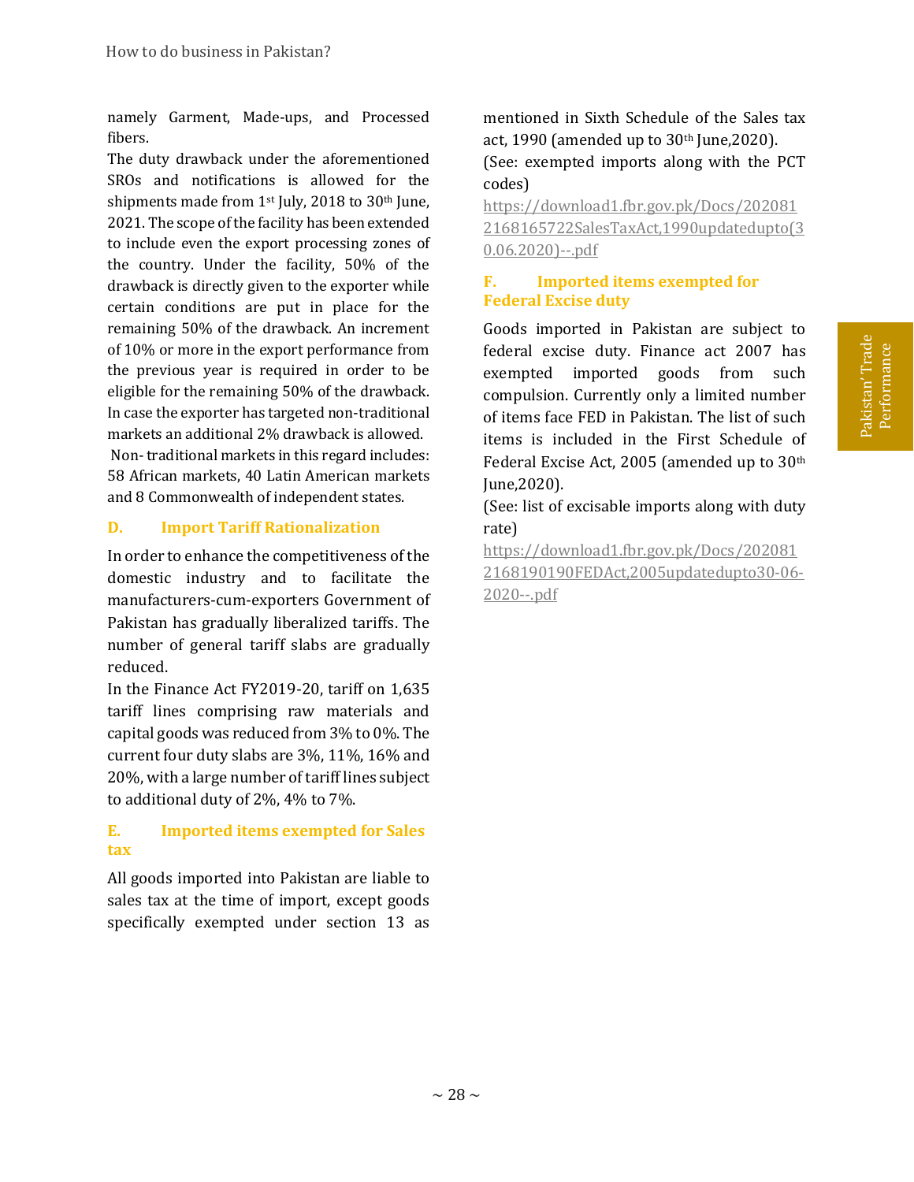namely Garment, Made-ups, and Processed fibers.

The duty drawback under the aforementioned SROs and notifications is allowed for the shipments made from 1st July, 2018 to 30th June, 2021. The scope of the facility has been extended to include even the export processing zones of the country. Under the facility, 50% of the drawback is directly given to the exporter while certain conditions are put in place for the remaining 50% of the drawback. An increment of 10% or more in the export performance from the previous year is required in order to be eligible for the remaining 50% of the drawback. In case the exporter has targeted non-traditional markets an additional 2% drawback is allowed.

Non- traditional markets in this regard includes: 58 African markets, 40 Latin American markets and 8 Commonwealth of independent states.

### D. Import Tariff Rationalization

In order to enhance the competitiveness of the domestic industry and to facilitate the manufacturers-cum-exporters Government of Pakistan has gradually liberalized tariffs. The number of general tariff slabs are gradually reduced.

In the Finance Act FY2019-20, tariff on 1,635 tariff lines comprising raw materials and capital goods was reduced from 3% to 0%. The current four duty slabs are 3%, 11%, 16% and 20%, with a large number of tariff lines subject to additional duty of 2%, 4% to 7%.

### E. Imported items exempted for Sales tax

All goods imported into Pakistan are liable to sales tax at the time of import, except goods specifically exempted under section 13 as mentioned in Sixth Schedule of the Sales tax act, 1990 (amended up to 30th June,2020).

(See: exempted imports along with the PCT codes)

https://download1.fbr.gov.pk/Docs/2020812168165722SalesTaxAct,1990updatedupto(30.06.2020)--.pdf

### F. Imported items exempted for Federal Excise duty

Goods imported in Pakistan are subject to federal excise duty. Finance act 2007 has exempted imported goods from such compulsion. Currently only a limited number of items face FED in Pakistan. The list of such items is included in the First Schedule of Federal Excise Act, 2005 (amended up to 30th June,2020).

(See: list of excisable imports along with duty rate)

https://download1.fbr.gov.pk/Docs/2020812168190190FEDAct,2005updatedupto30-06-2020--.pdf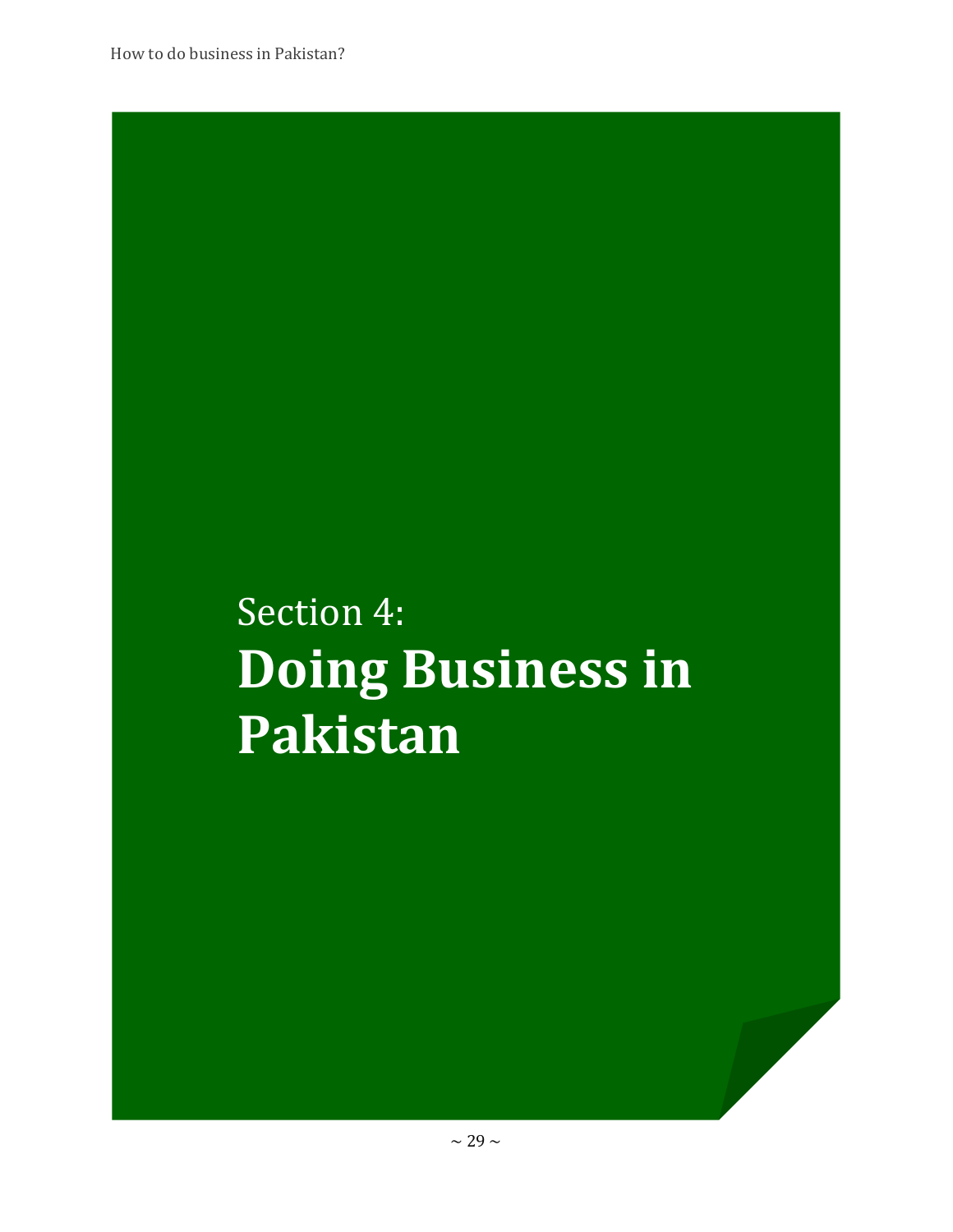# Section 4: Doing Business in Pakistan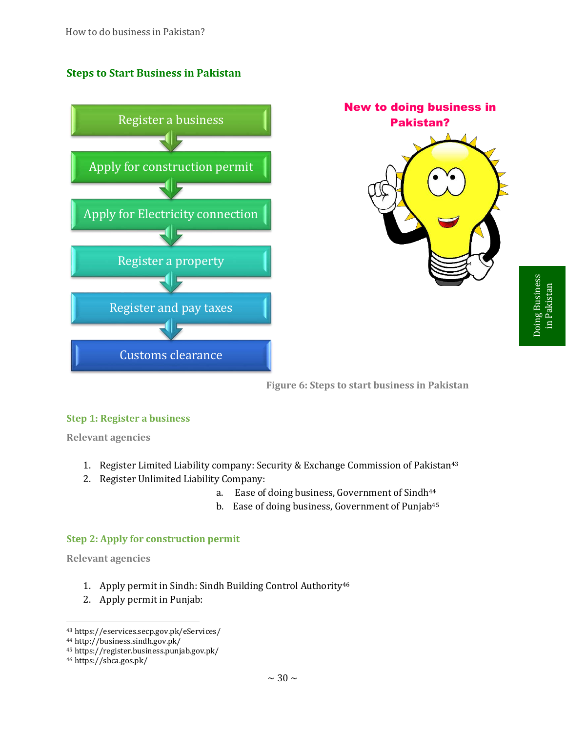## Steps to Start Business in Pakistan

Register a business

Apply for construction permit

Apply for Electricity connection

Register a property

Register and pay taxes

Customs clearance

New to doing business in Pakistan?

Figure 6: Steps to start business in Pakistan

### Step 1: Register a business

**Relevant agencies**

1. Register Limited Liability company: Security & Exchange Commission of Pakistan[43]
2. Register Unlimited Liability Company:
   a. Ease of doing business, Government of Sindh[44]
   b. Ease of doing business, Government of Punjab[45]

### Step 2: Apply for construction permit

**Relevant agencies**

1. Apply permit in Sindh: Sindh Building Control Authority[46]
2. Apply permit in Punjab:

---

[43] https://eservices.secp.gov.pk/eServices/
[44] http://business.sindh.gov.pk/
[45] https://register.business.punjab.gov.pk/
[46] https://sbca.gos.pk/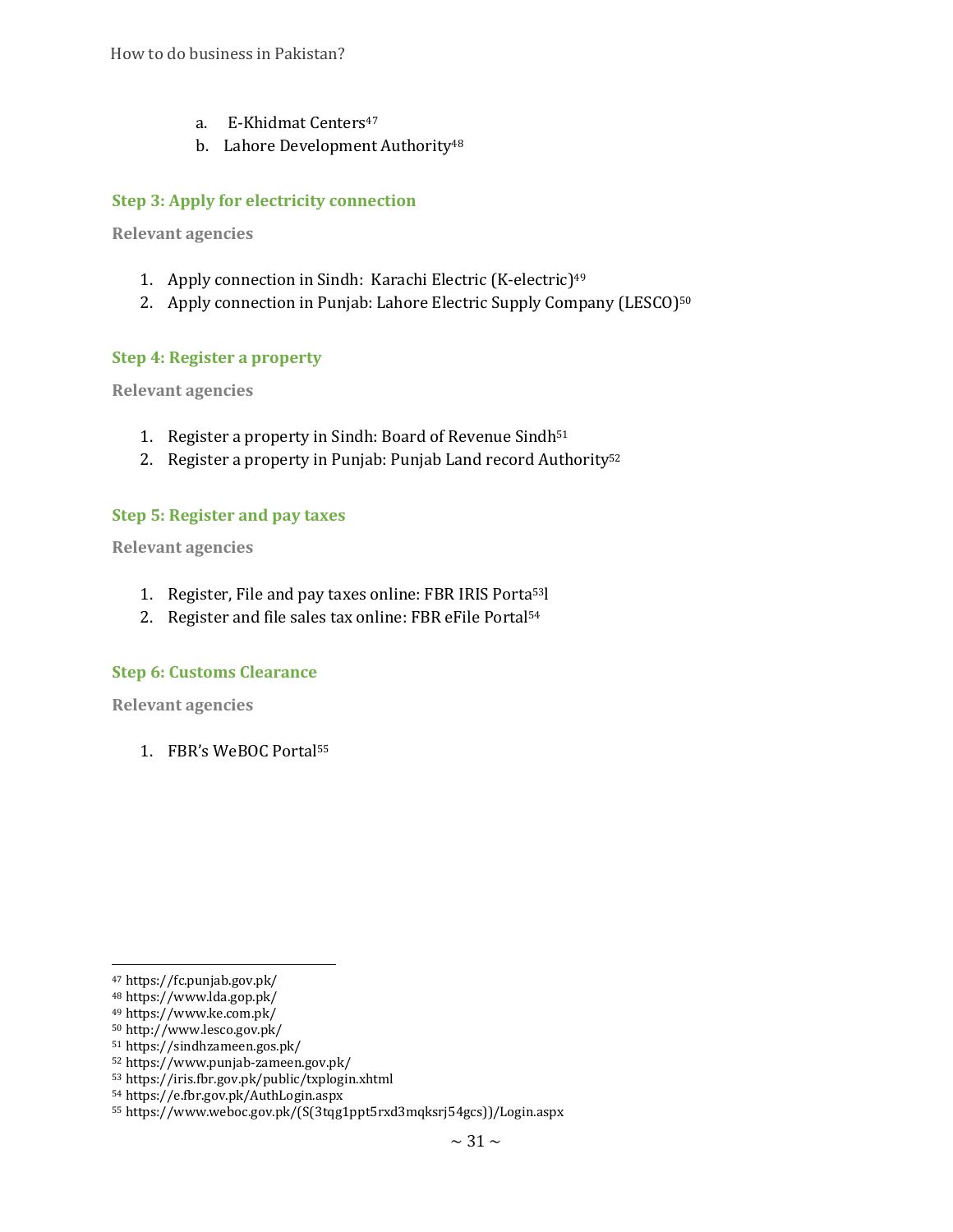a. E-Khidmat Centers[47]
b. Lahore Development Authority[48]

### Step 3: Apply for electricity connection

**Relevant agencies**

1. Apply connection in Sindh: Karachi Electric (K-electric)[49]
2. Apply connection in Punjab: Lahore Electric Supply Company (LESCO)[50]

### Step 4: Register a property

**Relevant agencies**

1. Register a property in Sindh: Board of Revenue Sindh[51]
2. Register a property in Punjab: Punjab Land record Authority[52]

### Step 5: Register and pay taxes

**Relevant agencies**

1. Register, File and pay taxes online: FBR IRIS Porta[53]l
2. Register and file sales tax online: FBR eFile Portal[54]

### Step 6: Customs Clearance

**Relevant agencies**

1. FBR's WeBOC Portal[55]

---

[47] https://fc.punjab.gov.pk/
[48] https://www.lda.gop.pk/
[49] https://www.ke.com.pk/
[50] http://www.lesco.gov.pk/
[51] https://sindhzameen.gos.pk/
[52] https://www.punjab-zameen.gov.pk/
[53] https://iris.fbr.gov.pk/public/txplogin.xhtml
[54] https://e.fbr.gov.pk/AuthLogin.aspx
[55] https://www.weboc.gov.pk/(S(3tqg1ppt5rxd3mqksrj54gcs))/Login.aspx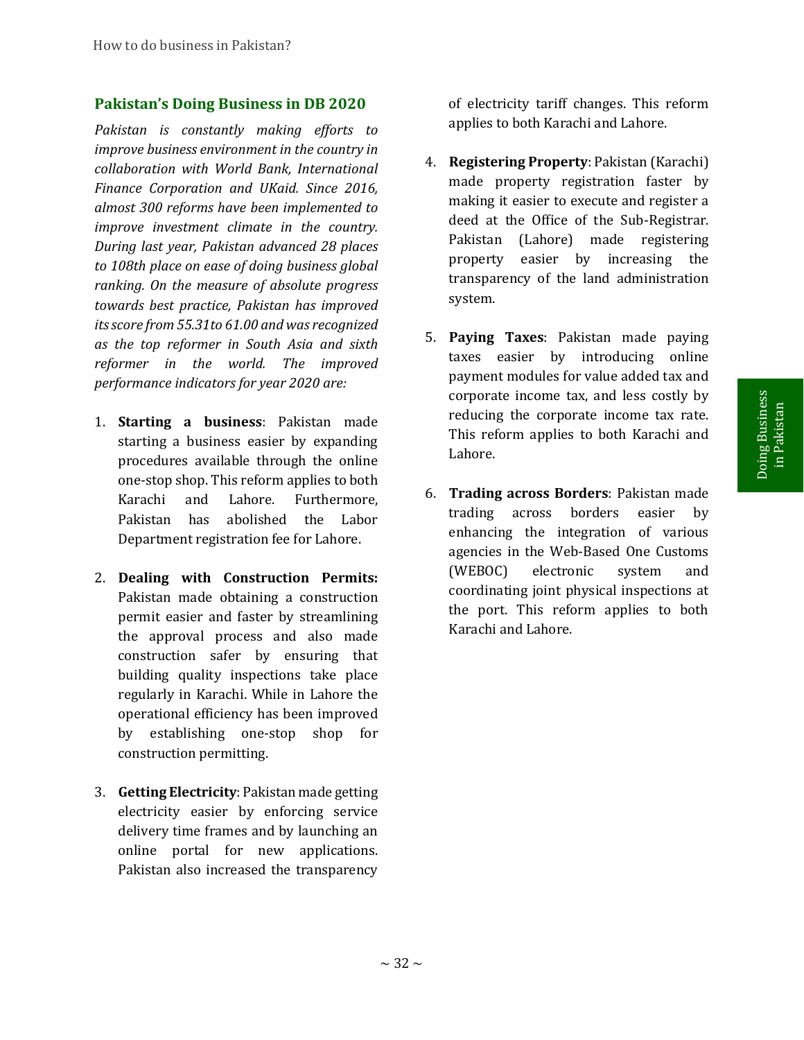## Pakistan's Doing Business in DB 2020

*Pakistan is constantly making efforts to improve business environment in the country in collaboration with World Bank, International Finance Corporation and UKaid. Since 2016, almost 300 reforms have been implemented to improve investment climate in the country. During last year, Pakistan advanced 28 places to 108th place on ease of doing business global ranking. On the measure of absolute progress towards best practice, Pakistan has improved its score from 55.31 to 61.00 and was recognized as the top reformer in South Asia and sixth reformer in the world. The improved performance indicators for year 2020 are:*

1. **Starting a business**: Pakistan made starting a business easier by expanding procedures available through the online one-stop shop. This reform applies to both Karachi and Lahore. Furthermore, Pakistan has abolished the Labor Department registration fee for Lahore.

2. **Dealing with Construction Permits:** Pakistan made obtaining a construction permit easier and faster by streamlining the approval process and also made construction safer by ensuring that building quality inspections take place regularly in Karachi. While in Lahore the operational efficiency has been improved by establishing one-stop shop for construction permitting.

3. **Getting Electricity**: Pakistan made getting electricity easier by enforcing service delivery time frames and by launching an online portal for new applications. Pakistan also increased the transparency of electricity tariff changes. This reform applies to both Karachi and Lahore.

4. **Registering Property**: Pakistan (Karachi) made property registration faster by making it easier to execute and register a deed at the Office of the Sub-Registrar. Pakistan (Lahore) made registering property easier by increasing the transparency of the land administration system.

5. **Paying Taxes**: Pakistan made paying taxes easier by introducing online payment modules for value added tax and corporate income tax, and less costly by reducing the corporate income tax rate. This reform applies to both Karachi and Lahore.

6. **Trading across Borders**: Pakistan made trading across borders easier by enhancing the integration of various agencies in the Web-Based One Customs (WEBOC) electronic system and coordinating joint physical inspections at the port. This reform applies to both Karachi and Lahore.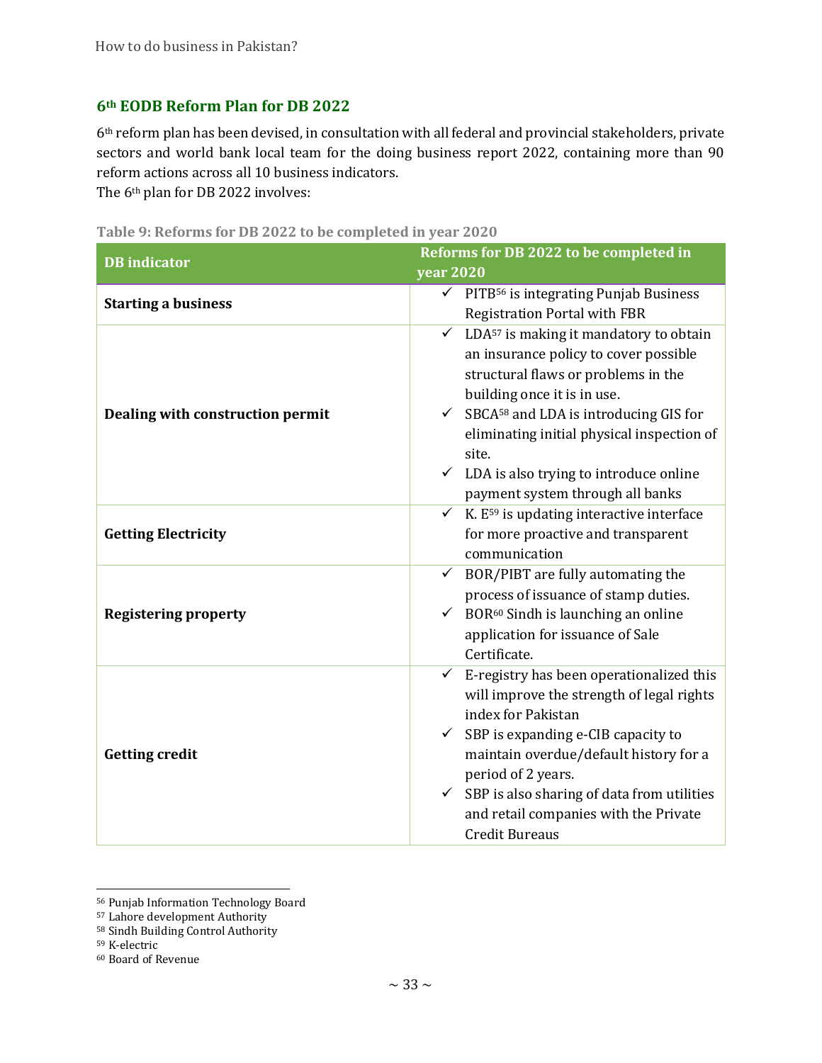## 6th EODB Reform Plan for DB 2022

6th reform plan has been devised, in consultation with all federal and provincial stakeholders, private sectors and world bank local team for the doing business report 2022, containing more than 90 reform actions across all 10 business indicators.
The 6th plan for DB 2022 involves:

**Table 9: Reforms for DB 2022 to be completed in year 2020**

| DB indicator | Reforms for DB 2022 to be completed in year 2020 |
|---|---|
| **Starting a business** | ✓ PITB[56] is integrating Punjab Business Registration Portal with FBR |
| **Dealing with construction permit** | ✓ LDA[57] is making it mandatory to obtain an insurance policy to cover possible structural flaws or problems in the building once it is in use.<br>✓ SBCA[58] and LDA is introducing GIS for eliminating initial physical inspection of site.<br>✓ LDA is also trying to introduce online payment system through all banks |
| **Getting Electricity** | ✓ K. E[59] is updating interactive interface for more proactive and transparent communication |
| **Registering property** | ✓ BOR/PIBT are fully automating the process of issuance of stamp duties.<br>✓ BOR[60] Sindh is launching an online application for issuance of Sale Certificate. |
| **Getting credit** | ✓ E-registry has been operationalized this will improve the strength of legal rights index for Pakistan<br>✓ SBP is expanding e-CIB capacity to maintain overdue/default history for a period of 2 years.<br>✓ SBP is also sharing of data from utilities and retail companies with the Private Credit Bureaus |

[56] Punjab Information Technology Board
[57] Lahore development Authority
[58] Sindh Building Control Authority
[59] K-electric
[60] Board of Revenue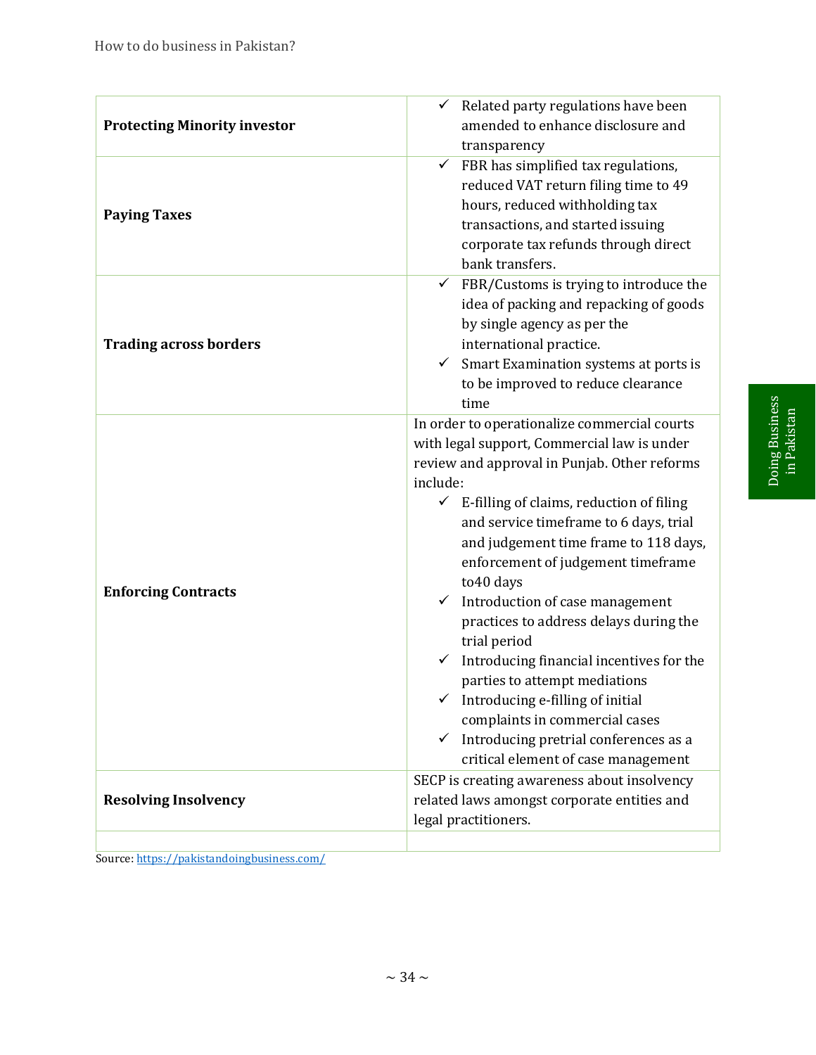| | |
|---|---|
| **Protecting Minority investor** | ✓ Related party regulations have been amended to enhance disclosure and transparency |
| **Paying Taxes** | ✓ FBR has simplified tax regulations, reduced VAT return filing time to 49 hours, reduced withholding tax transactions, and started issuing corporate tax refunds through direct bank transfers. |
| **Trading across borders** | ✓ FBR/Customs is trying to introduce the idea of packing and repacking of goods by single agency as per the international practice.<br>✓ Smart Examination systems at ports is to be improved to reduce clearance time |
| **Enforcing Contracts** | In order to operationalize commercial courts with legal support, Commercial law is under review and approval in Punjab. Other reforms include:<br>✓ E-filling of claims, reduction of filing and service timeframe to 6 days, trial and judgement time frame to 118 days, enforcement of judgement timeframe to40 days<br>✓ Introduction of case management practices to address delays during the trial period<br>✓ Introducing financial incentives for the parties to attempt mediations<br>✓ Introducing e-filling of initial complaints in commercial cases<br>✓ Introducing pretrial conferences as a critical element of case management |
| **Resolving Insolvency** | SECP is creating awareness about insolvency related laws amongst corporate entities and legal practitioners. |
| | |

Source: https://pakistandoingbusiness.com/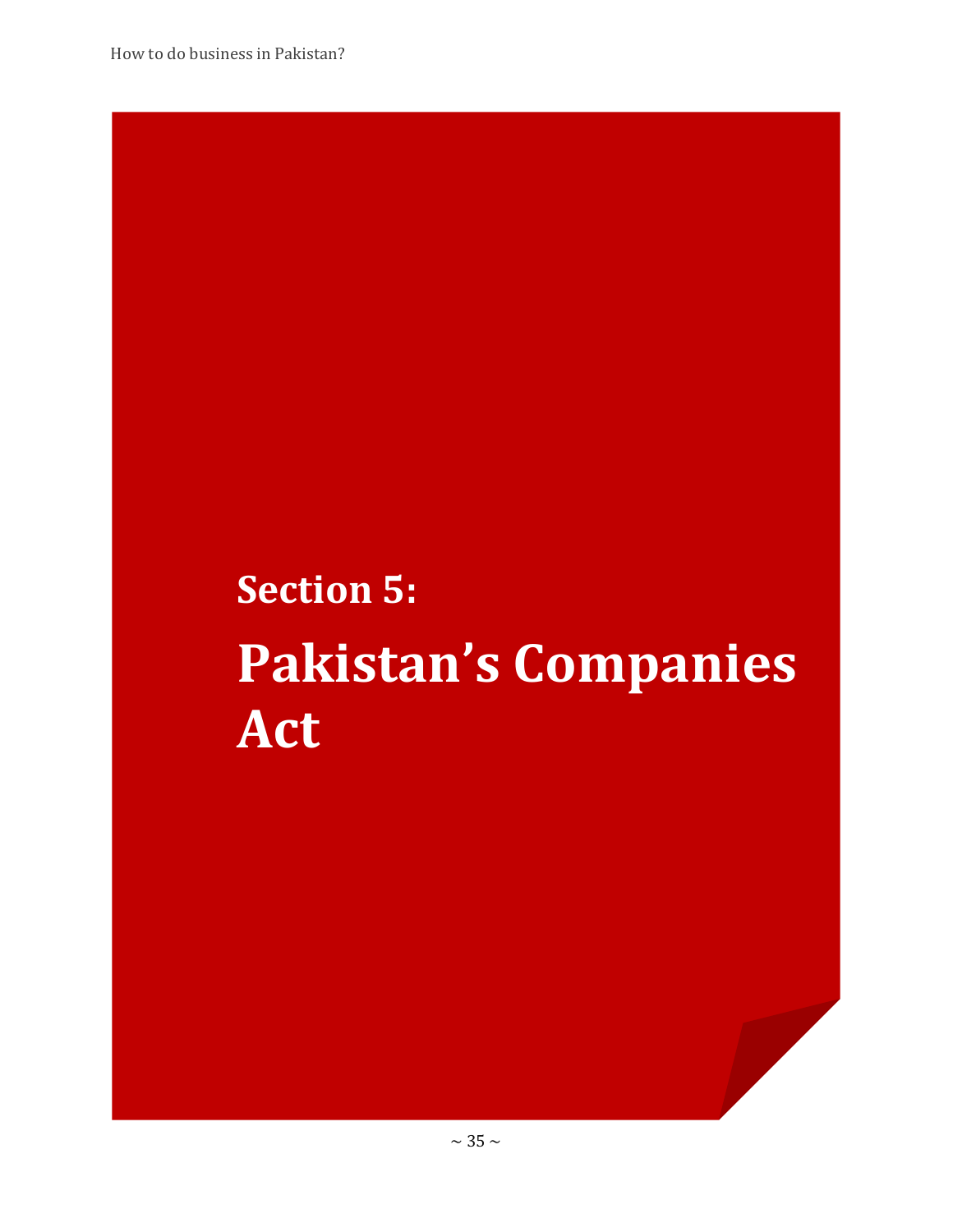# Section 5:

# Pakistan's Companies Act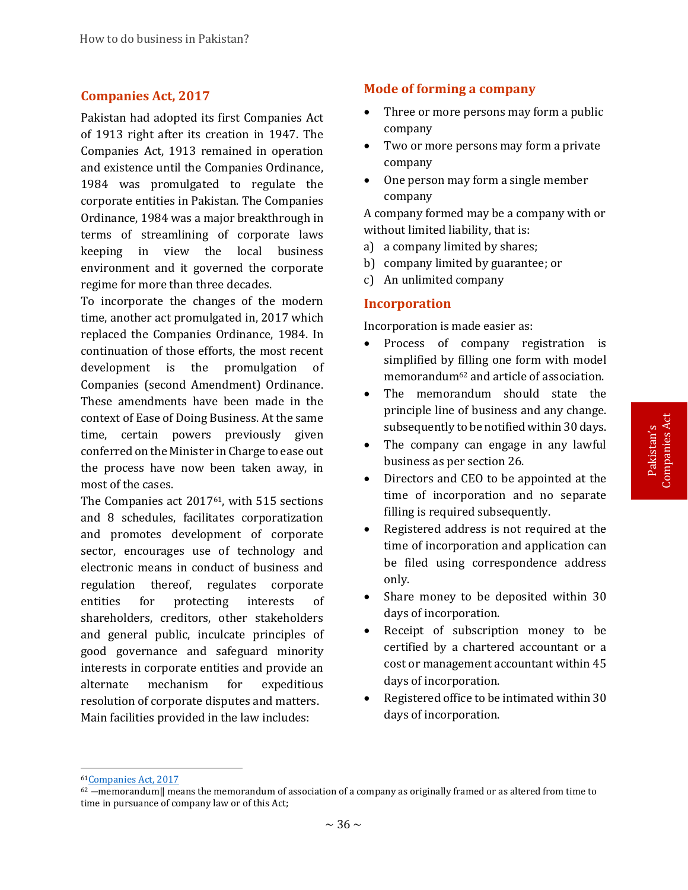## Companies Act, 2017

Pakistan had adopted its first Companies Act of 1913 right after its creation in 1947. The Companies Act, 1913 remained in operation and existence until the Companies Ordinance, 1984 was promulgated to regulate the corporate entities in Pakistan. The Companies Ordinance, 1984 was a major breakthrough in terms of streamlining of corporate laws keeping in view the local business environment and it governed the corporate regime for more than three decades.

To incorporate the changes of the modern time, another act promulgated in, 2017 which replaced the Companies Ordinance, 1984. In continuation of those efforts, the most recent development is the promulgation of Companies (second Amendment) Ordinance. These amendments have been made in the context of Ease of Doing Business. At the same time, certain powers previously given conferred on the Minister in Charge to ease out the process have now been taken away, in most of the cases.

The Companies act 2017[61], with 515 sections and 8 schedules, facilitates corporatization and promotes development of corporate sector, encourages use of technology and electronic means in conduct of business and regulation thereof, regulates corporate entities for protecting interests of shareholders, creditors, other stakeholders and general public, inculcate principles of good governance and safeguard minority interests in corporate entities and provide an alternate mechanism for expeditious resolution of corporate disputes and matters.

Main facilities provided in the law includes:

## Mode of forming a company

- Three or more persons may form a public company
- Two or more persons may form a private company
- One person may form a single member company

A company formed may be a company with or without limited liability, that is:

a) a company limited by shares;
b) company limited by guarantee; or
c) An unlimited company

## Incorporation

Incorporation is made easier as:

- Process of company registration is simplified by filling one form with model memorandum[62] and article of association.
- The memorandum should state the principle line of business and any change. subsequently to be notified within 30 days.
- The company can engage in any lawful business as per section 26.
- Directors and CEO to be appointed at the time of incorporation and no separate filling is required subsequently.
- Registered address is not required at the time of incorporation and application can be filed using correspondence address only.
- Share money to be deposited within 30 days of incorporation.
- Receipt of subscription money to be certified by a chartered accountant or a cost or management accountant within 45 days of incorporation.
- Registered office to be intimated within 30 days of incorporation.

---

[61] Companies Act, 2017

[62] ―memorandum‖ means the memorandum of association of a company as originally framed or as altered from time to time in pursuance of company law or of this Act;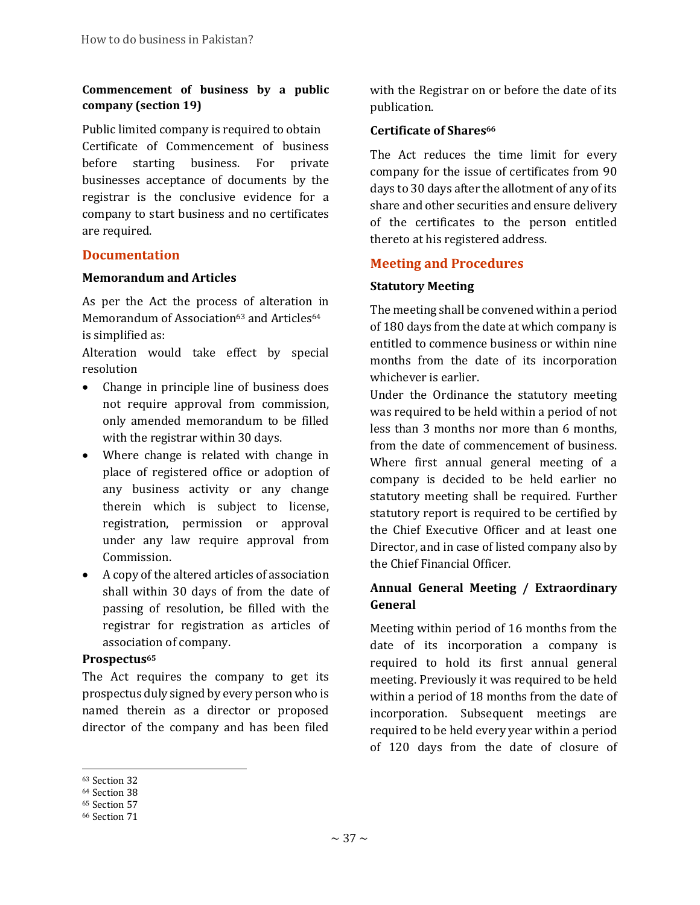**Commencement of business by a public company (section 19)**

Public limited company is required to obtain Certificate of Commencement of business before starting business. For private businesses acceptance of documents by the registrar is the conclusive evidence for a company to start business and no certificates are required.

## Documentation

### Memorandum and Articles

As per the Act the process of alteration in Memorandum of Association[63] and Articles[64] is simplified as:

Alteration would take effect by special resolution

- Change in principle line of business does not require approval from commission, only amended memorandum to be filled with the registrar within 30 days.
- Where change is related with change in place of registered office or adoption of any business activity or any change therein which is subject to license, registration, permission or approval under any law require approval from Commission.
- A copy of the altered articles of association shall within 30 days of from the date of passing of resolution, be filled with the registrar for registration as articles of association of company.

### Prospectus[65]

The Act requires the company to get its prospectus duly signed by every person who is named therein as a director or proposed director of the company and has been filed with the Registrar on or before the date of its publication.

### Certificate of Shares[66]

The Act reduces the time limit for every company for the issue of certificates from 90 days to 30 days after the allotment of any of its share and other securities and ensure delivery of the certificates to the person entitled thereto at his registered address.

## Meeting and Procedures

### Statutory Meeting

The meeting shall be convened within a period of 180 days from the date at which company is entitled to commence business or within nine months from the date of its incorporation whichever is earlier.

Under the Ordinance the statutory meeting was required to be held within a period of not less than 3 months nor more than 6 months, from the date of commencement of business. Where first annual general meeting of a company is decided to be held earlier no statutory meeting shall be required. Further statutory report is required to be certified by the Chief Executive Officer and at least one Director, and in case of listed company also by the Chief Financial Officer.

### Annual General Meeting / Extraordinary General

Meeting within period of 16 months from the date of its incorporation a company is required to hold its first annual general meeting. Previously it was required to be held within a period of 18 months from the date of incorporation. Subsequent meetings are required to be held every year within a period of 120 days from the date of closure of

[63] Section 32
[64] Section 38
[65] Section 57
[66] Section 71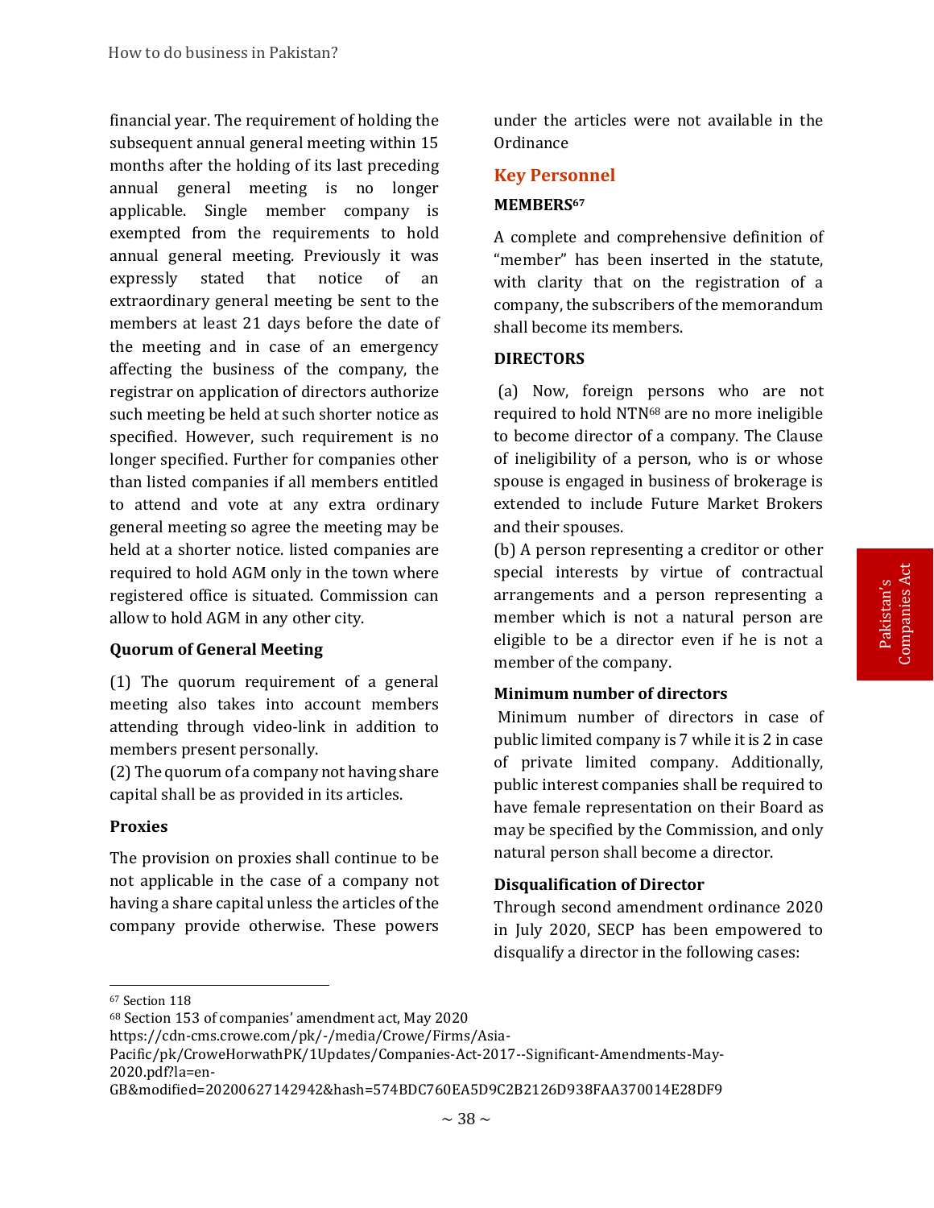financial year. The requirement of holding the subsequent annual general meeting within 15 months after the holding of its last preceding annual general meeting is no longer applicable. Single member company is exempted from the requirements to hold annual general meeting. Previously it was expressly stated that notice of an extraordinary general meeting be sent to the members at least 21 days before the date of the meeting and in case of an emergency affecting the business of the company, the registrar on application of directors authorize such meeting be held at such shorter notice as specified. However, such requirement is no longer specified. Further for companies other than listed companies if all members entitled to attend and vote at any extra ordinary general meeting so agree the meeting may be held at a shorter notice. listed companies are required to hold AGM only in the town where registered office is situated. Commission can allow to hold AGM in any other city.

### Quorum of General Meeting

(1) The quorum requirement of a general meeting also takes into account members attending through video-link in addition to members present personally.

(2) The quorum of a company not having share capital shall be as provided in its articles.

### Proxies

The provision on proxies shall continue to be not applicable in the case of a company not having a share capital unless the articles of the company provide otherwise. These powers under the articles were not available in the Ordinance

## Key Personnel

### MEMBERS[67]

A complete and comprehensive definition of "member" has been inserted in the statute, with clarity that on the registration of a company, the subscribers of the memorandum shall become its members.

### DIRECTORS

(a) Now, foreign persons who are not required to hold NTN[68] are no more ineligible to become director of a company. The Clause of ineligibility of a person, who is or whose spouse is engaged in business of brokerage is extended to include Future Market Brokers and their spouses.

(b) A person representing a creditor or other special interests by virtue of contractual arrangements and a person representing a member which is not a natural person are eligible to be a director even if he is not a member of the company.

### Minimum number of directors

Minimum number of directors in case of public limited company is 7 while it is 2 in case of private limited company. Additionally, public interest companies shall be required to have female representation on their Board as may be specified by the Commission, and only natural person shall become a director.

### Disqualification of Director

Through second amendment ordinance 2020 in July 2020, SECP has been empowered to disqualify a director in the following cases:

---

[67] Section 118

[68] Section 153 of companies' amendment act, May 2020 https://cdn-cms.crowe.com/pk/-/media/Crowe/Firms/Asia-Pacific/pk/CroweHorwathPK/1Updates/Companies-Act-2017--Significant-Amendments-May-2020.pdf?la=en-GB&modified=20200627142942&hash=574BDC760EA5D9C2B2126D938FAA370014E28DF9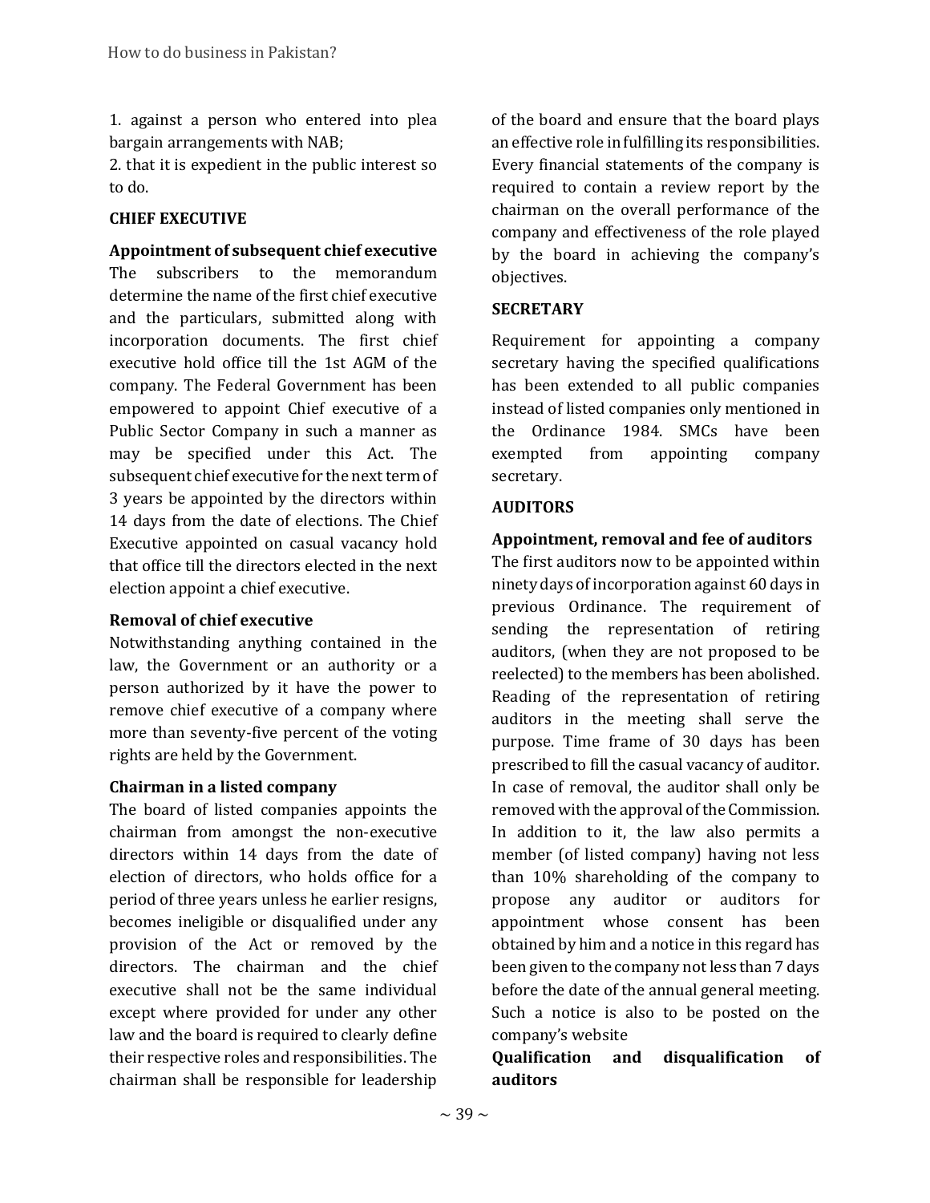1. against a person who entered into plea bargain arrangements with NAB;
2. that it is expedient in the public interest so to do.

## CHIEF EXECUTIVE

### Appointment of subsequent chief executive

The subscribers to the memorandum determine the name of the first chief executive and the particulars, submitted along with incorporation documents. The first chief executive hold office till the 1st AGM of the company. The Federal Government has been empowered to appoint Chief executive of a Public Sector Company in such a manner as may be specified under this Act. The subsequent chief executive for the next term of 3 years be appointed by the directors within 14 days from the date of elections. The Chief Executive appointed on casual vacancy hold that office till the directors elected in the next election appoint a chief executive.

### Removal of chief executive

Notwithstanding anything contained in the law, the Government or an authority or a person authorized by it have the power to remove chief executive of a company where more than seventy-five percent of the voting rights are held by the Government.

### Chairman in a listed company

The board of listed companies appoints the chairman from amongst the non-executive directors within 14 days from the date of election of directors, who holds office for a period of three years unless he earlier resigns, becomes ineligible or disqualified under any provision of the Act or removed by the directors. The chairman and the chief executive shall not be the same individual except where provided for under any other law and the board is required to clearly define their respective roles and responsibilities. The chairman shall be responsible for leadership of the board and ensure that the board plays an effective role in fulfilling its responsibilities. Every financial statements of the company is required to contain a review report by the chairman on the overall performance of the company and effectiveness of the role played by the board in achieving the company's objectives.

## SECRETARY

Requirement for appointing a company secretary having the specified qualifications has been extended to all public companies instead of listed companies only mentioned in the Ordinance 1984. SMCs have been exempted from appointing company secretary.

## AUDITORS

### Appointment, removal and fee of auditors

The first auditors now to be appointed within ninety days of incorporation against 60 days in previous Ordinance. The requirement of sending the representation of retiring auditors, (when they are not proposed to be reelected) to the members has been abolished. Reading of the representation of retiring auditors in the meeting shall serve the purpose. Time frame of 30 days has been prescribed to fill the casual vacancy of auditor. In case of removal, the auditor shall only be removed with the approval of the Commission. In addition to it, the law also permits a member (of listed company) having not less than 10% shareholding of the company to propose any auditor or auditors for appointment whose consent has been obtained by him and a notice in this regard has been given to the company not less than 7 days before the date of the annual general meeting. Such a notice is also to be posted on the company's website

### Qualification and disqualification of auditors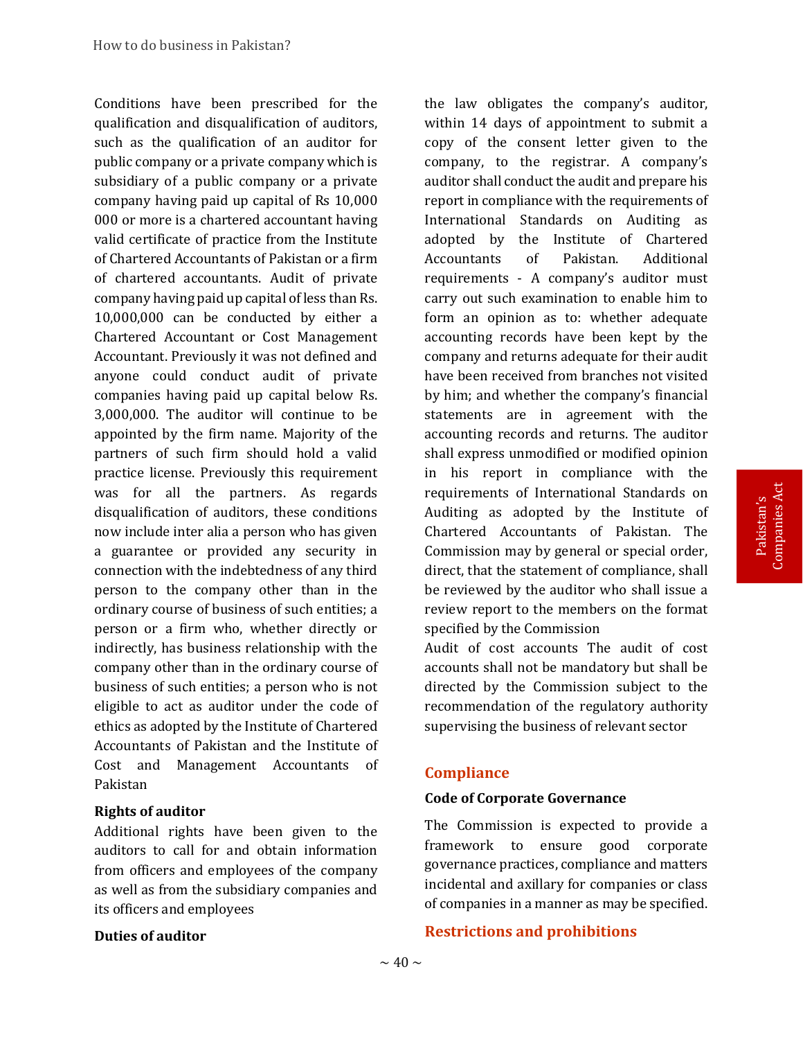Conditions have been prescribed for the qualification and disqualification of auditors, such as the qualification of an auditor for public company or a private company which is subsidiary of a public company or a private company having paid up capital of Rs 10,000 000 or more is a chartered accountant having valid certificate of practice from the Institute of Chartered Accountants of Pakistan or a firm of chartered accountants. Audit of private company having paid up capital of less than Rs. 10,000,000 can be conducted by either a Chartered Accountant or Cost Management Accountant. Previously it was not defined and anyone could conduct audit of private companies having paid up capital below Rs. 3,000,000. The auditor will continue to be appointed by the firm name. Majority of the partners of such firm should hold a valid practice license. Previously this requirement was for all the partners. As regards disqualification of auditors, these conditions now include inter alia a person who has given a guarantee or provided any security in connection with the indebtedness of any third person to the company other than in the ordinary course of business of such entities; a person or a firm who, whether directly or indirectly, has business relationship with the company other than in the ordinary course of business of such entities; a person who is not eligible to act as auditor under the code of ethics as adopted by the Institute of Chartered Accountants of Pakistan and the Institute of Cost and Management Accountants of Pakistan

**Rights of auditor**

Additional rights have been given to the auditors to call for and obtain information from officers and employees of the company as well as from the subsidiary companies and its officers and employees

**Duties of auditor**

the law obligates the company's auditor, within 14 days of appointment to submit a copy of the consent letter given to the company, to the registrar. A company's auditor shall conduct the audit and prepare his report in compliance with the requirements of International Standards on Auditing as adopted by the Institute of Chartered Accountants of Pakistan. Additional requirements - A company's auditor must carry out such examination to enable him to form an opinion as to: whether adequate accounting records have been kept by the company and returns adequate for their audit have been received from branches not visited by him; and whether the company's financial statements are in agreement with the accounting records and returns. The auditor shall express unmodified or modified opinion in his report in compliance with the requirements of International Standards on Auditing as adopted by the Institute of Chartered Accountants of Pakistan. The Commission may by general or special order, direct, that the statement of compliance, shall be reviewed by the auditor who shall issue a review report to the members on the format specified by the Commission

Audit of cost accounts The audit of cost accounts shall not be mandatory but shall be directed by the Commission subject to the recommendation of the regulatory authority supervising the business of relevant sector

## Compliance

**Code of Corporate Governance**

The Commission is expected to provide a framework to ensure good corporate governance practices, compliance and matters incidental and axillary for companies or class of companies in a manner as may be specified.

## Restrictions and prohibitions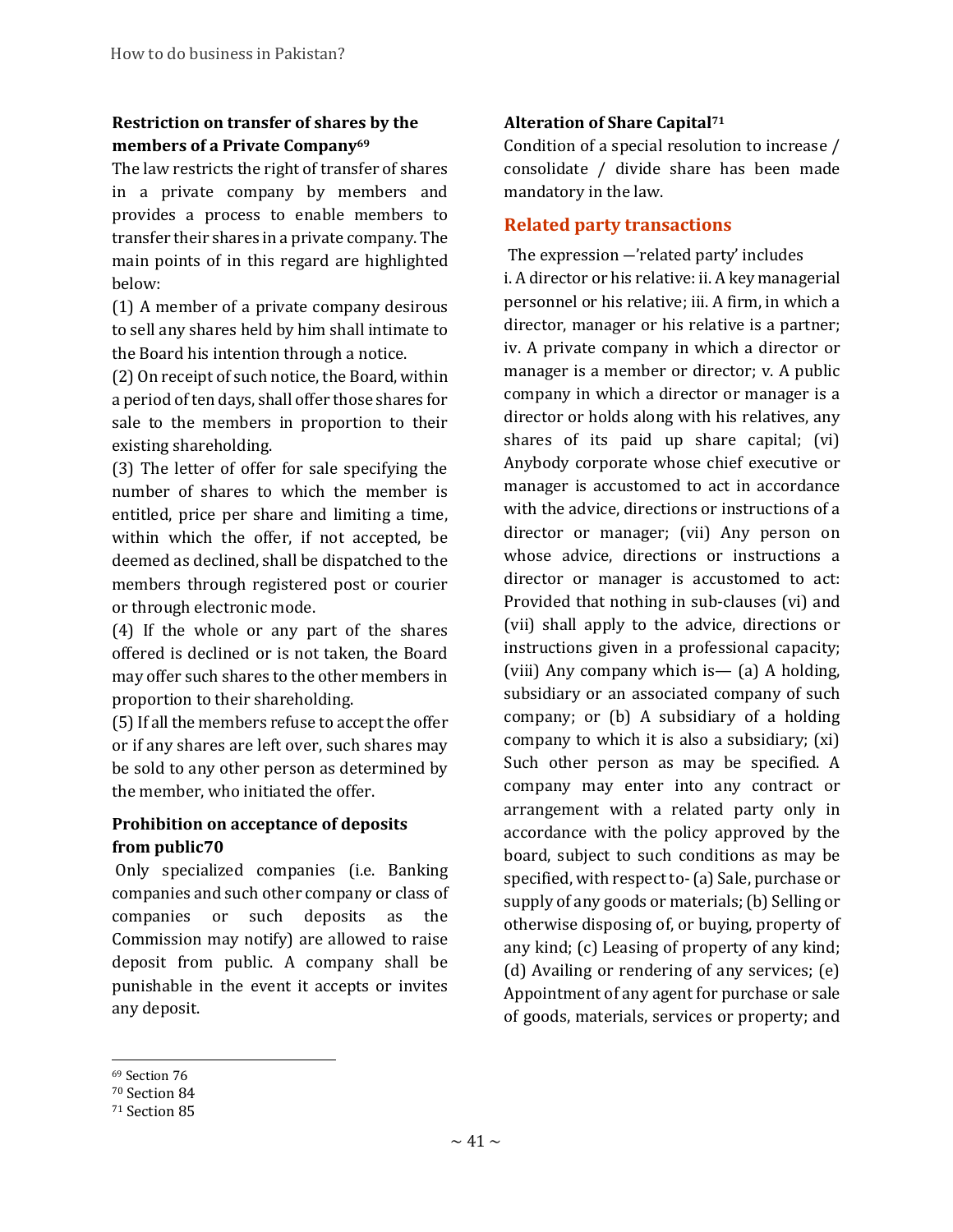### Restriction on transfer of shares by the members of a Private Company[69]

The law restricts the right of transfer of shares in a private company by members and provides a process to enable members to transfer their shares in a private company. The main points of in this regard are highlighted below:

(1) A member of a private company desirous to sell any shares held by him shall intimate to the Board his intention through a notice.

(2) On receipt of such notice, the Board, within a period of ten days, shall offer those shares for sale to the members in proportion to their existing shareholding.

(3) The letter of offer for sale specifying the number of shares to which the member is entitled, price per share and limiting a time, within which the offer, if not accepted, be deemed as declined, shall be dispatched to the members through registered post or courier or through electronic mode.

(4) If the whole or any part of the shares offered is declined or is not taken, the Board may offer such shares to the other members in proportion to their shareholding.

(5) If all the members refuse to accept the offer or if any shares are left over, such shares may be sold to any other person as determined by the member, who initiated the offer.

### Prohibition on acceptance of deposits from public70

Only specialized companies (i.e. Banking companies and such other company or class of companies or such deposits as the Commission may notify) are allowed to raise deposit from public. A company shall be punishable in the event it accepts or invites any deposit.

### Alteration of Share Capital[71]

Condition of a special resolution to increase / consolidate / divide share has been made mandatory in the law.

## Related party transactions

The expression —'related party' includes i. A director or his relative: ii. A key managerial personnel or his relative; iii. A firm, in which a director, manager or his relative is a partner; iv. A private company in which a director or manager is a member or director; v. A public company in which a director or manager is a director or holds along with his relatives, any shares of its paid up share capital; (vi) Anybody corporate whose chief executive or manager is accustomed to act in accordance with the advice, directions or instructions of a director or manager; (vii) Any person on whose advice, directions or instructions a director or manager is accustomed to act: Provided that nothing in sub-clauses (vi) and (vii) shall apply to the advice, directions or instructions given in a professional capacity; (viii) Any company which is— (a) A holding, subsidiary or an associated company of such company; or (b) A subsidiary of a holding company to which it is also a subsidiary; (xi) Such other person as may be specified. A company may enter into any contract or arrangement with a related party only in accordance with the policy approved by the board, subject to such conditions as may be specified, with respect to- (a) Sale, purchase or supply of any goods or materials; (b) Selling or otherwise disposing of, or buying, property of any kind; (c) Leasing of property of any kind; (d) Availing or rendering of any services; (e) Appointment of any agent for purchase or sale of goods, materials, services or property; and

---

[69] Section 76

[70] Section 84

[71] Section 85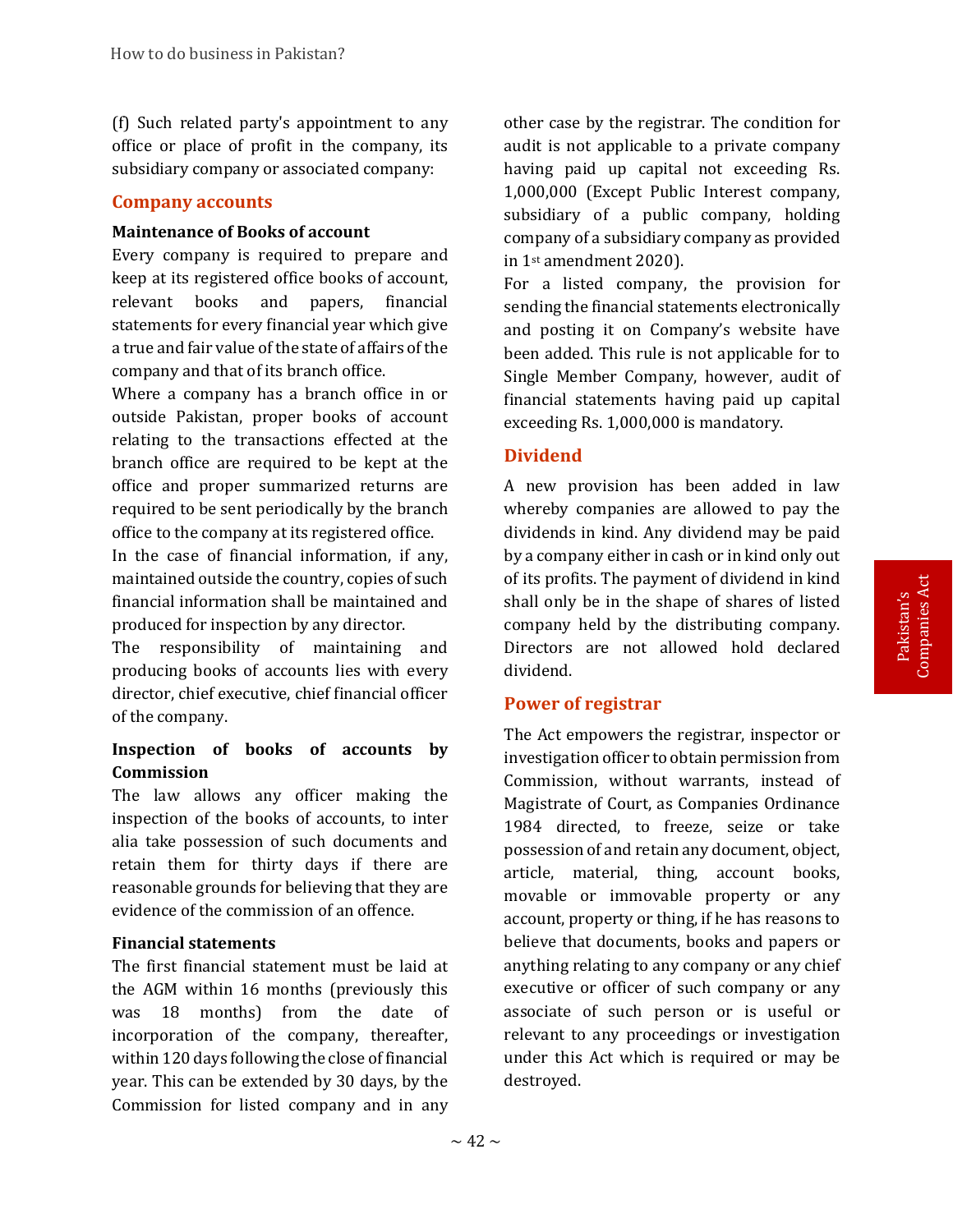(f) Such related party's appointment to any office or place of profit in the company, its subsidiary company or associated company:

## Company accounts

**Maintenance of Books of account**

Every company is required to prepare and keep at its registered office books of account, relevant books and papers, financial statements for every financial year which give a true and fair value of the state of affairs of the company and that of its branch office.

Where a company has a branch office in or outside Pakistan, proper books of account relating to the transactions effected at the branch office are required to be kept at the office and proper summarized returns are required to be sent periodically by the branch office to the company at its registered office.

In the case of financial information, if any, maintained outside the country, copies of such financial information shall be maintained and produced for inspection by any director.

The responsibility of maintaining and producing books of accounts lies with every director, chief executive, chief financial officer of the company.

**Inspection of books of accounts by Commission**

The law allows any officer making the inspection of the books of accounts, to inter alia take possession of such documents and retain them for thirty days if there are reasonable grounds for believing that they are evidence of the commission of an offence.

**Financial statements**

The first financial statement must be laid at the AGM within 16 months (previously this was 18 months) from the date of incorporation of the company, thereafter, within 120 days following the close of financial year. This can be extended by 30 days, by the Commission for listed company and in any other case by the registrar. The condition for audit is not applicable to a private company having paid up capital not exceeding Rs. 1,000,000 (Except Public Interest company, subsidiary of a public company, holding company of a subsidiary company as provided in 1st amendment 2020).

For a listed company, the provision for sending the financial statements electronically and posting it on Company's website have been added. This rule is not applicable for to Single Member Company, however, audit of financial statements having paid up capital exceeding Rs. 1,000,000 is mandatory.

## Dividend

A new provision has been added in law whereby companies are allowed to pay the dividends in kind. Any dividend may be paid by a company either in cash or in kind only out of its profits. The payment of dividend in kind shall only be in the shape of shares of listed company held by the distributing company. Directors are not allowed hold declared dividend.

## Power of registrar

The Act empowers the registrar, inspector or investigation officer to obtain permission from Commission, without warrants, instead of Magistrate of Court, as Companies Ordinance 1984 directed, to freeze, seize or take possession of and retain any document, object, article, material, thing, account books, movable or immovable property or any account, property or thing, if he has reasons to believe that documents, books and papers or anything relating to any company or any chief executive or officer of such company or any associate of such person or is useful or relevant to any proceedings or investigation under this Act which is required or may be destroyed.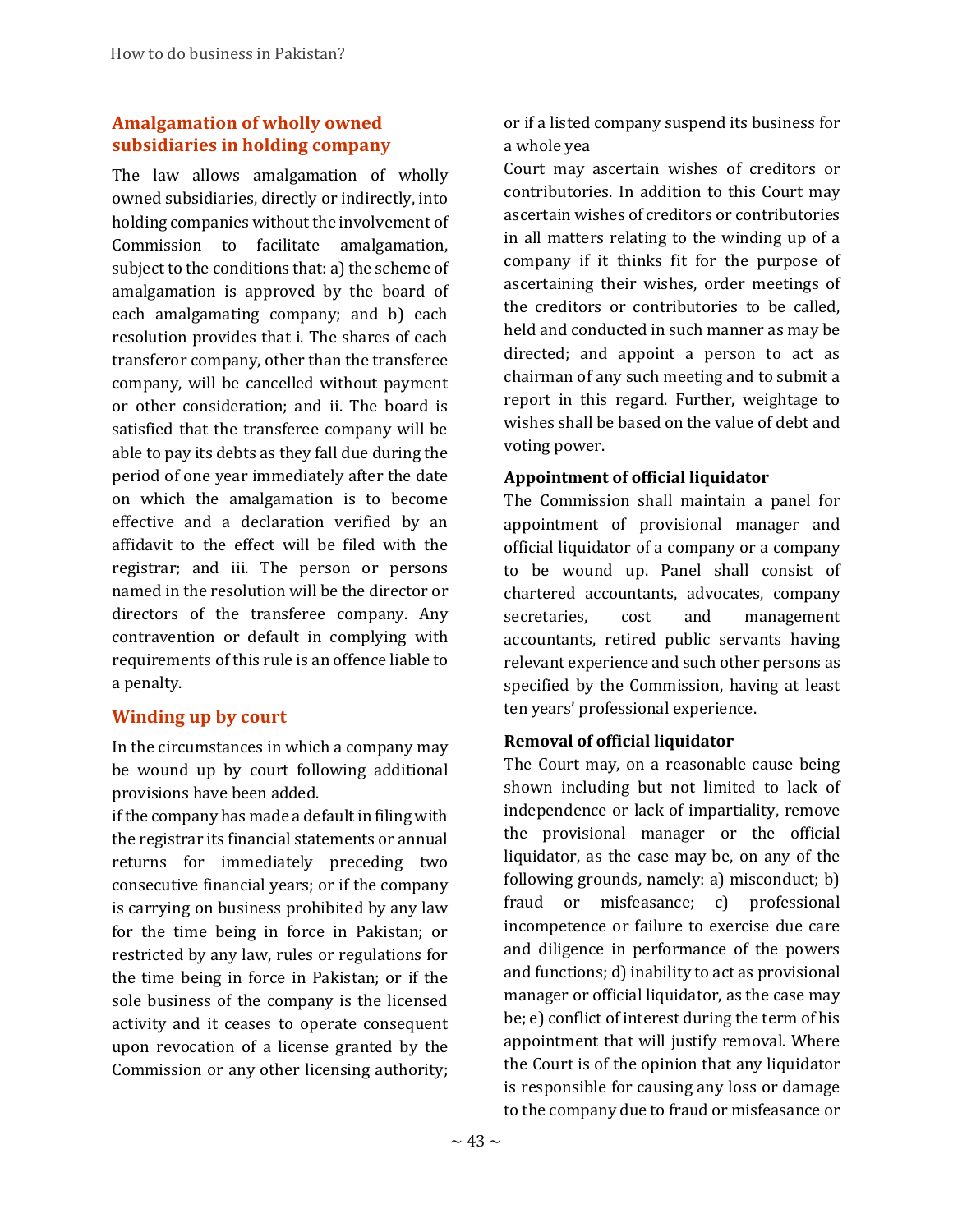## Amalgamation of wholly owned subsidiaries in holding company

The law allows amalgamation of wholly owned subsidiaries, directly or indirectly, into holding companies without the involvement of Commission to facilitate amalgamation, subject to the conditions that: a) the scheme of amalgamation is approved by the board of each amalgamating company; and b) each resolution provides that i. The shares of each transferor company, other than the transferee company, will be cancelled without payment or other consideration; and ii. The board is satisfied that the transferee company will be able to pay its debts as they fall due during the period of one year immediately after the date on which the amalgamation is to become effective and a declaration verified by an affidavit to the effect will be filed with the registrar; and iii. The person or persons named in the resolution will be the director or directors of the transferee company. Any contravention or default in complying with requirements of this rule is an offence liable to a penalty.

## Winding up by court

In the circumstances in which a company may be wound up by court following additional provisions have been added.

if the company has made a default in filing with the registrar its financial statements or annual returns for immediately preceding two consecutive financial years; or if the company is carrying on business prohibited by any law for the time being in force in Pakistan; or restricted by any law, rules or regulations for the time being in force in Pakistan; or if the sole business of the company is the licensed activity and it ceases to operate consequent upon revocation of a license granted by the Commission or any other licensing authority; or if a listed company suspend its business for a whole yea

Court may ascertain wishes of creditors or contributories. In addition to this Court may ascertain wishes of creditors or contributories in all matters relating to the winding up of a company if it thinks fit for the purpose of ascertaining their wishes, order meetings of the creditors or contributories to be called, held and conducted in such manner as may be directed; and appoint a person to act as chairman of any such meeting and to submit a report in this regard. Further, weightage to wishes shall be based on the value of debt and voting power.

### Appointment of official liquidator

The Commission shall maintain a panel for appointment of provisional manager and official liquidator of a company or a company to be wound up. Panel shall consist of chartered accountants, advocates, company secretaries, cost and management accountants, retired public servants having relevant experience and such other persons as specified by the Commission, having at least ten years' professional experience.

### Removal of official liquidator

The Court may, on a reasonable cause being shown including but not limited to lack of independence or lack of impartiality, remove the provisional manager or the official liquidator, as the case may be, on any of the following grounds, namely: a) misconduct; b) fraud or misfeasance; c) professional incompetence or failure to exercise due care and diligence in performance of the powers and functions; d) inability to act as provisional manager or official liquidator, as the case may be; e) conflict of interest during the term of his appointment that will justify removal. Where the Court is of the opinion that any liquidator is responsible for causing any loss or damage to the company due to fraud or misfeasance or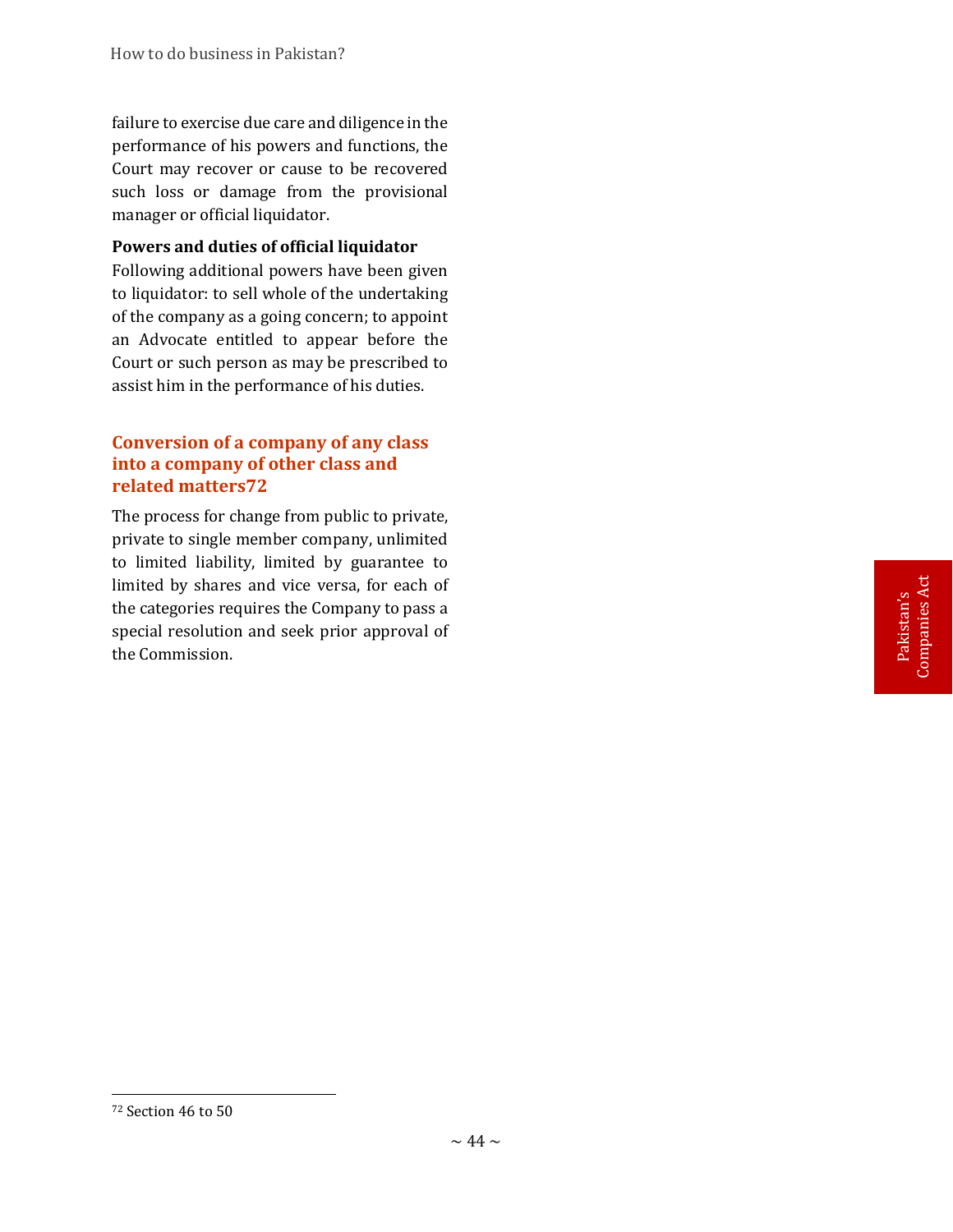failure to exercise due care and diligence in the performance of his powers and functions, the Court may recover or cause to be recovered such loss or damage from the provisional manager or official liquidator.

**Powers and duties of official liquidator**

Following additional powers have been given to liquidator: to sell whole of the undertaking of the company as a going concern; to appoint an Advocate entitled to appear before the Court or such person as may be prescribed to assist him in the performance of his duties.

## Conversion of a company of any class into a company of other class and related matters[72]

The process for change from public to private, private to single member company, unlimited to limited liability, limited by guarantee to limited by shares and vice versa, for each of the categories requires the Company to pass a special resolution and seek prior approval of the Commission.

---

[72] Section 46 to 50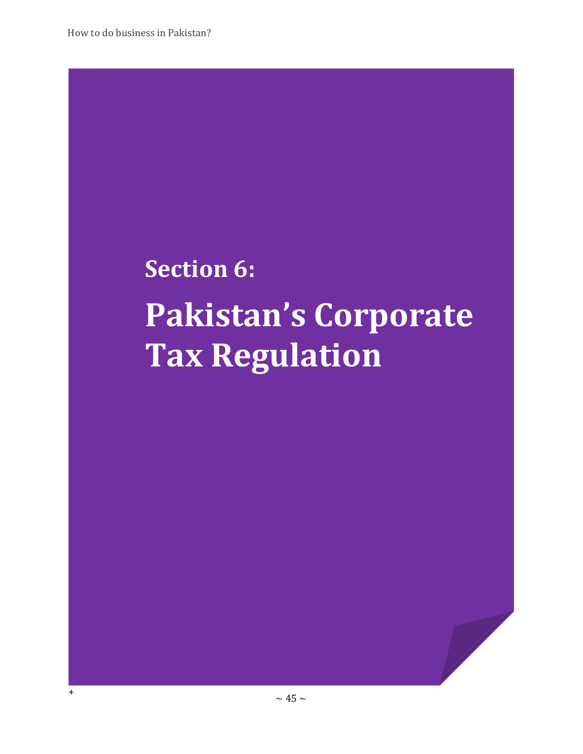# Section 6:

# Pakistan's Corporate Tax Regulation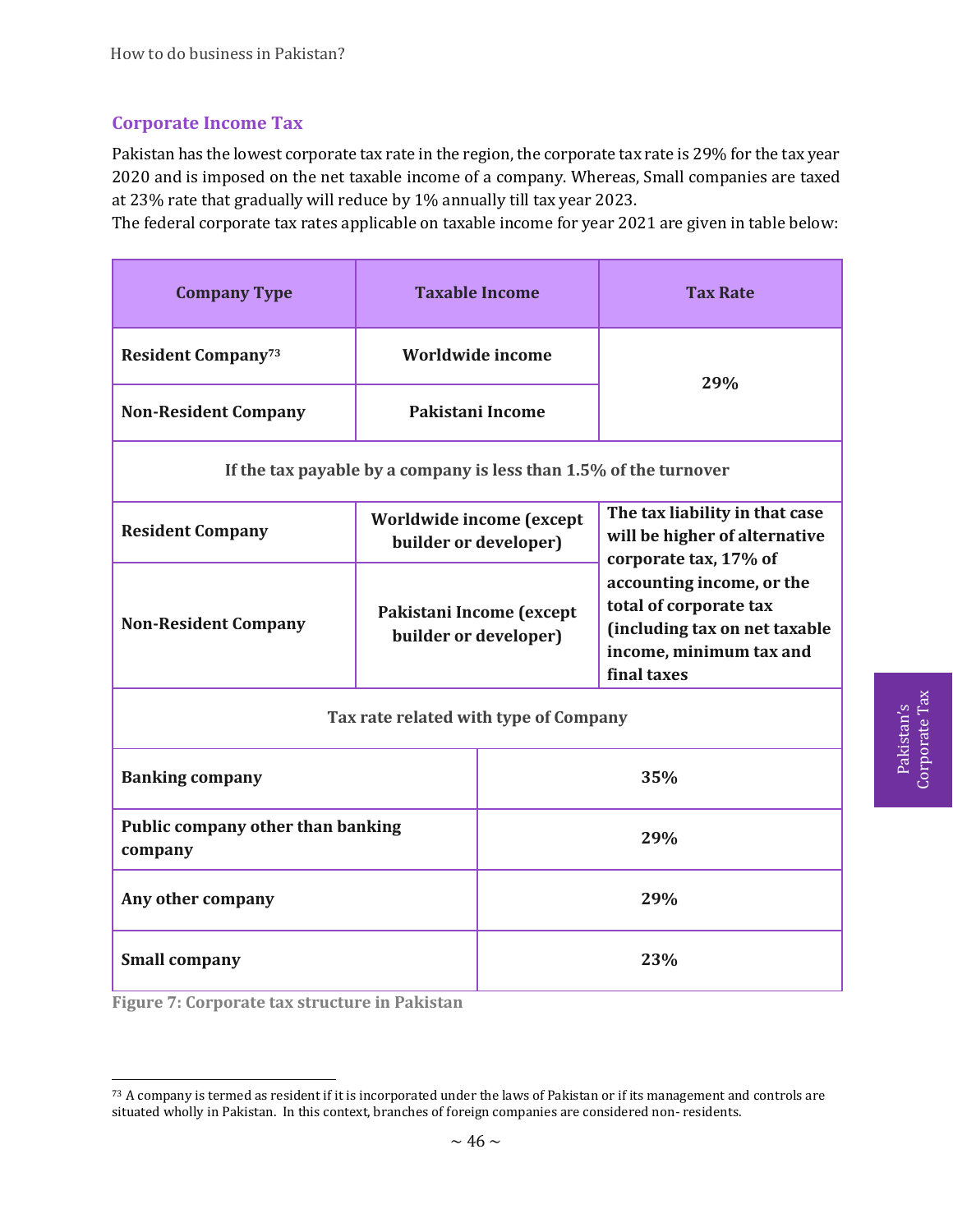## Corporate Income Tax

Pakistan has the lowest corporate tax rate in the region, the corporate tax rate is 29% for the tax year 2020 and is imposed on the net taxable income of a company. Whereas, Small companies are taxed at 23% rate that gradually will reduce by 1% annually till tax year 2023.
The federal corporate tax rates applicable on taxable income for year 2021 are given in table below:

| Company Type | Taxable Income | Tax Rate |
|---|---|---|
| **Resident Company**[73] | **Worldwide income** | **29%** |
| **Non-Resident Company** | **Pakistani Income** | |
| **If the tax payable by a company is less than 1.5% of the turnover** | | |
| **Resident Company** | **Worldwide income (except builder or developer)** | **The tax liability in that case will be higher of alternative corporate tax, 17% of accounting income, or the total of corporate tax (including tax on net taxable income, minimum tax and final taxes** |
| **Non-Resident Company** | **Pakistani Income (except builder or developer)** | |
| **Tax rate related with type of Company** | | |
| **Banking company** | **35%** | |
| **Public company other than banking company** | **29%** | |
| **Any other company** | **29%** | |
| **Small company** | **23%** | |

**Figure 7: Corporate tax structure in Pakistan**

[73] A company is termed as resident if it is incorporated under the laws of Pakistan or if its management and controls are situated wholly in Pakistan. In this context, branches of foreign companies are considered non- residents.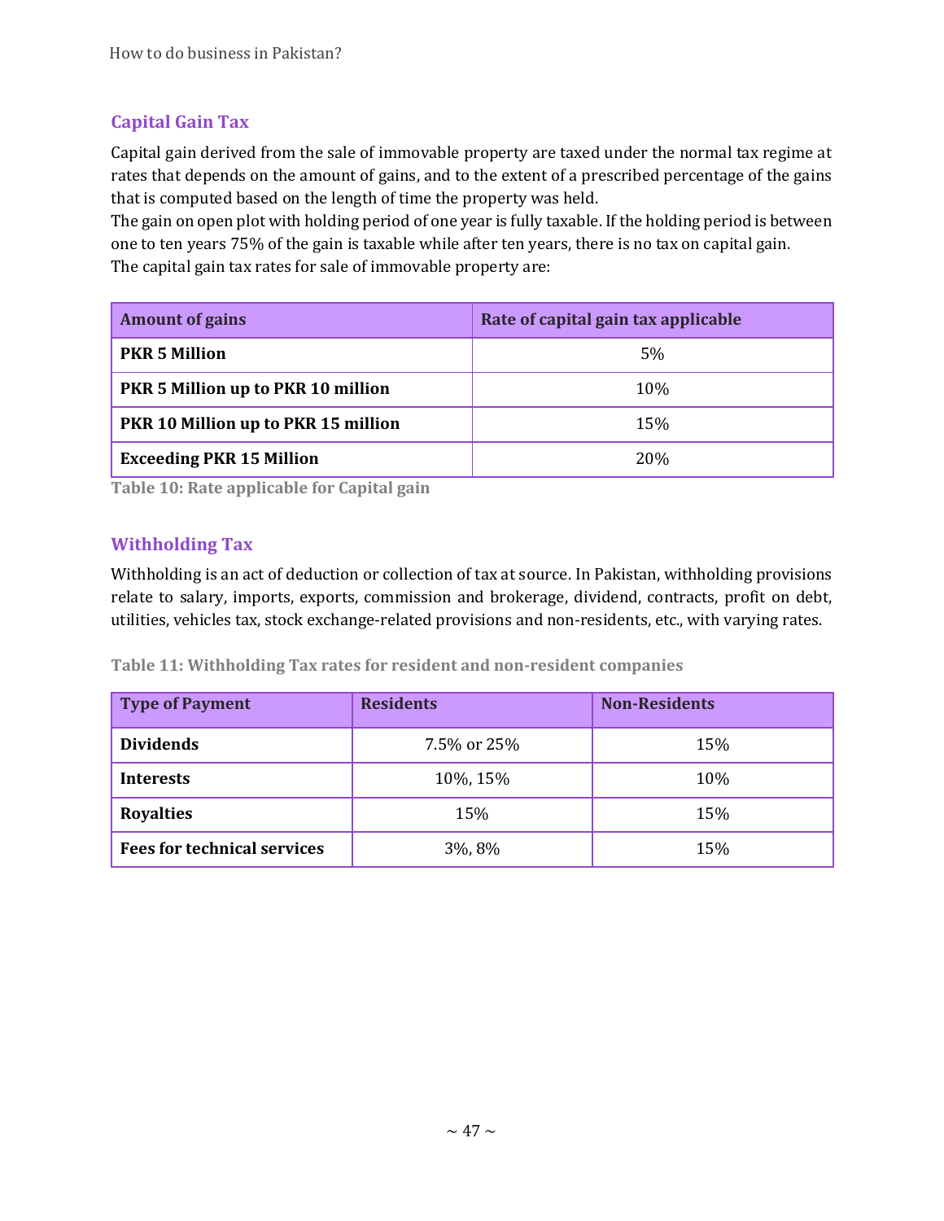## Capital Gain Tax

Capital gain derived from the sale of immovable property are taxed under the normal tax regime at rates that depends on the amount of gains, and to the extent of a prescribed percentage of the gains that is computed based on the length of time the property was held.

The gain on open plot with holding period of one year is fully taxable. If the holding period is between one to ten years 75% of the gain is taxable while after ten years, there is no tax on capital gain.

The capital gain tax rates for sale of immovable property are:

| Amount of gains | Rate of capital gain tax applicable |
|---|---|
| **PKR 5 Million** | 5% |
| **PKR 5 Million up to PKR 10 million** | 10% |
| **PKR 10 Million up to PKR 15 million** | 15% |
| **Exceeding PKR 15 Million** | 20% |

Table 10: Rate applicable for Capital gain

## Withholding Tax

Withholding is an act of deduction or collection of tax at source. In Pakistan, withholding provisions relate to salary, imports, exports, commission and brokerage, dividend, contracts, profit on debt, utilities, vehicles tax, stock exchange-related provisions and non-residents, etc., with varying rates.

Table 11: Withholding Tax rates for resident and non-resident companies

| Type of Payment | Residents | Non-Residents |
|---|---|---|
| **Dividends** | 7.5% or 25% | 15% |
| **Interests** | 10%, 15% | 10% |
| **Royalties** | 15% | 15% |
| **Fees for technical services** | 3%, 8% | 15% |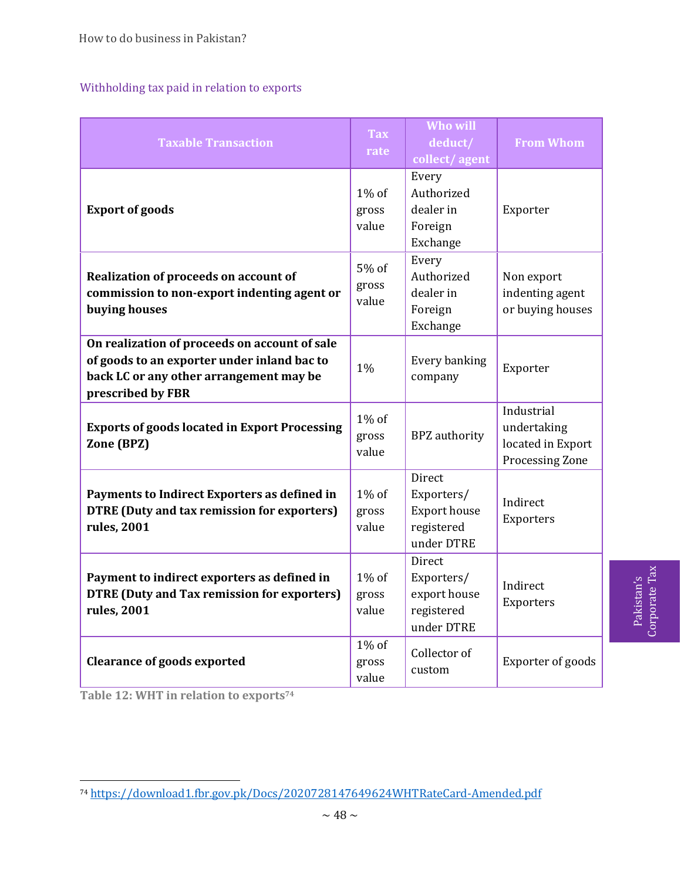## Withholding tax paid in relation to exports

| Taxable Transaction | Tax rate | Who will deduct/ collect/ agent | From Whom |
|---|---|---|---|
| **Export of goods** | 1% of gross value | Every Authorized dealer in Foreign Exchange | Exporter |
| **Realization of proceeds on account of commission to non-export indenting agent or buying houses** | 5% of gross value | Every Authorized dealer in Foreign Exchange | Non export indenting agent or buying houses |
| **On realization of proceeds on account of sale of goods to an exporter under inland bac to back LC or any other arrangement may be prescribed by FBR** | 1% | Every banking company | Exporter |
| **Exports of goods located in Export Processing Zone (BPZ)** | 1% of gross value | BPZ authority | Industrial undertaking located in Export Processing Zone |
| **Payments to Indirect Exporters as defined in DTRE (Duty and tax remission for exporters) rules, 2001** | 1% of gross value | Direct Exporters/ Export house registered under DTRE | Indirect Exporters |
| **Payment to indirect exporters as defined in DTRE (Duty and Tax remission for exporters) rules, 2001** | 1% of gross value | Direct Exporters/ export house registered under DTRE | Indirect Exporters |
| **Clearance of goods exported** | 1% of gross value | Collector of custom | Exporter of goods |

**Table 12: WHT in relation to exports**[74]

[74] https://download1.fbr.gov.pk/Docs/2020728147649624WHTRateCard-Amended.pdf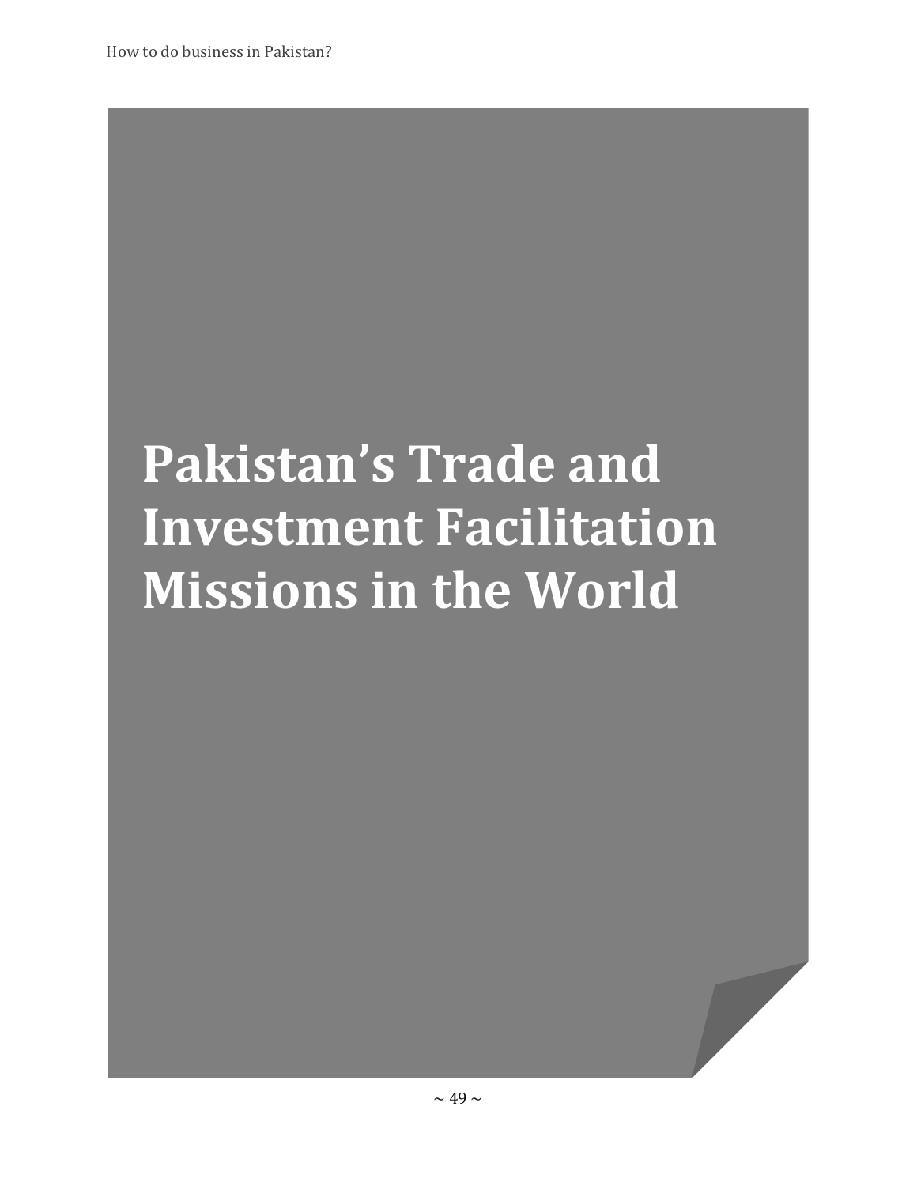# Pakistan's Trade and Investment Facilitation Missions in the World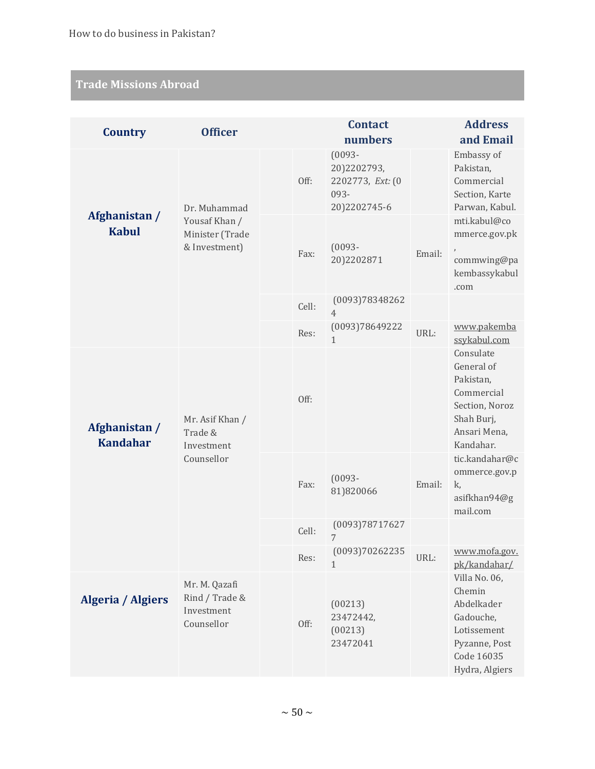## Trade Missions Abroad

| Country | Officer | | Contact numbers | | Address and Email |
|---|---|---|---|---|---|
| **Afghanistan / Kabul** | Dr. Muhammad Yousaf Khan / Minister (Trade & Investment) | Off: | (0093-20)2202793, 2202773, *Ext:* (0093-20)2202745-6 | | Embassy of Pakistan, Commercial Section, Karte Parwan, Kabul. |
| | | Fax: | (0093-20)2202871 | Email: | mti.kabul@commerce.gov.pk, commwing@pakembassykabul.com |
| | | Cell: | (0093)783482624 | | |
| | | Res: | (0093)786492221 | URL: | www.pakembassykabul.com |
| **Afghanistan / Kandahar** | Mr. Asif Khan / Trade & Investment Counsellor | Off: | | | Consulate General of Pakistan, Commercial Section, Noroz Shah Burj, Ansari Mena, Kandahar. |
| | | Fax: | (0093-81)820066 | Email: | tic.kandahar@commerce.gov.pk, asifkhan94@gmail.com |
| | | Cell: | (0093)787176277 | | |
| | | Res: | (0093)702622351 | URL: | www.mofa.gov.pk/kandahar/ |
| **Algeria / Algiers** | Mr. M. Qazafi Rind / Trade & Investment Counsellor | Off: | (00213) 23472442, (00213) 23472041 | | Villa No. 06, Chemin Abdelkader Gadouche, Lotissement Pyzanne, Post Code 16035 Hydra, Algiers |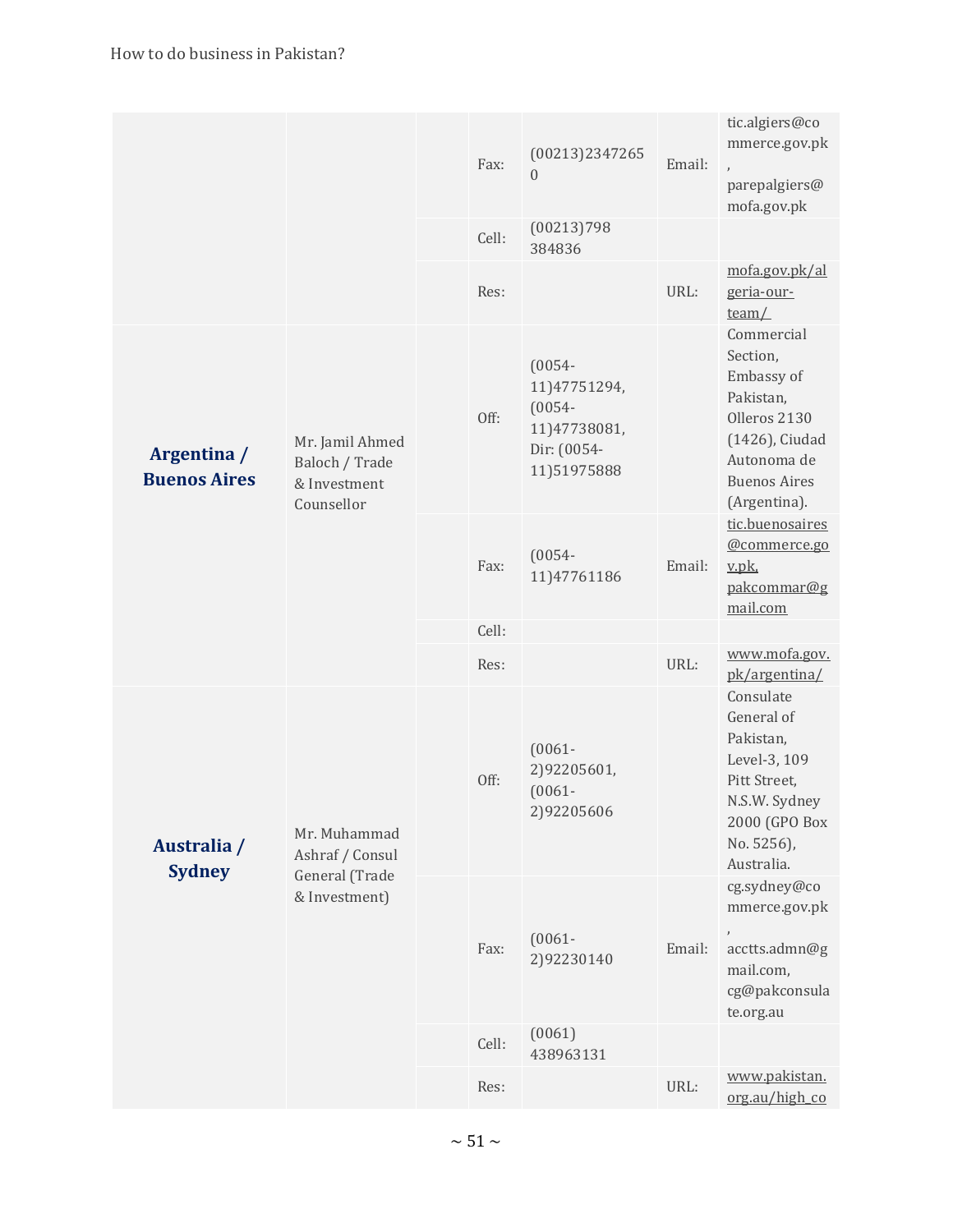| | | | | | | |
|---|---|---|---|---|---|---|
| | | | Fax: | (00213)23472650 | Email: | tic.algiers@commerce.gov.pk, parepalgiers@mofa.gov.pk |
| | | | Cell: | (00213)798 384836 | | |
| | | | Res: | | URL: | mofa.gov.pk/algeria-our-team/ |
| **Argentina / Buenos Aires** | Mr. Jamil Ahmed Baloch / Trade & Investment Counsellor | | Off: | (0054-11)47751294, (0054-11)47738081, Dir: (0054-11)51975888 | | Commercial Section, Embassy of Pakistan, Olleros 2130 (1426), Ciudad Autonoma de Buenos Aires (Argentina). |
| | | | Fax: | (0054-11)47761186 | Email: | tic.buenosaires@commerce.gov.pk, pakcommar@gmail.com |
| | | | Cell: | | | |
| | | | Res: | | URL: | www.mofa.gov.pk/argentina/ |
| **Australia / Sydney** | Mr. Muhammad Ashraf / Consul General (Trade & Investment) | | Off: | (0061-2)92205601, (0061-2)92205606 | | Consulate General of Pakistan, Level-3, 109 Pitt Street, N.S.W. Sydney 2000 (GPO Box No. 5256), Australia. |
| | | | Fax: | (0061-2)92230140 | Email: | cg.sydney@commerce.gov.pk, acctts.admn@gmail.com, cg@pakconsulate.org.au |
| | | | Cell: | (0061) 438963131 | | |
| | | | Res: | | URL: | www.pakistan.org.au/high_co |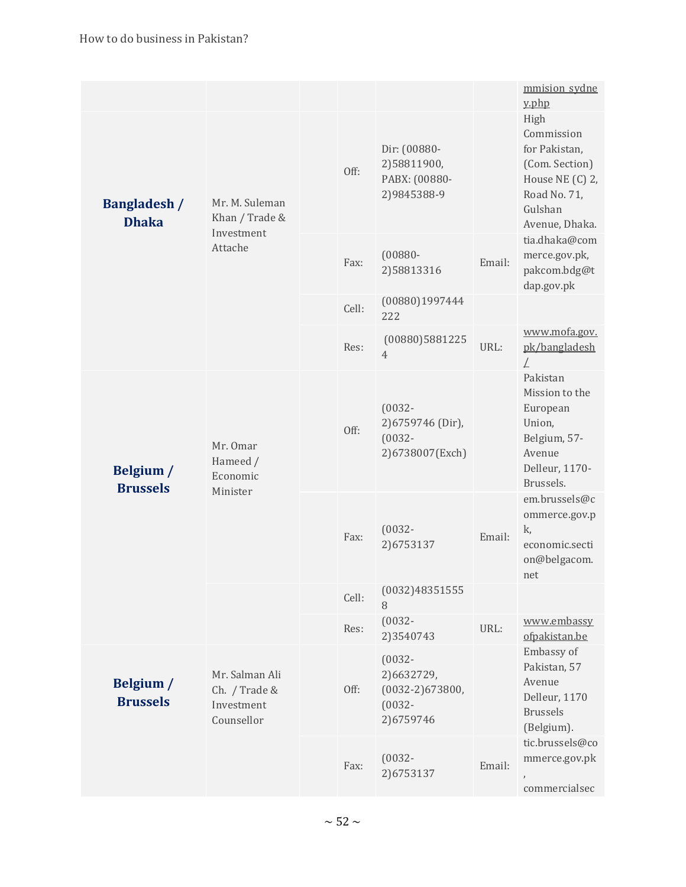| | | | | | | |
|---|---|---|---|---|---|---|
| | | | | | | mmision_sydney.php |
| **Bangladesh / Dhaka** | Mr. M. Suleman Khan / Trade & Investment Attache | | Off: | Dir: (00880-2)58811900, PABX: (00880-2)9845388-9 | | High Commission for Pakistan, (Com. Section) House NE (C) 2, Road No. 71, Gulshan Avenue, Dhaka. |
| | | | Fax: | (00880-2)58813316 | Email: | tia.dhaka@commerce.gov.pk, pakcom.bdg@tdap.gov.pk |
| | | | Cell: | (00880)1997444222 | | |
| | | | Res: | (00880)58812254 | URL: | www.mofa.gov.pk/bangladesh/ |
| **Belgium / Brussels** | Mr. Omar Hameed / Economic Minister | | Off: | (0032-2)6759746 (Dir), (0032-2)6738007(Exch) | | Pakistan Mission to the European Union, Belgium, 57-Avenue Delleur, 1170-Brussels. |
| | | | Fax: | (0032-2)6753137 | Email: | em.brussels@commerce.gov.pk, economic.section@belgacom.net |
| | | | Cell: | (0032)483515558 | | |
| | | | Res: | (0032-2)3540743 | URL: | www.embassyofpakistan.be |
| **Belgium / Brussels** | Mr. Salman Ali Ch. / Trade & Investment Counsellor | | Off: | (0032-2)6632729, (0032-2)673800, (0032-2)6759746 | | Embassy of Pakistan, 57 Avenue Delleur, 1170 Brussels (Belgium). |
| | | | Fax: | (0032-2)6753137 | Email: | tic.brussels@commerce.gov.pk, commercialsec |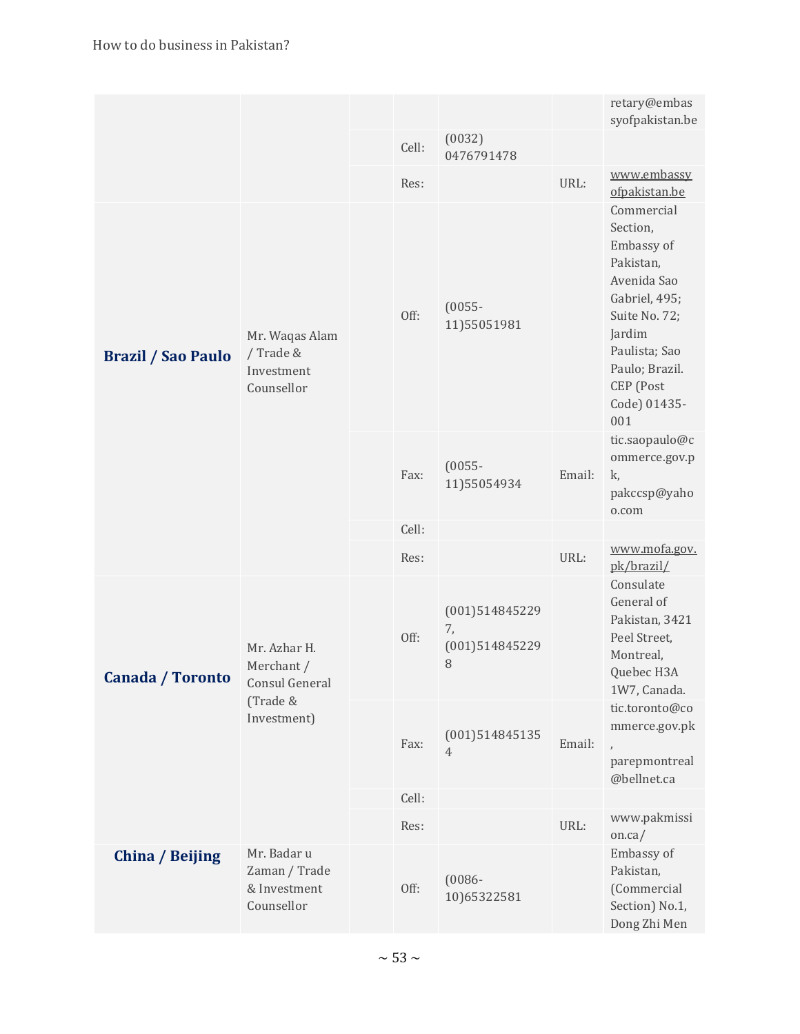| | | | | | | |
|---|---|---|---|---|---|---|
| | | | | | | retary@embassyofpakistan.be |
| | | | Cell: | (0032) 0476791478 | | |
| | | | Res: | | URL: | www.embassyofpakistan.be |
| **Brazil / Sao Paulo** | Mr. Waqas Alam / Trade & Investment Counsellor | | Off: | (0055-11)55051981 | | Commercial Section, Embassy of Pakistan, Avenida Sao Gabriel, 495; Suite No. 72; Jardim Paulista; Sao Paulo; Brazil. CEP (Post Code) 01435-001 |
| | | | Fax: | (0055-11)55054934 | Email: | tic.saopaulo@commerce.gov.pk, pakccsp@yahoo.com |
| | | | Cell: | | | |
| | | | Res: | | URL: | www.mofa.gov.pk/brazil/ |
| **Canada / Toronto** | Mr. Azhar H. Merchant / Consul General (Trade & Investment) | | Off: | (001)5148452297, (001)5148452298 | | Consulate General of Pakistan, 3421 Peel Street, Montreal, Quebec H3A 1W7, Canada. |
| | | | Fax: | (001)5148451354 | Email: | tic.toronto@commerce.gov.pk, parepmontreal@bellnet.ca |
| | | | Cell: | | | |
| | | | Res: | | URL: | www.pakmission.ca/ |
| **China / Beijing** | Mr. Badar u Zaman / Trade & Investment Counsellor | | Off: | (0086-10)65322581 | | Embassy of Pakistan, (Commercial Section) No.1, Dong Zhi Men |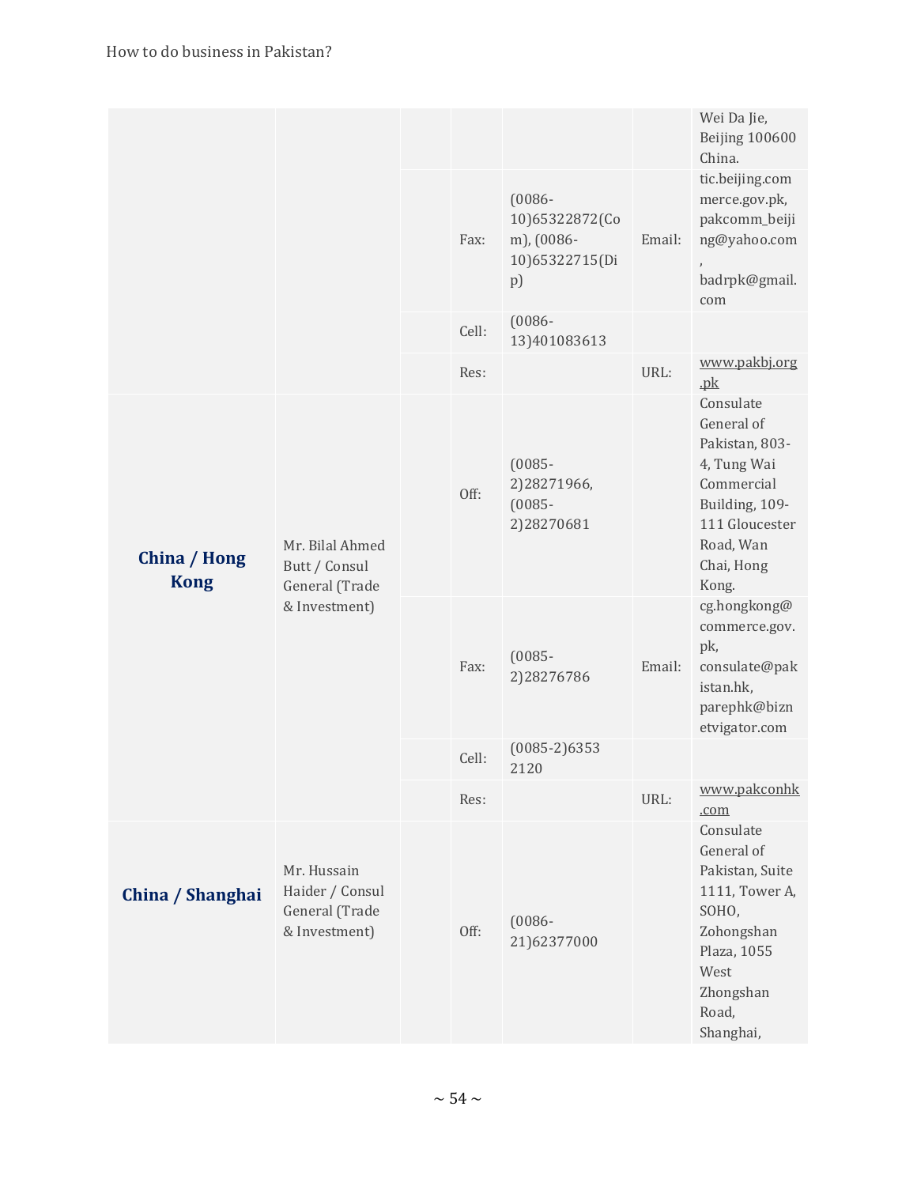| | | | | | | |
|---|---|---|---|---|---|---|
| | | | | | | Wei Da Jie, Beijing 100600 China. |
| | | | Fax: | (0086-10)65322872(Com), (0086-10)65322715(Dip) | Email: | tic.beijing.commerce.gov.pk, pakcomm_beijing@yahoo.com, badrpk@gmail.com |
| | | | Cell: | (0086-13)401083613 | | |
| | | | Res: | | URL: | www.pakbj.org.pk |
| **China / Hong Kong** | Mr. Bilal Ahmed Butt / Consul General (Trade & Investment) | | Off: | (0085-2)28271966, (0085-2)28270681 | | Consulate General of Pakistan, 803-4, Tung Wai Commercial Building, 109-111 Gloucester Road, Wan Chai, Hong Kong. |
| | | | Fax: | (0085-2)28276786 | Email: | cg.hongkong@commerce.gov.pk, consulate@pakistan.hk, parephk@biznetvigator.com |
| | | | Cell: | (0085-2)6353 2120 | | |
| | | | Res: | | URL: | www.pakconhk.com |
| **China / Shanghai** | Mr. Hussain Haider / Consul General (Trade & Investment) | | Off: | (0086-21)62377000 | | Consulate General of Pakistan, Suite 1111, Tower A, SOHO, Zohongshan Plaza, 1055 West Zhongshan Road, Shanghai, |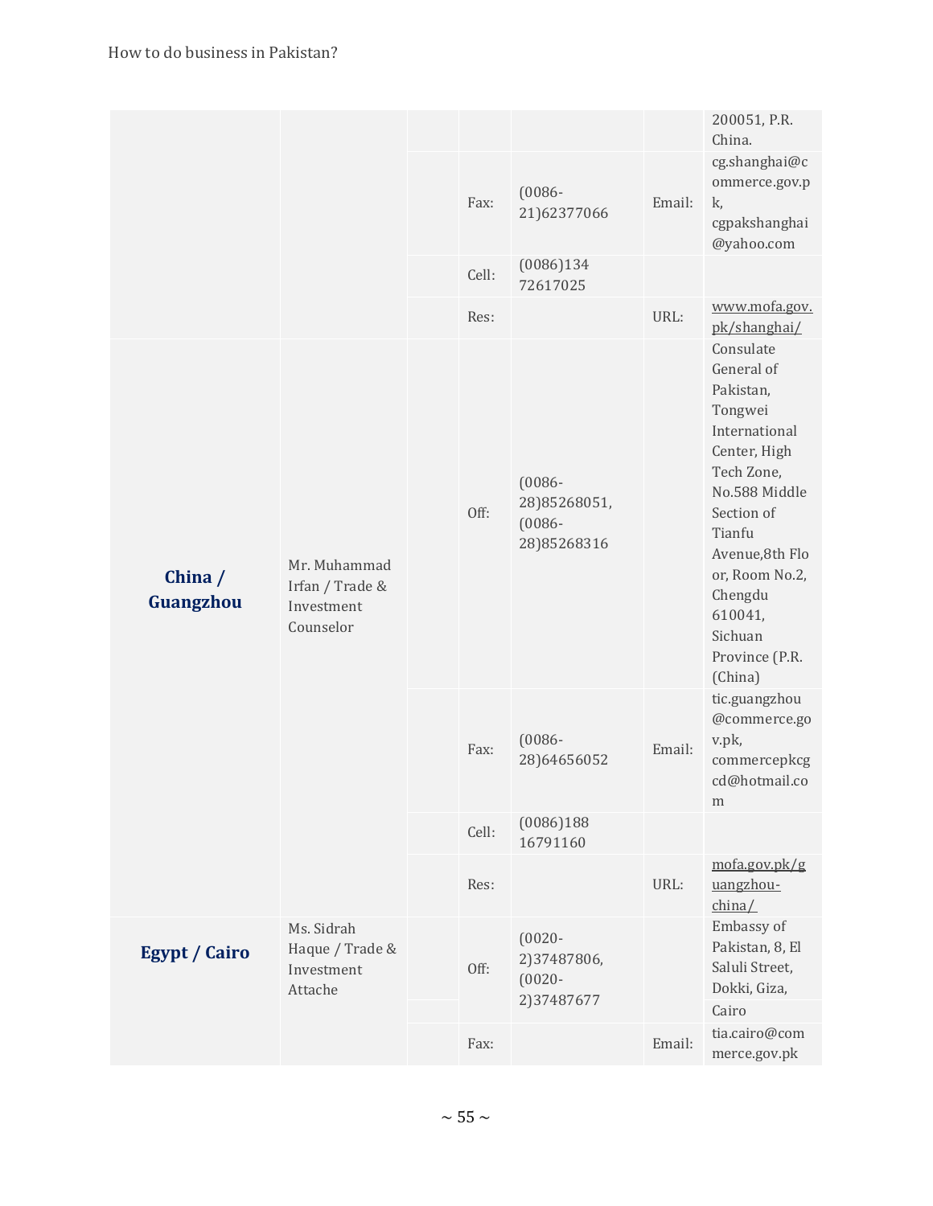| | | | | | | |
|---|---|---|---|---|---|---|
| | | | | | | 200051, P.R. China. |
| | | | Fax: | (0086-21)62377066 | Email: | cg.shanghai@commerce.gov.pk, cgpakshanghai@yahoo.com |
| | | | Cell: | (0086)134 72617025 | | |
| | | | Res: | | URL: | www.mofa.gov.pk/shanghai/ |
| **China / Guangzhou** | Mr. Muhammad Irfan / Trade & Investment Counselor | | Off: | (0086-28)85268051, (0086-28)85268316 | | Consulate General of Pakistan, Tongwei International Center, High Tech Zone, No.588 Middle Section of Tianfu Avenue,8th Floor, Room No.2, Chengdu 610041, Sichuan Province (P.R. (China) |
| | | | Fax: | (0086-28)64656052 | Email: | tic.guangzhou@commerce.gov.pk, commercepkcgcd@hotmail.com |
| | | | Cell: | (0086)188 16791160 | | |
| | | | Res: | | URL: | mofa.gov.pk/guangzhou-china/ |
| **Egypt / Cairo** | Ms. Sidrah Haque / Trade & Investment Attache | | Off: | (0020-2)37487806, (0020-2)37487677 | | Embassy of Pakistan, 8, El Saluli Street, Dokki, Giza, Cairo |
| | | | Fax: | | Email: | tia.cairo@commerce.gov.pk |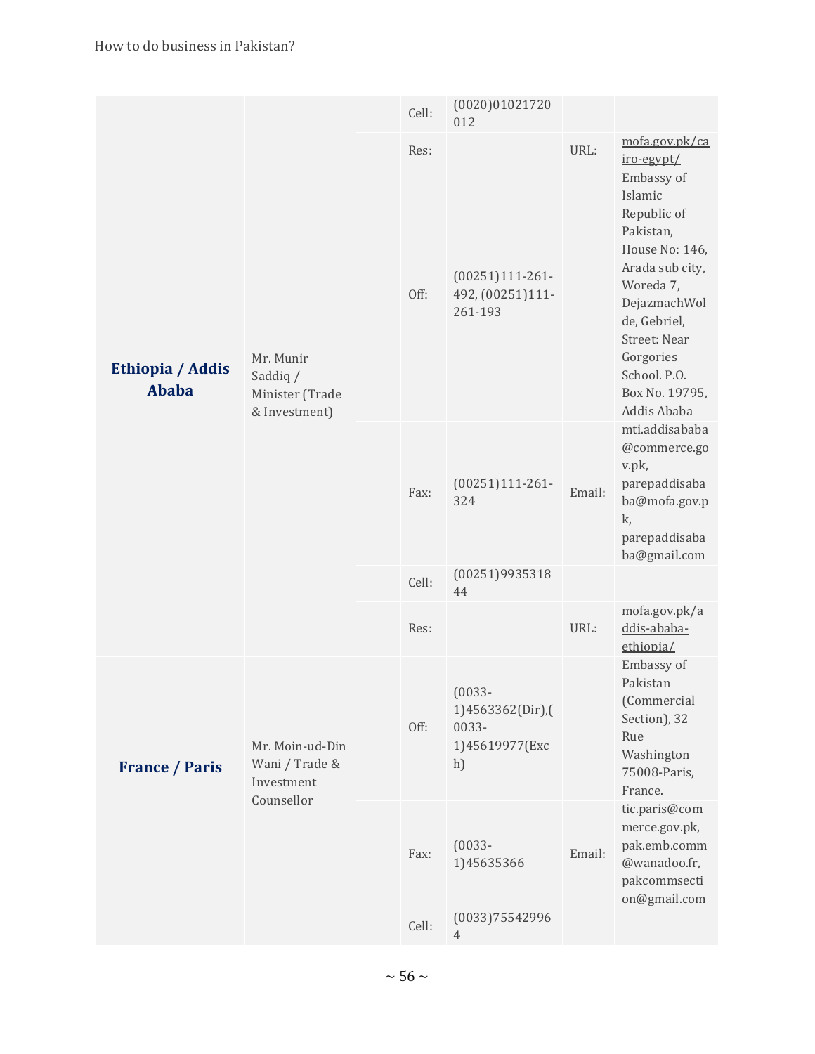| | | | | | | |
|---|---|---|---|---|---|---|
| | | | Cell: | (0020)01021720012 | | |
| | | | Res: | | URL: | mofa.gov.pk/cairo-egypt/ |
| **Ethiopia / Addis Ababa** | Mr. Munir Saddiq / Minister (Trade & Investment) | | Off: | (00251)111-261-492, (00251)111-261-193 | | Embassy of Islamic Republic of Pakistan, House No: 146, Arada sub city, Woreda 7, DejazmachWolde, Gebriel, Street: Near Gorgories School. P.O. Box No. 19795, Addis Ababa |
| | | | Fax: | (00251)111-261-324 | Email: | mti.addisababa@commerce.gov.pk, parepaddisababa@mofa.gov.pk, parepaddisababa@gmail.com |
| | | | Cell: | (00251)993531844 | | |
| | | | Res: | | URL: | mofa.gov.pk/addis-ababa-ethiopia/ |
| **France / Paris** | Mr. Moin-ud-Din Wani / Trade & Investment Counsellor | | Off: | (0033-1)4563362(Dir),(0033-1)45619977(Exch) | | Embassy of Pakistan (Commercial Section), 32 Rue Washington 75008-Paris, France. |
| | | | Fax: | (0033-1)45635366 | Email: | tic.paris@commerce.gov.pk, pak.emb.comm@wanadoo.fr, pakcommsection@gmail.com |
| | | | Cell: | (0033)755429964 | | |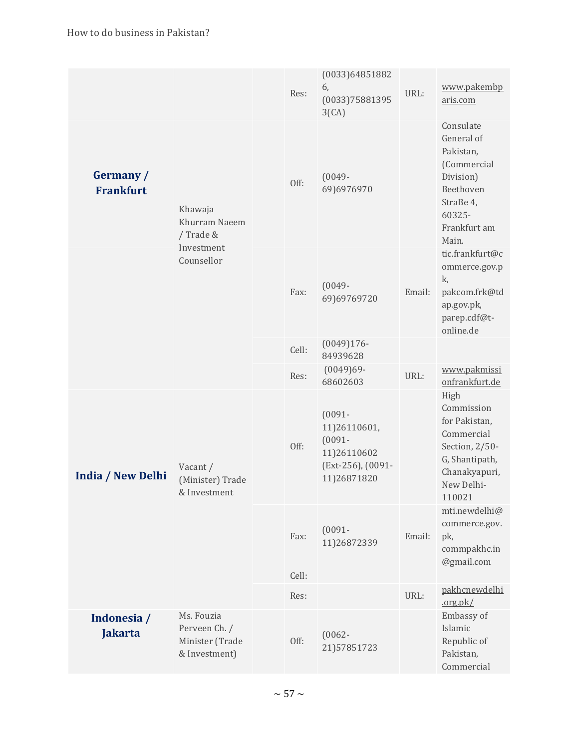| | | | | | | |
|---|---|---|---|---|---|---|
| | | | Res: | (0033)648518826, (0033)758813953(CA) | URL: | www.pakembparis.com |
| **Germany / Frankfurt** | Khawaja Khurram Naeem / Trade & Investment Counsellor | | Off: | (0049-69)6976970 | | Consulate General of Pakistan, (Commercial Division) Beethoven StraBe 4, 60325-Frankfurt am Main. |
| | | | Fax: | (0049-69)69769720 | Email: | tic.frankfurt@commerce.gov.pk, pakcom.frk@tdap.gov.pk, parep.cdf@t-online.de |
| | | | Cell: | (0049)176-84939628 | | |
| | | | Res: | (0049)69-68602603 | URL: | www.pakmissionfrankfurt.de |
| **India / New Delhi** | Vacant / (Minister) Trade & Investment | | Off: | (0091-11)26110601, (0091-11)26110602 (Ext-256), (0091-11)26871820 | | High Commission for Pakistan, Commercial Section, 2/50-G, Shantipath, Chanakyapuri, New Delhi-110021 |
| | | | Fax: | (0091-11)26872339 | Email: | mti.newdelhi@commerce.gov.pk, commpakhc.in@gmail.com |
| | | | Cell: | | | |
| | | | Res: | | URL: | pakhcnewdelhi.org.pk/ |
| **Indonesia / Jakarta** | Ms. Fouzia Perveen Ch. / Minister (Trade & Investment) | | Off: | (0062-21)57851723 | | Embassy of Islamic Republic of Pakistan, Commercial |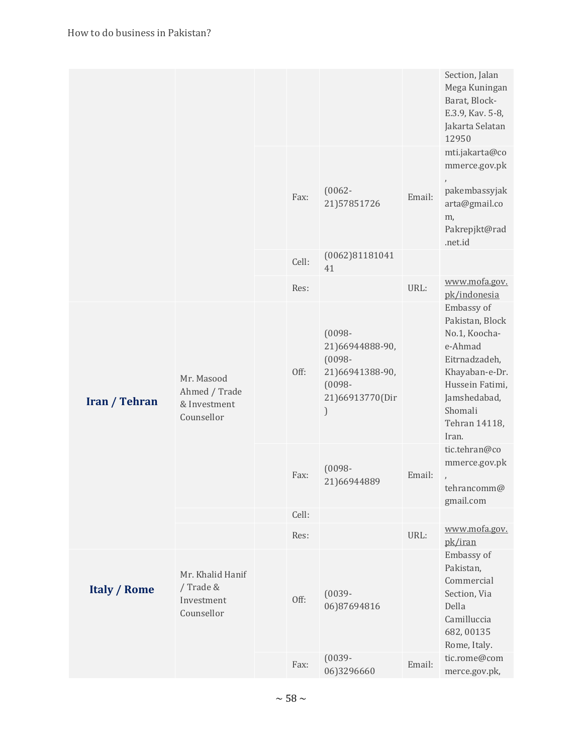| | | | | | | |
|---|---|---|---|---|---|---|
| | | | | | | Section, Jalan Mega Kuningan Barat, Block-E.3.9, Kav. 5-8, Jakarta Selatan 12950 |
| | | | Fax: | (0062-21)57851726 | Email: | mti.jakarta@commerce.gov.pk, pakembassyjakarta@gmail.com, Pakrepjkt@rad.net.id |
| | | | Cell: | (0062)8118104141 | | |
| | | | Res: | | URL: | www.mofa.gov.pk/indonesia |
| **Iran / Tehran** | Mr. Masood Ahmed / Trade & Investment Counsellor | | Off: | (0098-21)66944888-90, (0098-21)66941388-90, (0098-21)66913770(Dir) | | Embassy of Pakistan, Block No.1, Koocha-e-Ahmad Eitrnadzadeh, Khayaban-e-Dr. Hussein Fatimi, Jamshedabad, Shomali Tehran 14118, Iran. |
| | | | Fax: | (0098-21)66944889 | Email: | tic.tehran@commerce.gov.pk, tehrancomm@gmail.com |
| | | | Cell: | | | |
| | | | Res: | | URL: | www.mofa.gov.pk/iran |
| **Italy / Rome** | Mr. Khalid Hanif / Trade & Investment Counsellor | | Off: | (0039-06)87694816 | | Embassy of Pakistan, Commercial Section, Via Della Camilluccia 682, 00135 Rome, Italy. |
| | | | Fax: | (0039-06)3296660 | Email: | tic.rome@commerce.gov.pk, |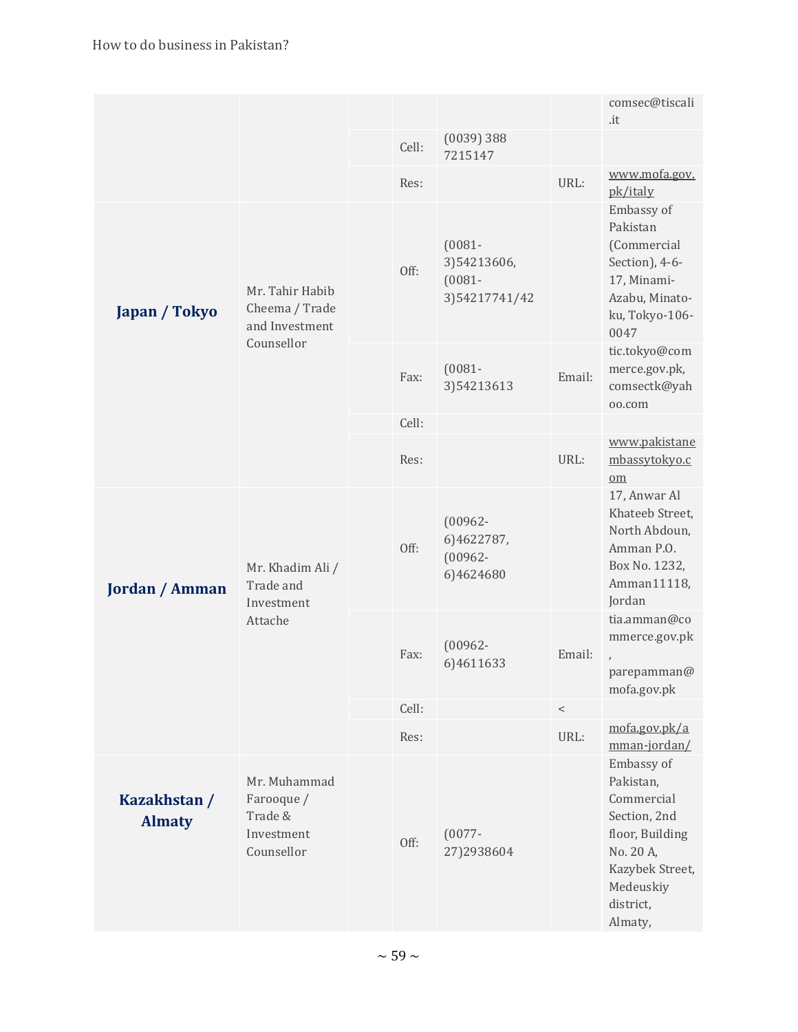| | | | | | | |
|---|---|---|---|---|---|---|
| | | | | | | comsec@tiscali.it |
| | | | Cell: | (0039) 388 7215147 | | |
| | | | Res: | | URL: | www.mofa.gov.pk/italy |
| **Japan / Tokyo** | Mr. Tahir Habib Cheema / Trade and Investment Counsellor | | Off: | (0081-3)54213606, (0081-3)54217741/42 | | Embassy of Pakistan (Commercial Section), 4-6-17, Minami-Azabu, Minato-ku, Tokyo-106-0047 |
| | | | Fax: | (0081-3)54213613 | Email: | tic.tokyo@commerce.gov.pk, comsectk@yahoo.com |
| | | | Cell: | | | |
| | | | Res: | | URL: | www.pakistanembassytokyo.com |
| **Jordan / Amman** | Mr. Khadim Ali / Trade and Investment Attache | | Off: | (00962-6)4622787, (00962-6)4624680 | | 17, Anwar Al Khateeb Street, North Abdoun, Amman P.O. Box No. 1232, Amman11118, Jordan |
| | | | Fax: | (00962-6)4611633 | Email: | tia.amman@commerce.gov.pk, parepamman@mofa.gov.pk |
| | | | Cell: | | < | |
| | | | Res: | | URL: | mofa.gov.pk/amman-jordan/ |
| **Kazakhstan / Almaty** | Mr. Muhammad Farooque / Trade & Investment Counsellor | | Off: | (0077-27)2938604 | | Embassy of Pakistan, Commercial Section, 2nd floor, Building No. 20 A, Kazybek Street, Medeuskiy district, Almaty, |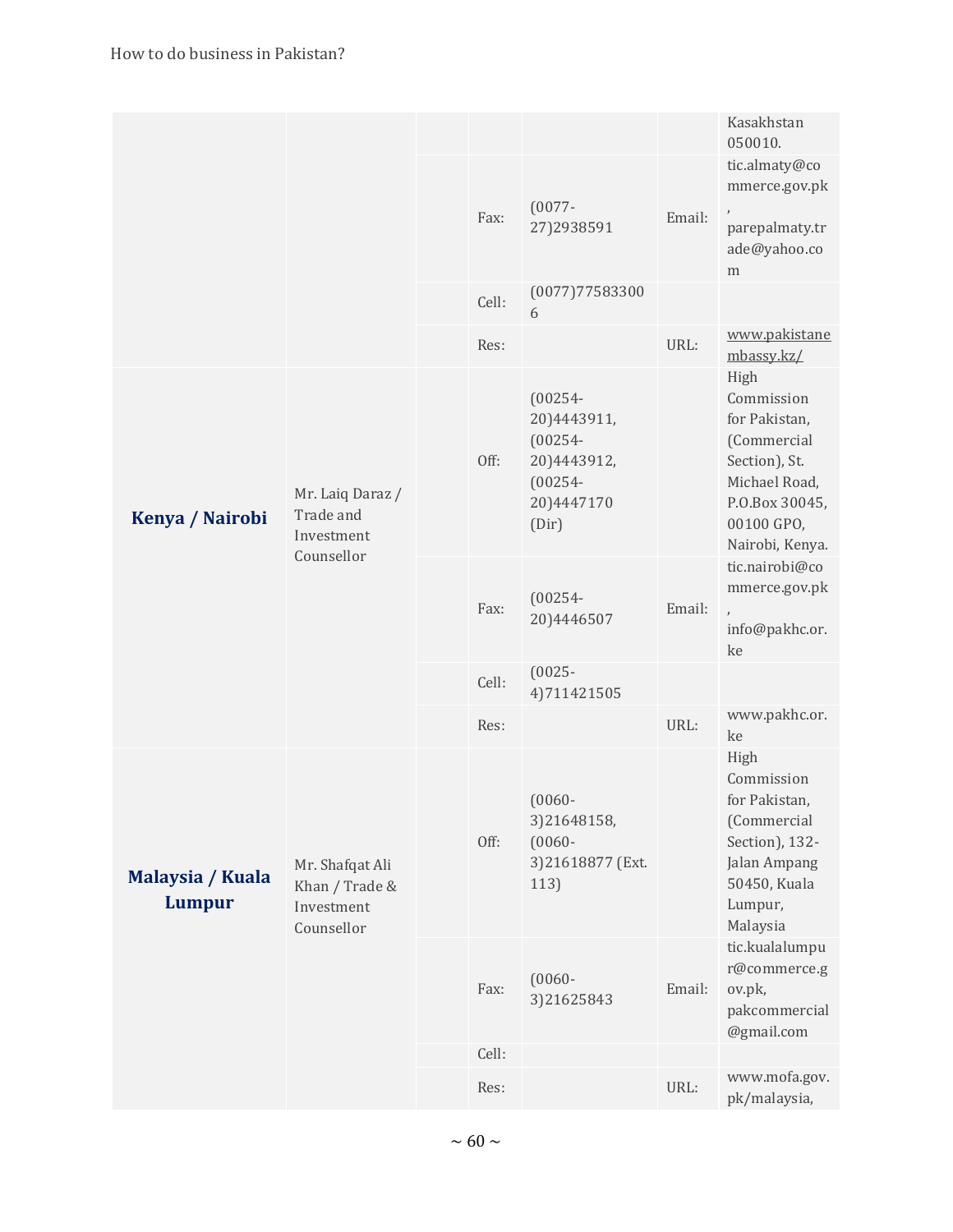| | | | | | | |
|---|---|---|---|---|---|---|
| | | | | | | Kasakhstan 050010. |
| | | | Fax: | (0077-27)2938591 | Email: | tic.almaty@commerce.gov.pk, parepalmaty.trade@yahoo.com |
| | | | Cell: | (0077)775833006 | | |
| | | | Res: | | URL: | www.pakistanembassy.kz/ |
| **Kenya / Nairobi** | Mr. Laiq Daraz / Trade and Investment Counsellor | | Off: | (00254-20)4443911, (00254-20)4443912, (00254-20)4447170 (Dir) | | High Commission for Pakistan, (Commercial Section), St. Michael Road, P.O.Box 30045, 00100 GPO, Nairobi, Kenya. |
| | | | Fax: | (00254-20)4446507 | Email: | tic.nairobi@commerce.gov.pk, info@pakhc.or.ke |
| | | | Cell: | (0025-4)711421505 | | |
| | | | Res: | | URL: | www.pakhc.or.ke |
| **Malaysia / Kuala Lumpur** | Mr. Shafqat Ali Khan / Trade & Investment Counsellor | | Off: | (0060-3)21648158, (0060-3)21618877 (Ext. 113) | | High Commission for Pakistan, (Commercial Section), 132-Jalan Ampang 50450, Kuala Lumpur, Malaysia |
| | | | Fax: | (0060-3)21625843 | Email: | tic.kualalumpur@commerce.gov.pk, pakcommercial@gmail.com |
| | | | Cell: | | | |
| | | | Res: | | URL: | www.mofa.gov.pk/malaysia, |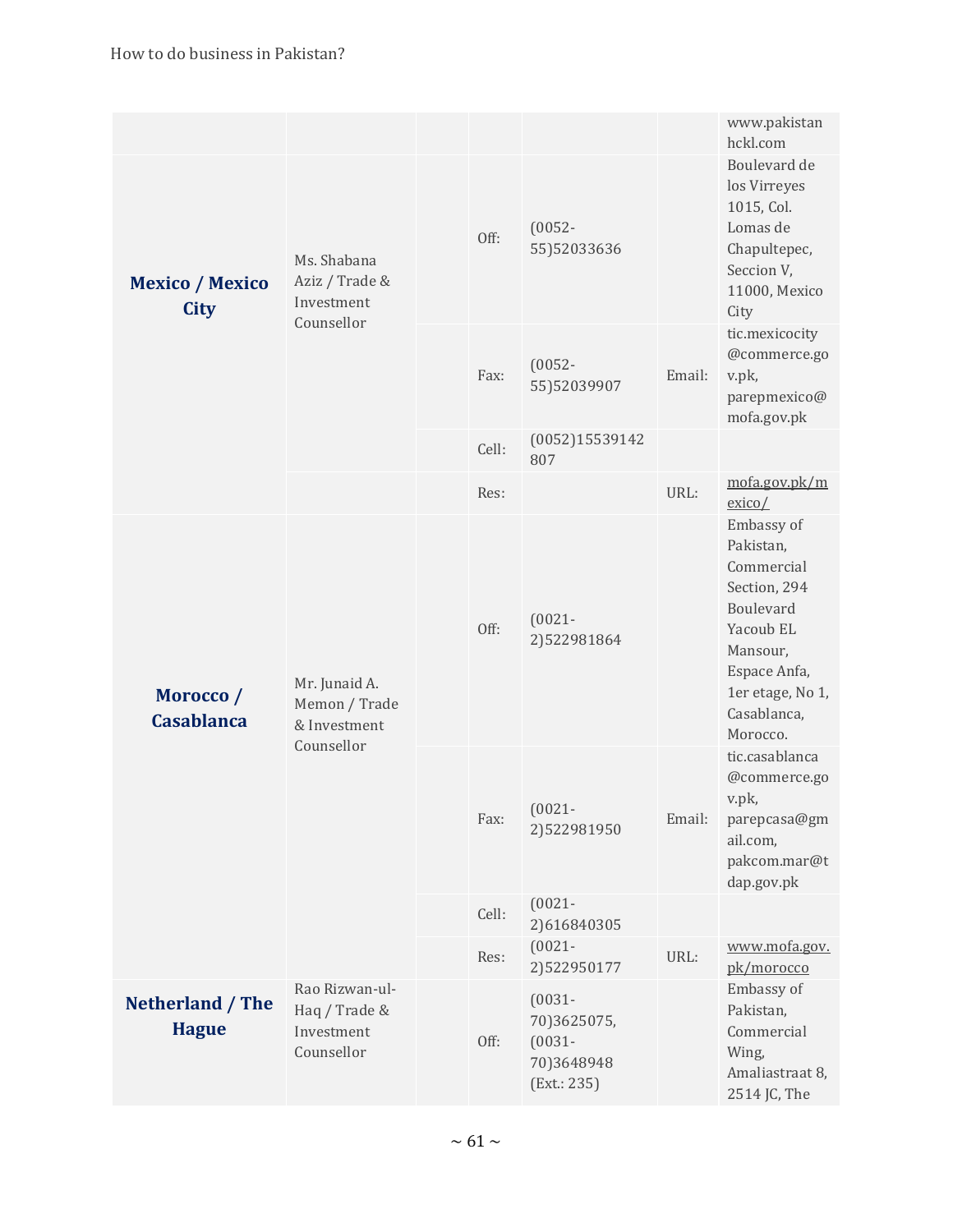| | | | | | | |
|---|---|---|---|---|---|---|
| | | | | | | www.pakistanhckl.com |
| **Mexico / Mexico City** | Ms. Shabana Aziz / Trade & Investment Counsellor | | Off: | (0052-55)52033636 | | Boulevard de los Virreyes 1015, Col. Lomas de Chapultepec, Seccion V, 11000, Mexico City |
| | | | Fax: | (0052-55)52039907 | Email: | tic.mexicocity@commerce.gov.pk, parepmexico@mofa.gov.pk |
| | | | Cell: | (0052)15539142807 | | |
| | | | Res: | | URL: | mofa.gov.pk/mexico/ |
| **Morocco / Casablanca** | Mr. Junaid A. Memon / Trade & Investment Counsellor | | Off: | (0021-2)522981864 | | Embassy of Pakistan, Commercial Section, 294 Boulevard Yacoub EL Mansour, Espace Anfa, 1er etage, No 1, Casablanca, Morocco. |
| | | | Fax: | (0021-2)522981950 | Email: | tic.casablanca@commerce.gov.pk, parepcasa@gmail.com, pakcom.mar@tdap.gov.pk |
| | | | Cell: | (0021-2)616840305 | | |
| | | | Res: | (0021-2)522950177 | URL: | www.mofa.gov.pk/morocco |
| **Netherland / The Hague** | Rao Rizwan-ul-Haq / Trade & Investment Counsellor | | Off: | (0031-70)3625075, (0031-70)3648948 (Ext.: 235) | | Embassy of Pakistan, Commercial Wing, Amaliastraat 8, 2514 JC, The |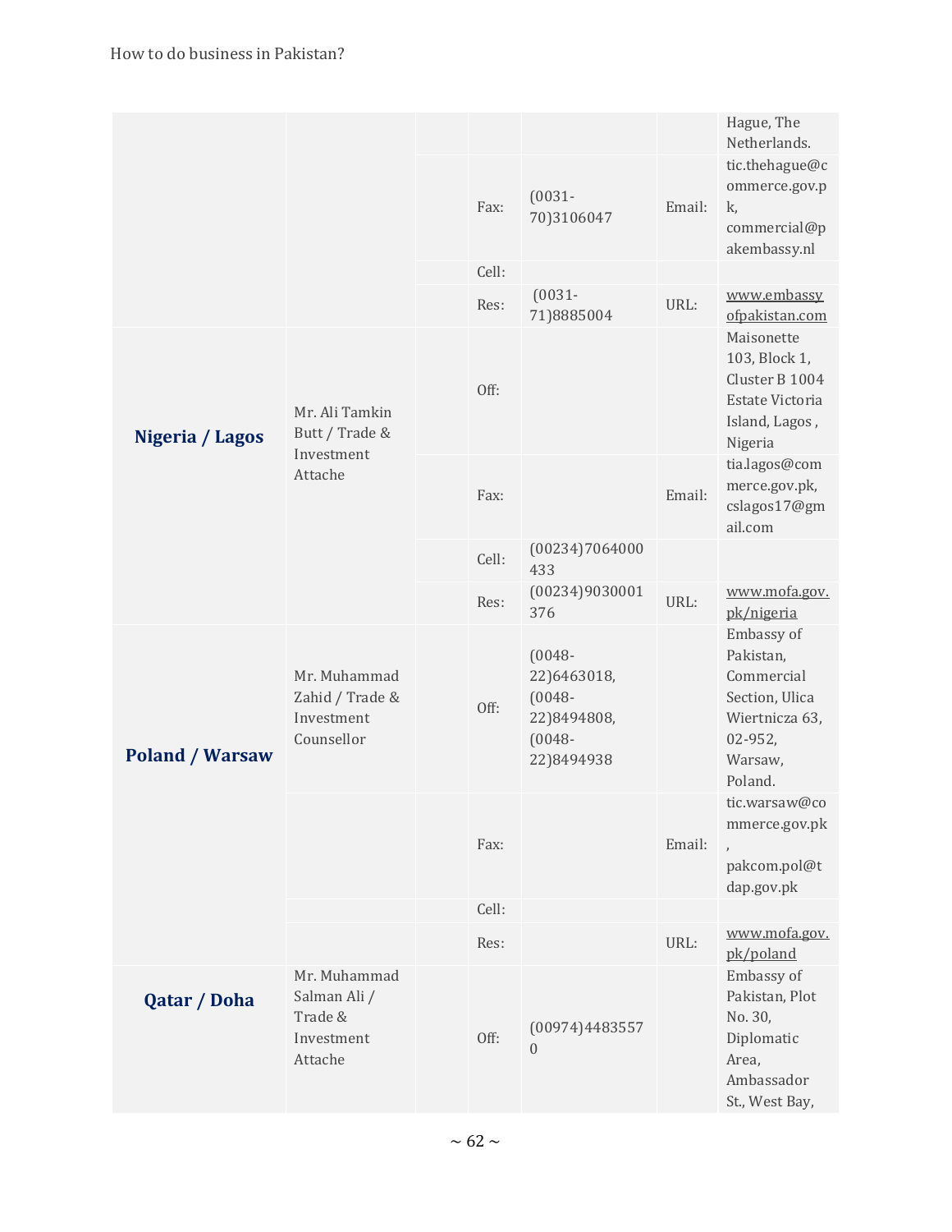| | | | | | | |
|---|---|---|---|---|---|---|
| | | | | | | Hague, The Netherlands. |
| | | | Fax: | (0031-70)3106047 | Email: | tic.thehague@commerce.gov.pk, commercial@pakembassy.nl |
| | | | Cell: | | | |
| | | | Res: | (0031-71)8885004 | URL: | www.embassyofpakistan.com |
| **Nigeria / Lagos** | Mr. Ali Tamkin Butt / Trade & Investment Attache | | Off: | | | Maisonette 103, Block 1, Cluster B 1004 Estate Victoria Island, Lagos , Nigeria |
| | | | Fax: | | Email: | tia.lagos@commerce.gov.pk, cslagos17@gmail.com |
| | | | Cell: | (00234)7064000433 | | |
| | | | Res: | (00234)9030001376 | URL: | www.mofa.gov.pk/nigeria |
| **Poland / Warsaw** | Mr. Muhammad Zahid / Trade & Investment Counsellor | | Off: | (0048-22)6463018, (0048-22)8494808, (0048-22)8494938 | | Embassy of Pakistan, Commercial Section, Ulica Wiertnicza 63, 02-952, Warsaw, Poland. |
| | | | Fax: | | Email: | tic.warsaw@commerce.gov.pk, pakcom.pol@tdap.gov.pk |
| | | | Cell: | | | |
| | | | Res: | | URL: | www.mofa.gov.pk/poland |
| **Qatar / Doha** | Mr. Muhammad Salman Ali / Trade & Investment Attache | | Off: | (00974)44835570 | | Embassy of Pakistan, Plot No. 30, Diplomatic Area, Ambassador St., West Bay, |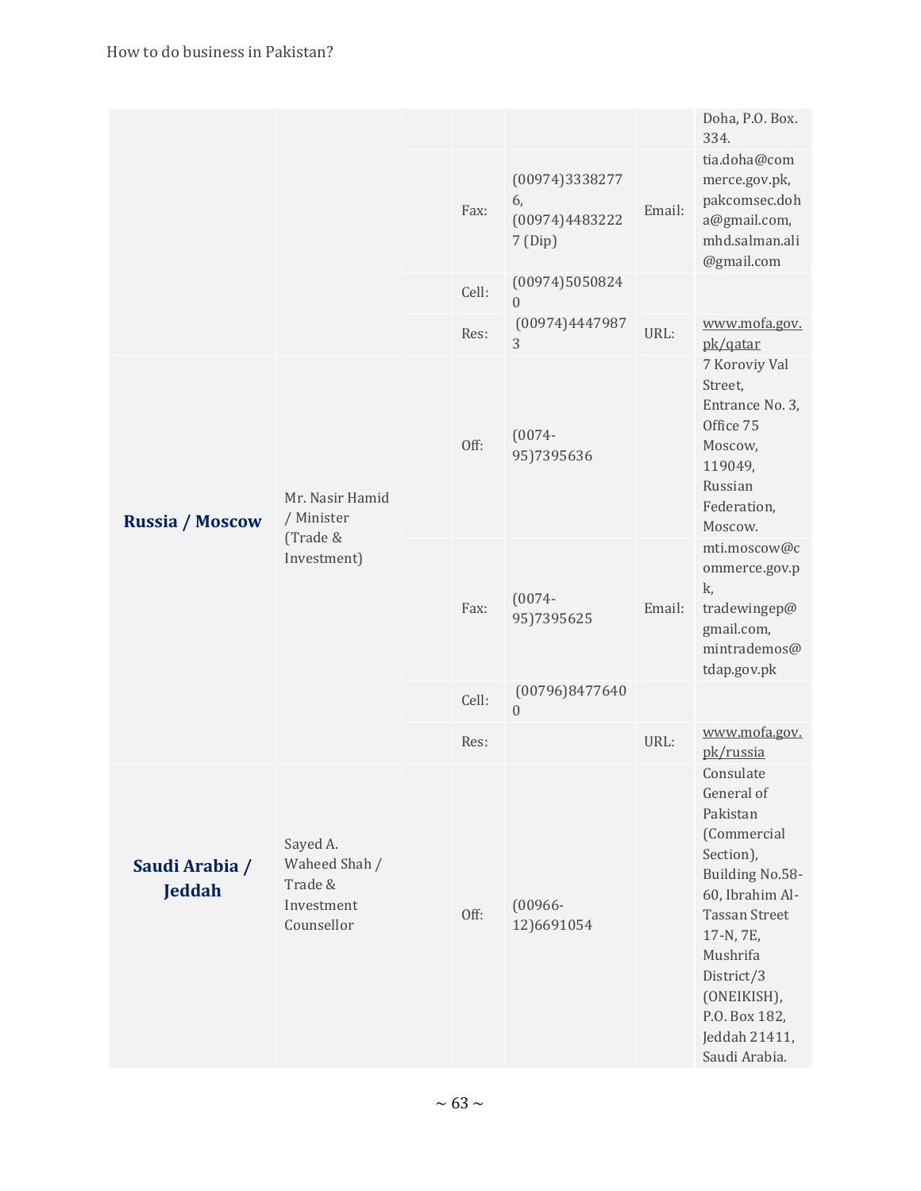| | | | | | | |
|---|---|---|---|---|---|---|
| | | | | | | Doha, P.O. Box. 334. |
| | | | Fax: | (00974)33382776, (00974)44832227 (Dip) | Email: | tia.doha@commerce.gov.pk, pakcomsec.doha@gmail.com, mhd.salman.ali@gmail.com |
| | | | Cell: | (00974)50508240 | | |
| | | | Res: | (00974)44479873 | URL: | www.mofa.gov.pk/qatar |
| **Russia / Moscow** | Mr. Nasir Hamid / Minister (Trade & Investment) | | Off: | (0074-95)7395636 | | 7 Koroviy Val Street, Entrance No. 3, Office 75 Moscow, 119049, Russian Federation, Moscow. |
| | | | Fax: | (0074-95)7395625 | Email: | mti.moscow@commerce.gov.pk, tradewingep@gmail.com, mintrademos@tdap.gov.pk |
| | | | Cell: | (00796)84776400 | | |
| | | | Res: | | URL: | www.mofa.gov.pk/russia |
| **Saudi Arabia / Jeddah** | Sayed A. Waheed Shah / Trade & Investment Counsellor | | Off: | (00966-12)6691054 | | Consulate General of Pakistan (Commercial Section), Building No.58-60, Ibrahim Al-Tassan Street 17-N, 7E, Mushrifa District/3 (ONEIKISH), P.O. Box 182, Jeddah 21411, Saudi Arabia. |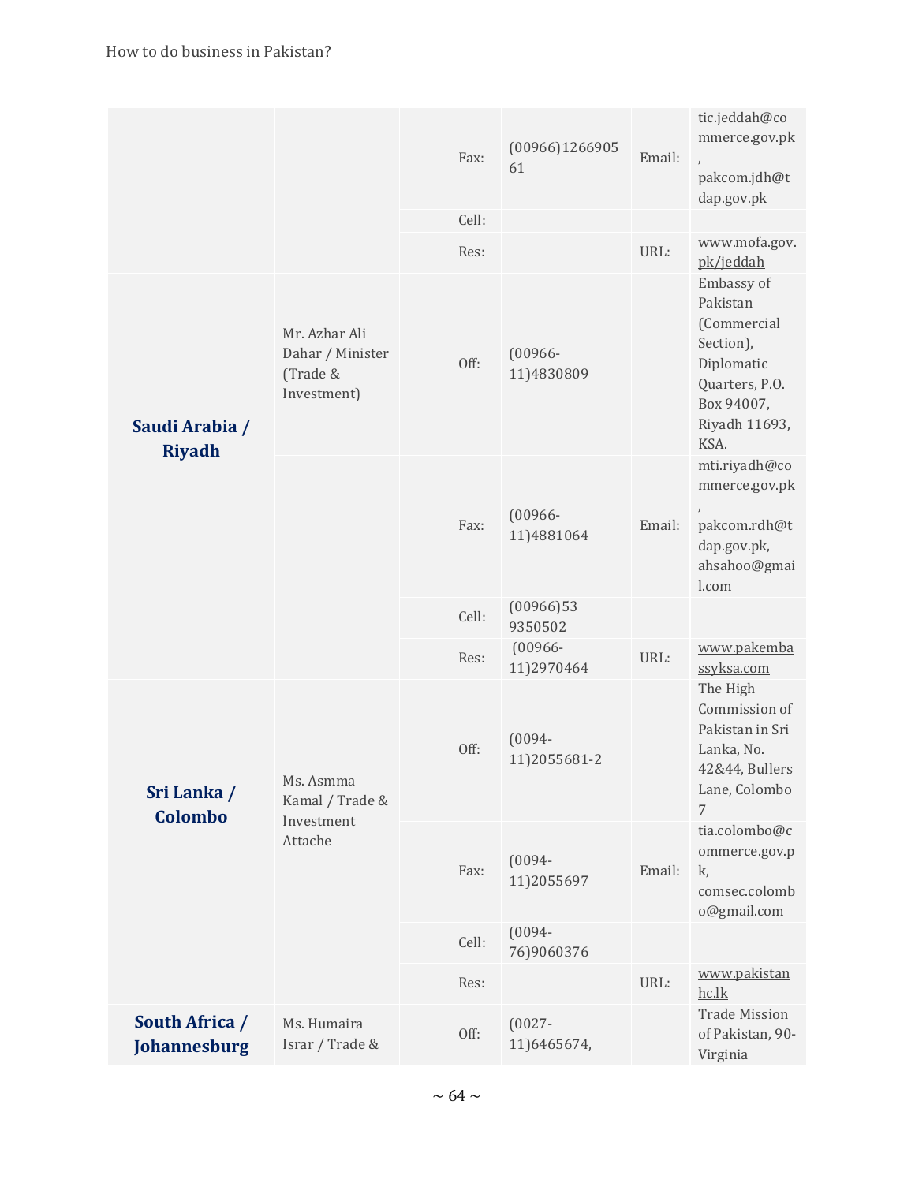| | | | | | | |
|---|---|---|---|---|---|---|
| | | | Fax: | (00966)126690561 | Email: | tic.jeddah@commerce.gov.pk, pakcom.jdh@tdap.gov.pk |
| | | | Cell: | | | |
| | | | Res: | | URL: | www.mofa.gov.pk/jeddah |
| **Saudi Arabia / Riyadh** | Mr. Azhar Ali Dahar / Minister (Trade & Investment) | | Off: | (00966-11)4830809 | | Embassy of Pakistan (Commercial Section), Diplomatic Quarters, P.O. Box 94007, Riyadh 11693, KSA. |
| | | | Fax: | (00966-11)4881064 | Email: | mti.riyadh@commerce.gov.pk, pakcom.rdh@tdap.gov.pk, ahsahoo@gmail.com |
| | | | Cell: | (00966)539350502 | | |
| | | | Res: | (00966-11)2970464 | URL: | www.pakembassyksa.com |
| **Sri Lanka / Colombo** | Ms. Asmma Kamal / Trade & Investment Attache | | Off: | (0094-11)2055681-2 | | The High Commission of Pakistan in Sri Lanka, No. 42&44, Bullers Lane, Colombo 7 |
| | | | Fax: | (0094-11)2055697 | Email: | tia.colombo@commerce.gov.pk, comsec.colombo@gmail.com |
| | | | Cell: | (0094-76)9060376 | | |
| | | | Res: | | URL: | www.pakistanhc.lk |
| **South Africa / Johannesburg** | Ms. Humaira Israr / Trade & | | Off: | (0027-11)6465674, | | Trade Mission of Pakistan, 90-Virginia |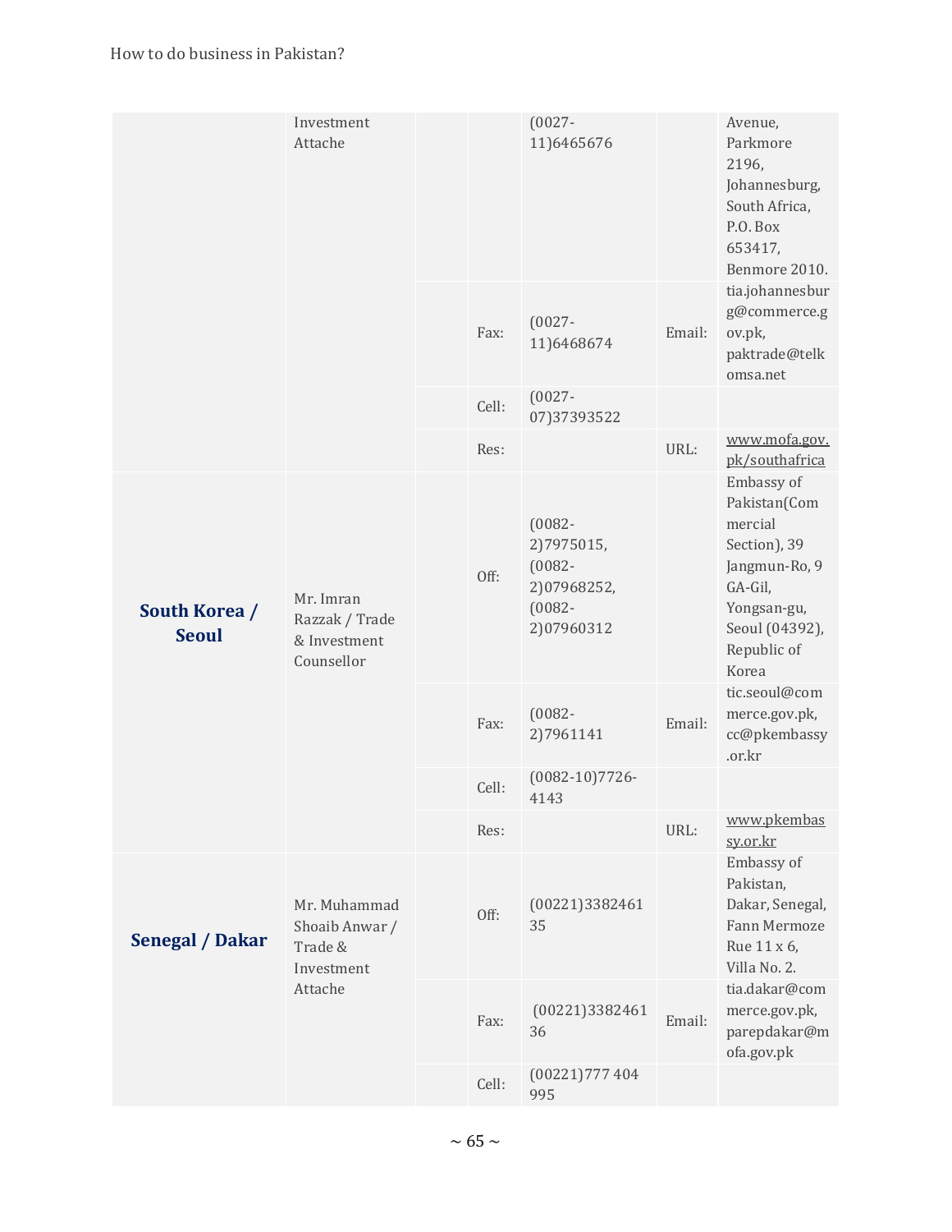| | | | | | | |
|---|---|---|---|---|---|---|
| | Investment Attache | | | (0027-11)6465676 | | Avenue, Parkmore 2196, Johannesburg, South Africa, P.O. Box 653417, Benmore 2010. |
| | | | Fax: | (0027-11)6468674 | Email: | tia.johannesburg@commerce.gov.pk, paktrade@telkomsa.net |
| | | | Cell: | (0027-07)37393522 | | |
| | | | Res: | | URL: | www.mofa.gov.pk/southafrica |
| **South Korea / Seoul** | Mr. Imran Razzak / Trade & Investment Counsellor | | Off: | (0082-2)7975015, (0082-2)07968252, (0082-2)07960312 | | Embassy of Pakistan(Commercial Section), 39 Jangmun-Ro, 9 GA-Gil, Yongsan-gu, Seoul (04392), Republic of Korea |
| | | | Fax: | (0082-2)7961141 | Email: | tic.seoul@commerce.gov.pk, cc@pkembassy.or.kr |
| | | | Cell: | (0082-10)7726-4143 | | |
| | | | Res: | | URL: | www.pkembassy.or.kr |
| **Senegal / Dakar** | Mr. Muhammad Shoaib Anwar / Trade & Investment Attache | | Off: | (00221)338246135 | | Embassy of Pakistan, Dakar, Senegal, Fann Mermoze Rue 11 x 6, Villa No. 2. |
| | | | Fax: | (00221)338246136 | Email: | tia.dakar@commerce.gov.pk, parepdakar@mofa.gov.pk |
| | | | Cell: | (00221)777 404 995 | | |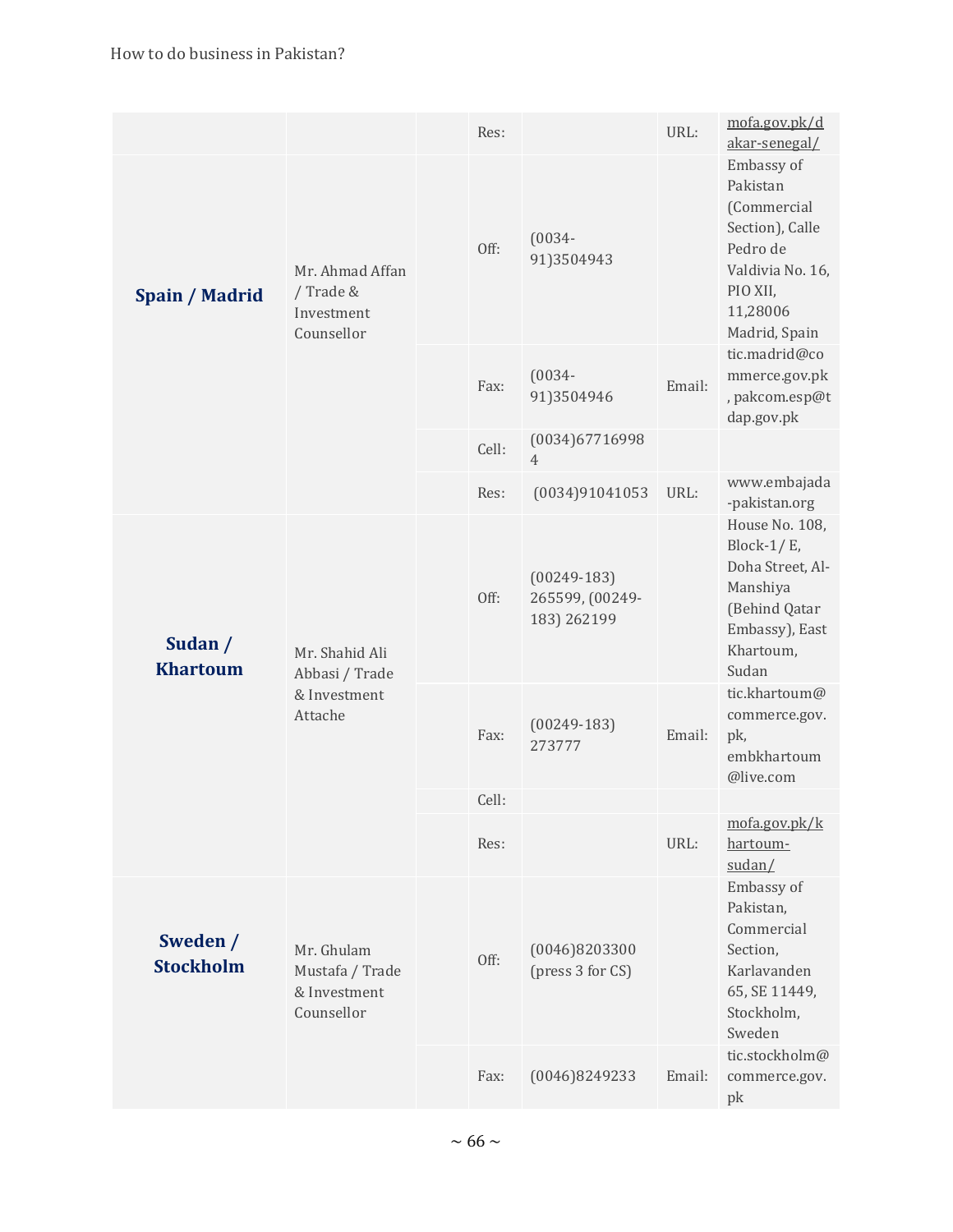| | | | | | | |
|---|---|---|---|---|---|---|
| | | | Res: | | URL: | mofa.gov.pk/dakar-senegal/ |
| **Spain / Madrid** | Mr. Ahmad Affan / Trade & Investment Counsellor | | Off: | (0034-91)3504943 | | Embassy of Pakistan (Commercial Section), Calle Pedro de Valdivia No. 16, PIO XII, 11,28006 Madrid, Spain |
| | | | Fax: | (0034-91)3504946 | Email: | tic.madrid@commerce.gov.pk, pakcom.esp@tdap.gov.pk |
| | | | Cell: | (0034)677169984 | | |
| | | | Res: | (0034)91041053 | URL: | www.embajada-pakistan.org |
| **Sudan / Khartoum** | Mr. Shahid Ali Abbasi / Trade & Investment Attache | | Off: | (00249-183) 265599, (00249-183) 262199 | | House No. 108, Block-1/ E, Doha Street, Al-Manshiya (Behind Qatar Embassy), East Khartoum, Sudan |
| | | | Fax: | (00249-183) 273777 | Email: | tic.khartoum@commerce.gov.pk, embkhartoum@live.com |
| | | | Cell: | | | |
| | | | Res: | | URL: | mofa.gov.pk/khartoum-sudan/ |
| **Sweden / Stockholm** | Mr. Ghulam Mustafa / Trade & Investment Counsellor | | Off: | (0046)8203300 (press 3 for CS) | | Embassy of Pakistan, Commercial Section, Karlavanden 65, SE 11449, Stockholm, Sweden |
| | | | Fax: | (0046)8249233 | Email: | tic.stockholm@commerce.gov.pk |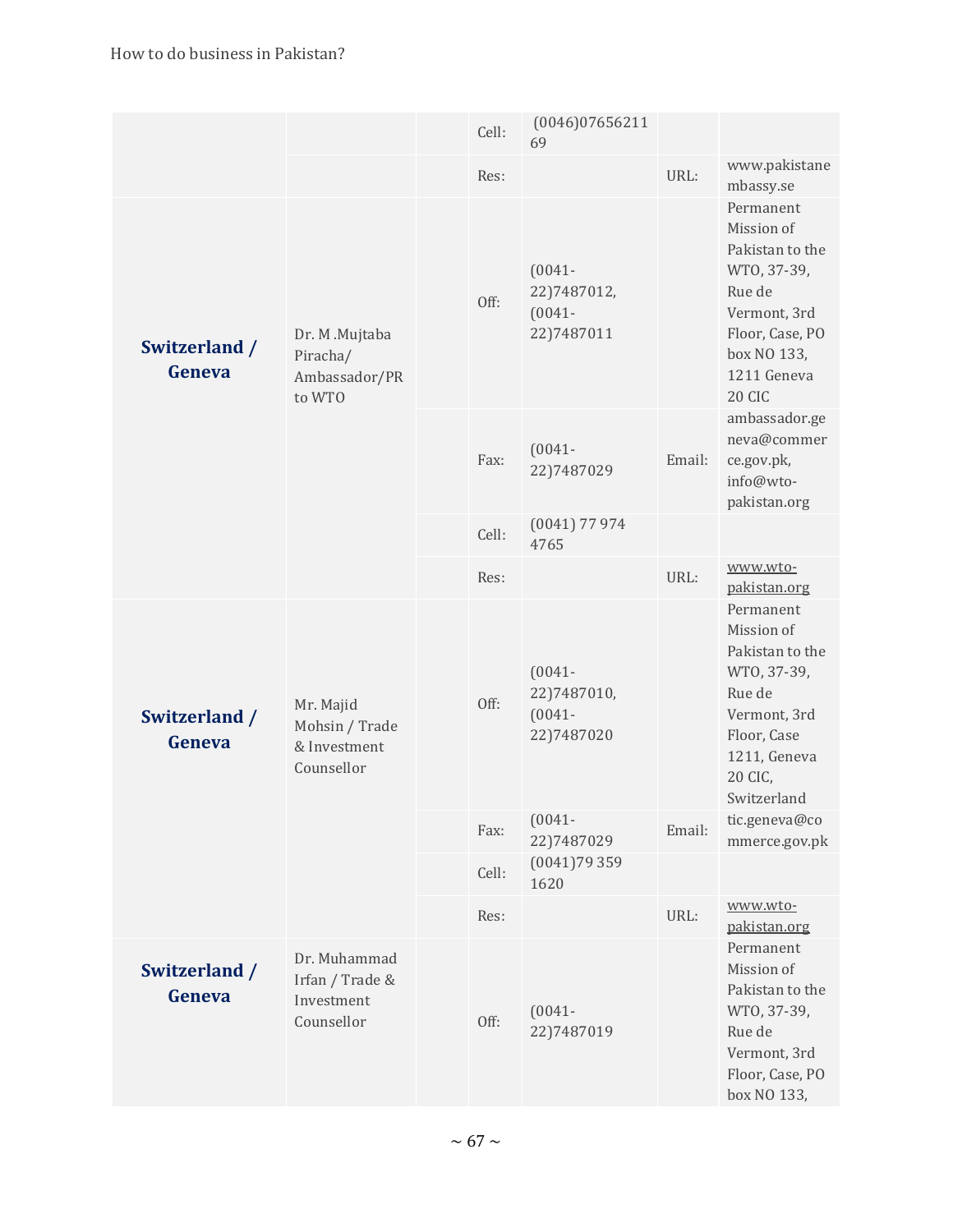| | | | | | | |
|---|---|---|---|---|---|---|
| | | | Cell: | (0046)0765621169 | | |
| | | | Res: | | URL: | www.pakistanembassy.se |
| **Switzerland / Geneva** | Dr. M .Mujtaba Piracha/ Ambassador/PR to WTO | | Off: | (0041-22)7487012, (0041-22)7487011 | | Permanent Mission of Pakistan to the WTO, 37-39, Rue de Vermont, 3rd Floor, Case, PO box NO 133, 1211 Geneva 20 CIC |
| | | | Fax: | (0041-22)7487029 | Email: | ambassador.geneva@commerce.gov.pk, info@wto-pakistan.org |
| | | | Cell: | (0041) 77 974 4765 | | |
| | | | Res: | | URL: | www.wto-pakistan.org |
| **Switzerland / Geneva** | Mr. Majid Mohsin / Trade & Investment Counsellor | | Off: | (0041-22)7487010, (0041-22)7487020 | | Permanent Mission of Pakistan to the WTO, 37-39, Rue de Vermont, 3rd Floor, Case 1211, Geneva 20 CIC, Switzerland |
| | | | Fax: | (0041-22)7487029 | Email: | tic.geneva@commerce.gov.pk |
| | | | Cell: | (0041)79 359 1620 | | |
| | | | Res: | | URL: | www.wto-pakistan.org |
| **Switzerland / Geneva** | Dr. Muhammad Irfan / Trade & Investment Counsellor | | Off: | (0041-22)7487019 | | Permanent Mission of Pakistan to the WTO, 37-39, Rue de Vermont, 3rd Floor, Case, PO box NO 133, |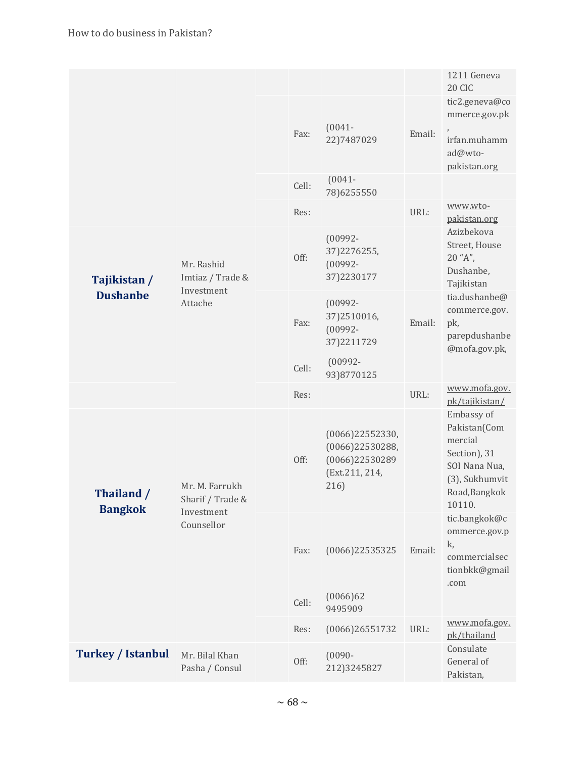| | | | | | | |
|---|---|---|---|---|---|---|
| | | | | | | 1211 Geneva 20 CIC |
| | | | Fax: | (0041-22)7487029 | Email: | tic2.geneva@commerce.gov.pk, irfan.muhammad@wto-pakistan.org |
| | | | Cell: | (0041-78)6255550 | | |
| | | | Res: | | URL: | www.wto-pakistan.org |
| **Tajikistan / Dushanbe** | Mr. Rashid Imtiaz / Trade & Investment Attache | | Off: | (00992-37)2276255, (00992-37)2230177 | | Azizbekova Street, House 20 "A", Dushanbe, Tajikistan |
| | | | Fax: | (00992-37)2510016, (00992-37)2211729 | Email: | tia.dushanbe@commerce.gov.pk, parepdushanbe@mofa.gov.pk, |
| | | | Cell: | (00992-93)8770125 | | |
| | | | Res: | | URL: | www.mofa.gov.pk/tajikistan/ |
| **Thailand / Bangkok** | Mr. M. Farrukh Sharif / Trade & Investment Counsellor | | Off: | (0066)22552330, (0066)22530288, (0066)22530289 (Ext.211, 214, 216) | | Embassy of Pakistan(Commercial Section), 31 SOI Nana Nua, (3), Sukhumvit Road,Bangkok 10110. |
| | | | Fax: | (0066)22535325 | Email: | tic.bangkok@commerce.gov.pk, commercialsectionbkk@gmail.com |
| | | | Cell: | (0066)62 9495909 | | |
| | | | Res: | (0066)26551732 | URL: | www.mofa.gov.pk/thailand |
| **Turkey / Istanbul** | Mr. Bilal Khan Pasha / Consul | | Off: | (0090-212)3245827 | | Consulate General of Pakistan, |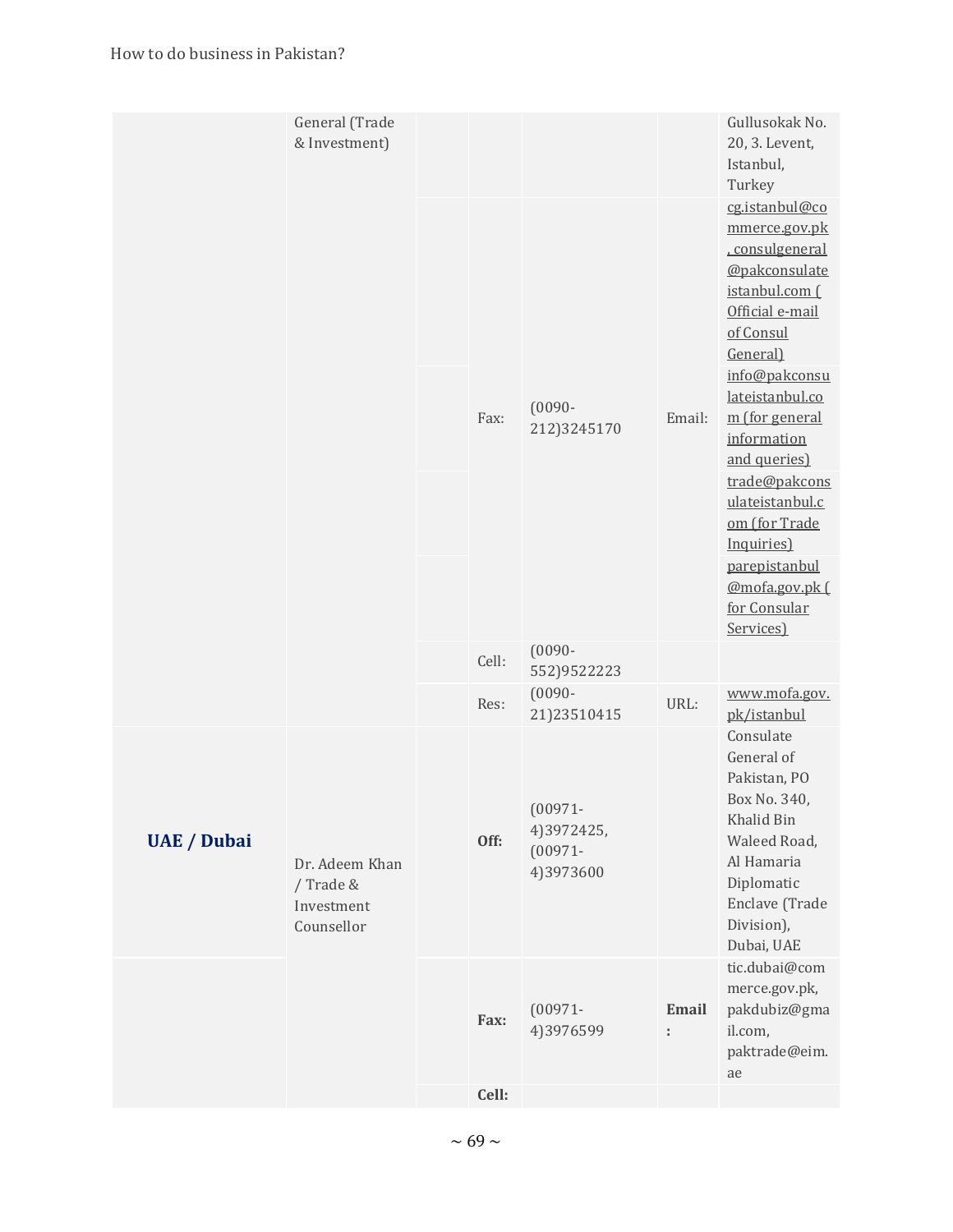| | | | | | | |
|---|---|---|---|---|---|---|
| | General (Trade & Investment) | | | | | Gullusokak No. 20, 3. Levent, Istanbul, Turkey |
| | | | Fax: | (0090-212)3245170 | Email: | cg.istanbul@commerce.gov.pk, consulgeneral@pakconsulateistanbul.com (Official e-mail of Consul General) |
| | | | | | | info@pakconsulateistanbul.com (for general information and queries) |
| | | | | | | trade@pakconsulateistanbul.com (for Trade Inquiries) |
| | | | | | | parepistanbul@mofa.gov.pk (for Consular Services) |
| | | | Cell: | (0090-552)9522223 | | |
| | | | Res: | (0090-21)23510415 | URL: | www.mofa.gov.pk/istanbul |
| **UAE / Dubai** | Dr. Adeem Khan / Trade & Investment Counsellor | | **Off:** | (00971-4)3972425, (00971-4)3973600 | | Consulate General of Pakistan, PO Box No. 340, Khalid Bin Waleed Road, Al Hamaria Diplomatic Enclave (Trade Division), Dubai, UAE |
| | | | **Fax:** | (00971-4)3976599 | **Email:** | tic.dubai@commerce.gov.pk, pakdubiz@gmail.com, paktrade@eim.ae |
| | | | **Cell:** | | | |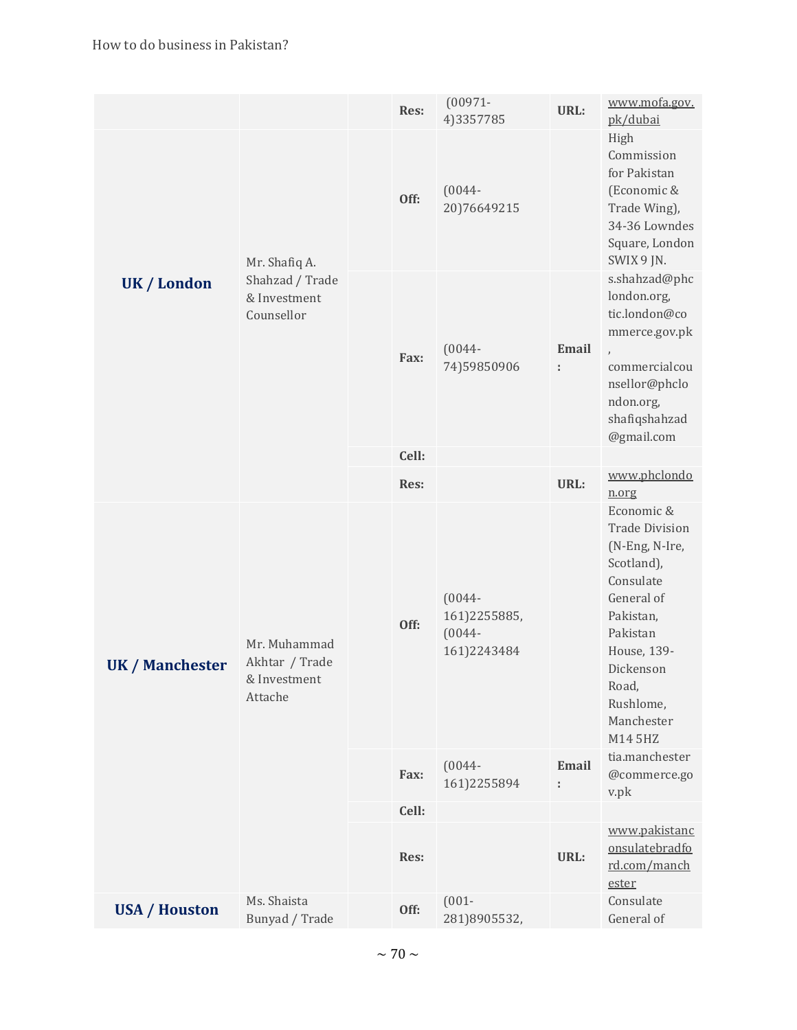| | | | | | | |
|---|---|---|---|---|---|---|
| | | | Res: | (00971-4)3357785 | URL: | www.mofa.gov.pk/dubai |
| UK / London | Mr. Shafiq A. Shahzad / Trade & Investment Counsellor | | Off: | (0044-20)76649215 | | High Commission for Pakistan (Economic & Trade Wing), 34-36 Lowndes Square, London SWIX 9 JN. |
| | | | Fax: | (0044-74)59850906 | Email: | s.shahzad@phclondon.org, tic.london@commerce.gov.pk, commercialcounsellor@phclondon.org, shafiqshahzad@gmail.com |
| | | | Cell: | | | |
| | | | Res: | | URL: | www.phclondon.org |
| UK / Manchester | Mr. Muhammad Akhtar / Trade & Investment Attache | | Off: | (0044-161)2255885, (0044-161)2243484 | | Economic & Trade Division (N-Eng, N-Ire, Scotland), Consulate General of Pakistan, Pakistan House, 139-Dickenson Road, Rushlome, Manchester M14 5HZ |
| | | | Fax: | (0044-161)2255894 | Email: | tia.manchester@commerce.gov.pk |
| | | | Cell: | | | |
| | | | Res: | | URL: | www.pakistanconsulatebradford.com/manchester |
| USA / Houston | Ms. Shaista Bunyad / Trade | | Off: | (001-281)8905532, | | Consulate General of |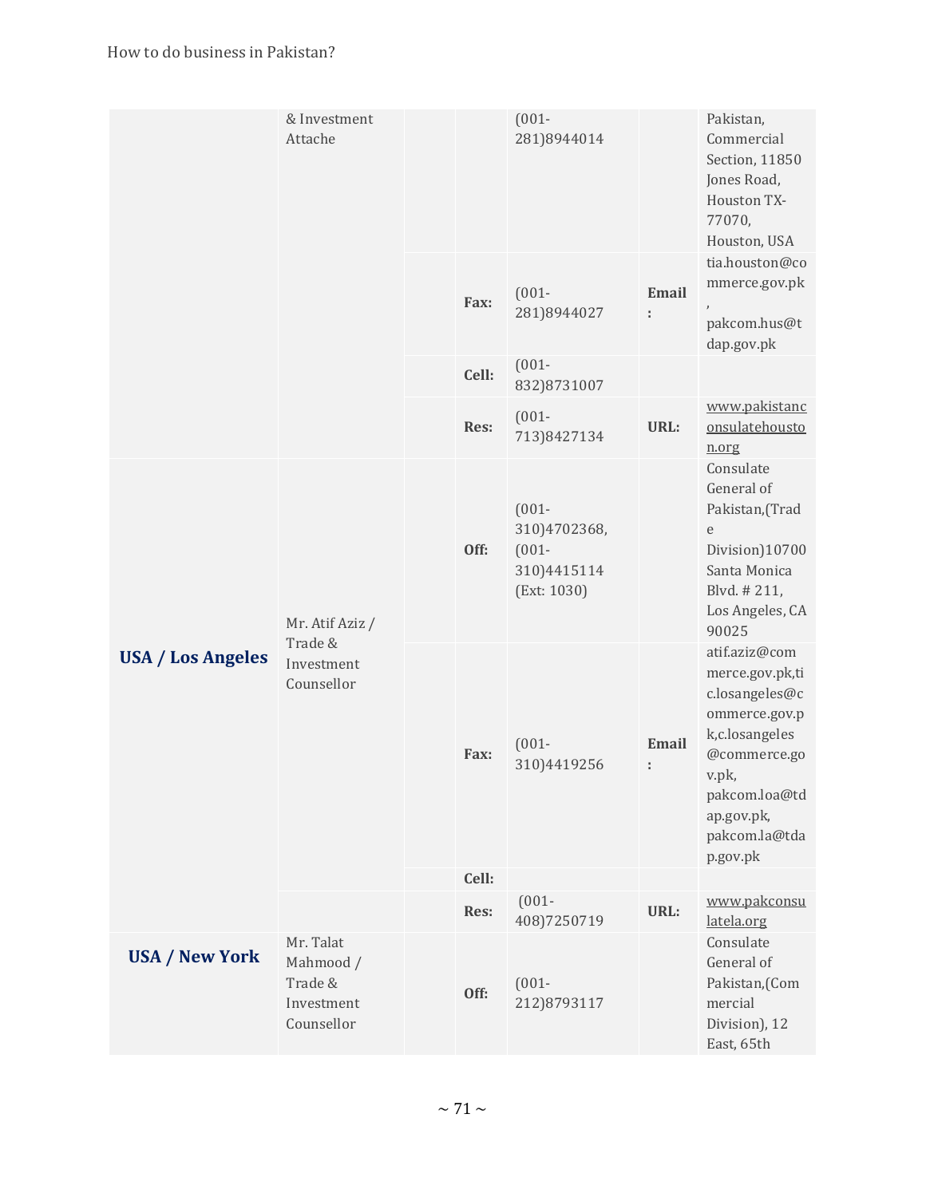| | | | | | | |
|---|---|---|---|---|---|---|
| | & Investment Attache | | | (001-281)8944014 | | Pakistan, Commercial Section, 11850 Jones Road, Houston TX-77070, Houston, USA |
| | | | Fax: | (001-281)8944027 | Email : | tia.houston@commerce.gov.pk , pakcom.hus@tdap.gov.pk |
| | | | Cell: | (001-832)8731007 | | |
| | | | Res: | (001-713)8427134 | URL: | www.pakistanconsulatehouston.org |
| **USA / Los Angeles** | Mr. Atif Aziz / Trade & Investment Counsellor | | Off: | (001-310)4702368, (001-310)4415114 (Ext: 1030) | | Consulate General of Pakistan,(Trade Division)10700 Santa Monica Blvd. # 211, Los Angeles, CA 90025 |
| | | | Fax: | (001-310)4419256 | Email : | atif.aziz@commerce.gov.pk,tic.losangeles@commerce.gov.pk,c.losangeles@commerce.gov.pk, pakcom.loa@tdap.gov.pk, pakcom.la@tdap.gov.pk |
| | | | Cell: | | | |
| | | | Res: | (001-408)7250719 | URL: | www.pakconsulatela.org |
| **USA / New York** | Mr. Talat Mahmood / Trade & Investment Counsellor | | Off: | (001-212)8793117 | | Consulate General of Pakistan,(Commercial Division), 12 East, 65th |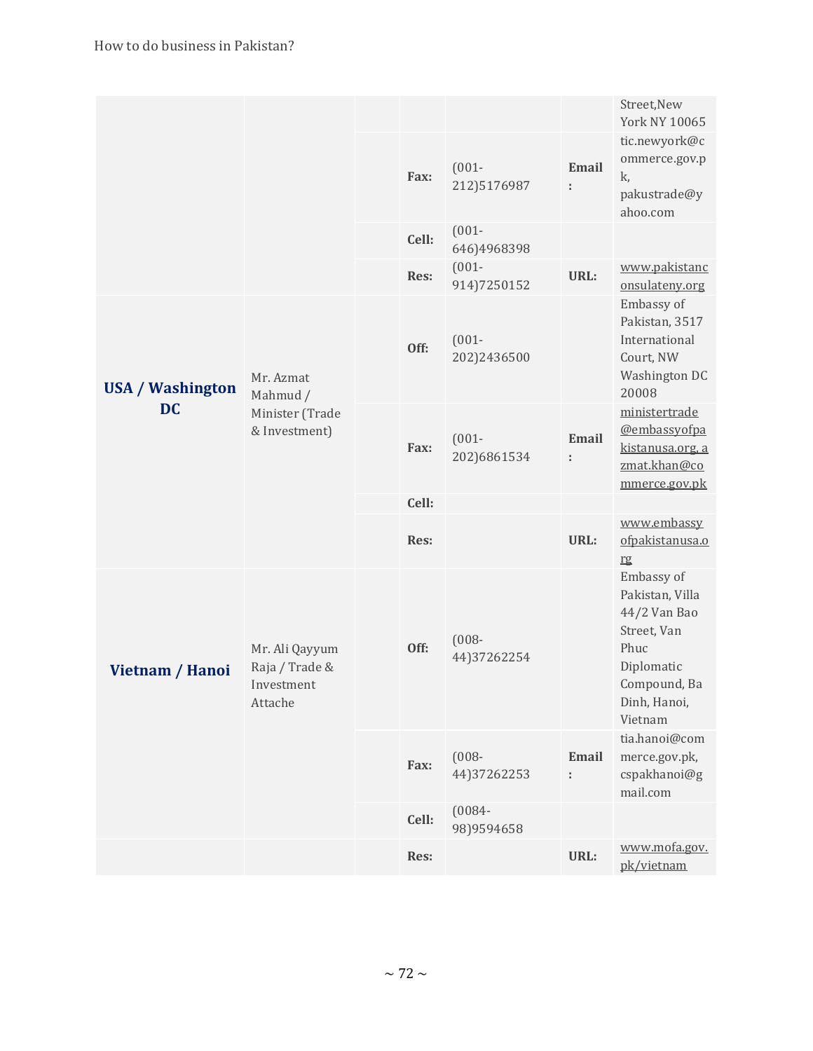| | | | | | | |
|---|---|---|---|---|---|---|
| | | | | | | Street,New York NY 10065 |
| | | | Fax: | (001-212)5176987 | Email : | tic.newyork@commerce.gov.pk, pakustrade@yahoo.com |
| | | | Cell: | (001-646)4968398 | | |
| | | | Res: | (001-914)7250152 | URL: | www.pakistanconsulateny.org |
| **USA / Washington DC** | Mr. Azmat Mahmud / Minister (Trade & Investment) | | Off: | (001-202)2436500 | | Embassy of Pakistan, 3517 International Court, NW Washington DC 20008 |
| | | | Fax: | (001-202)6861534 | Email : | ministertrade@embassyofpakistanusa.org, azmat.khan@commerce.gov.pk |
| | | | Cell: | | | |
| | | | Res: | | URL: | www.embassyofpakistanusa.org |
| **Vietnam / Hanoi** | Mr. Ali Qayyum Raja / Trade & Investment Attache | | Off: | (008-44)37262254 | | Embassy of Pakistan, Villa 44/2 Van Bao Street, Van Phuc Diplomatic Compound, Ba Dinh, Hanoi, Vietnam |
| | | | Fax: | (008-44)37262253 | Email : | tia.hanoi@commerce.gov.pk, cspakhanoi@gmail.com |
| | | | Cell: | (0084-98)9594658 | | |
| | | | Res: | | URL: | www.mofa.gov.pk/vietnam |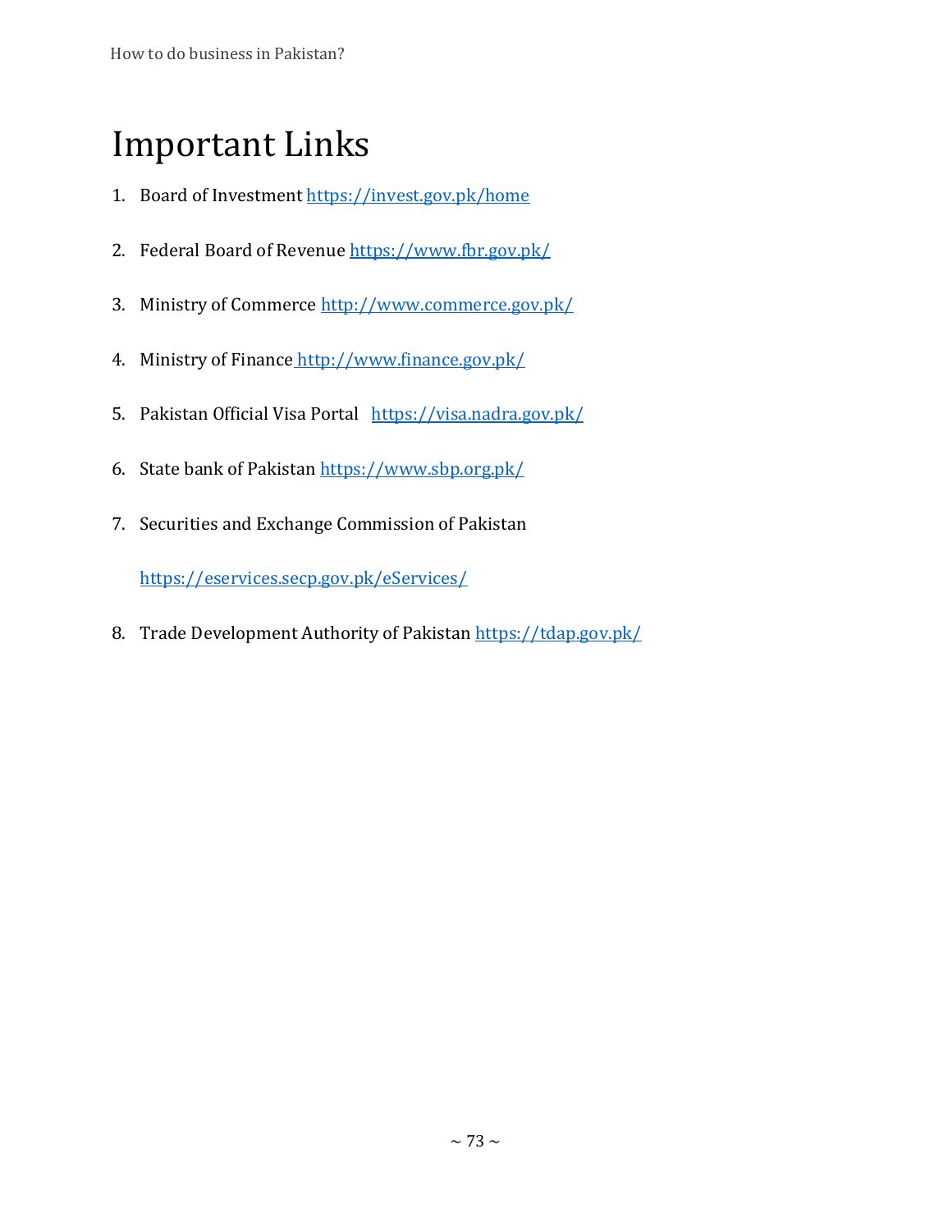# Important Links

1. Board of Investment https://invest.gov.pk/home
2. Federal Board of Revenue https://www.fbr.gov.pk/
3. Ministry of Commerce http://www.commerce.gov.pk/
4. Ministry of Finance http://www.finance.gov.pk/
5. Pakistan Official Visa Portal https://visa.nadra.gov.pk/
6. State bank of Pakistan https://www.sbp.org.pk/
7. Securities and Exchange Commission of Pakistan

   https://eservices.secp.gov.pk/eServices/
8. Trade Development Authority of Pakistan https://tdap.gov.pk/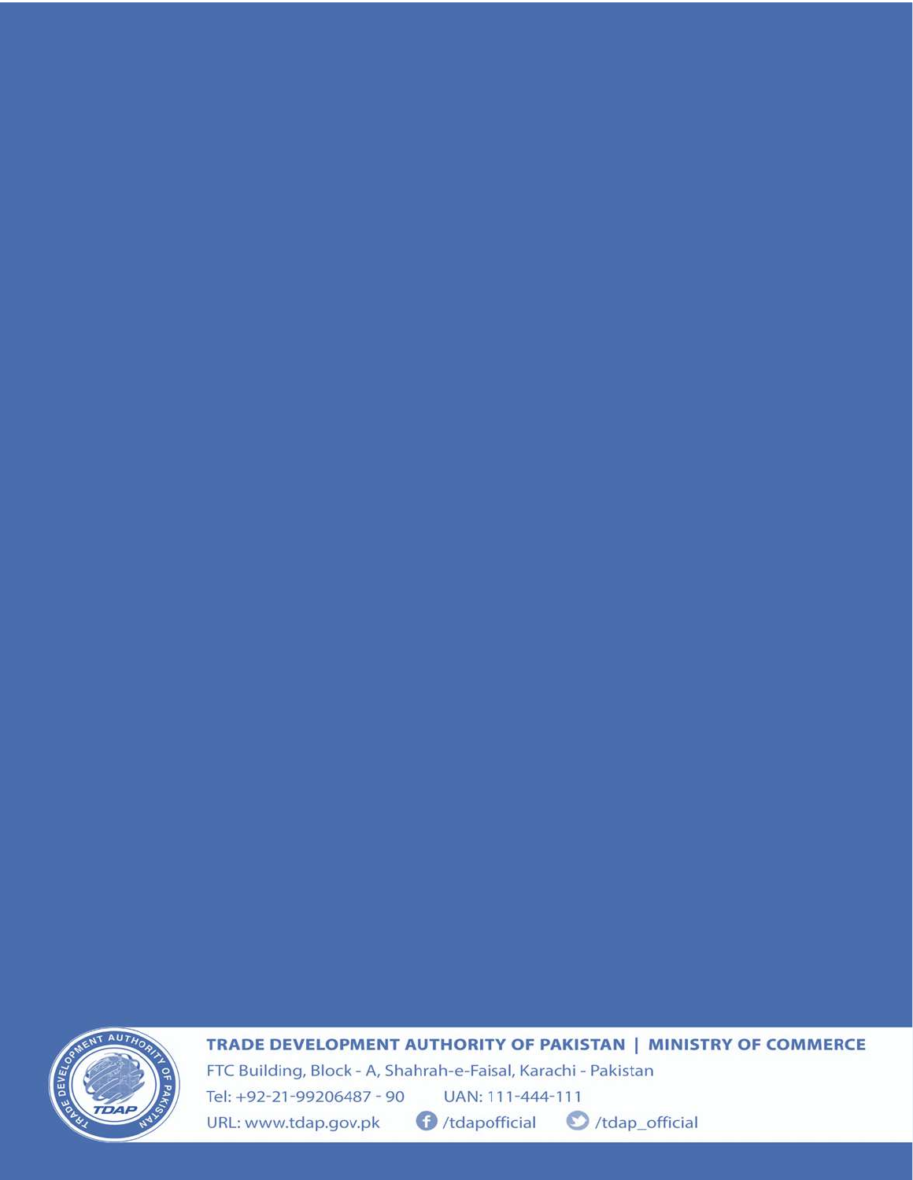**TRADE DEVELOPMENT AUTHORITY OF PAKISTAN | MINISTRY OF COMMERCE**

FTC Building, Block - A, Shahrah-e-Faisal, Karachi - Pakistan

Tel: +92-21-99206487 - 90 UAN: 111-444-111

URL: www.tdap.gov.pk /tdapofficial /tdap_official